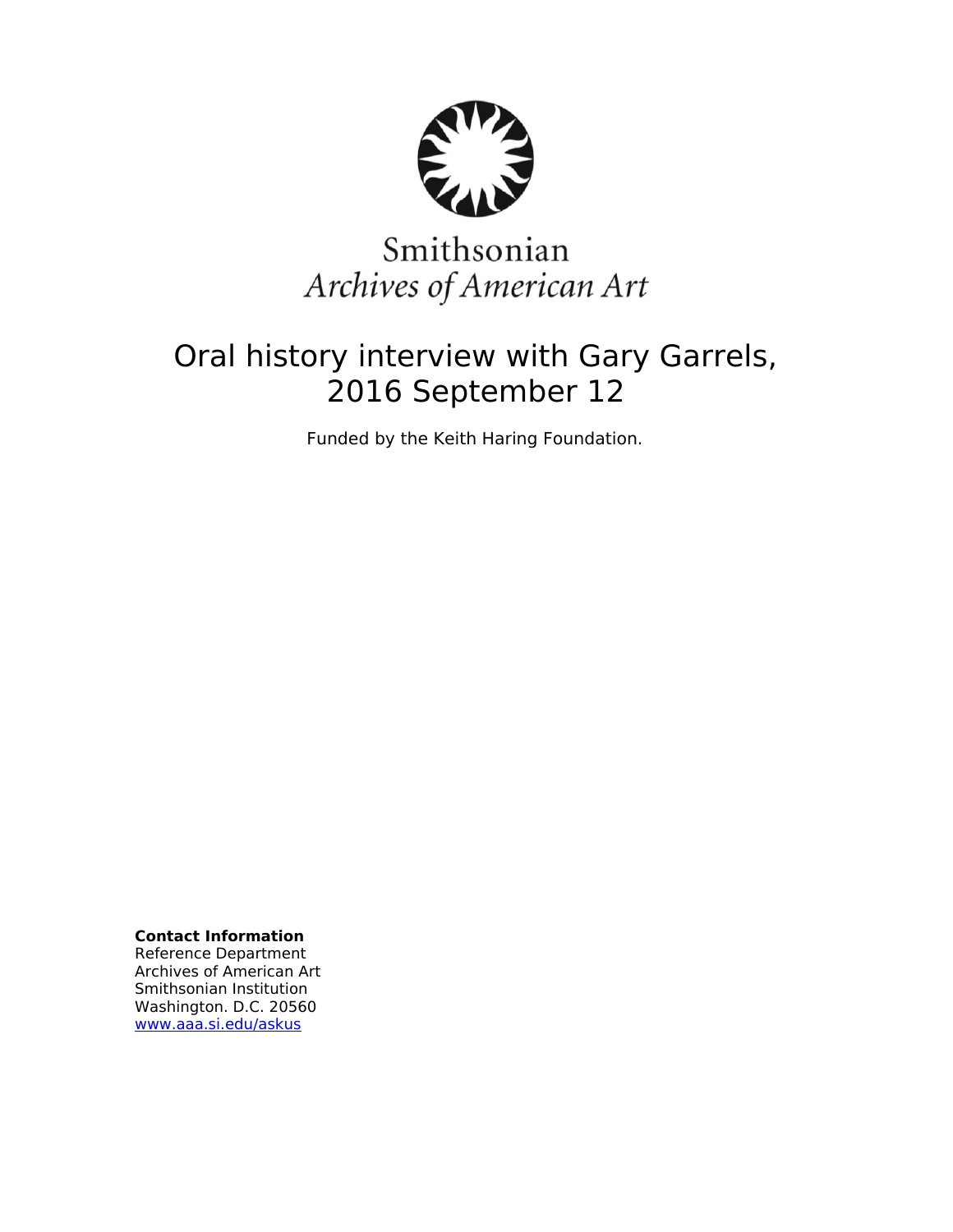Smithsonian
*Archives of American Art*

# Oral history interview with Gary Garrels, 2016 September 12

Funded by the Keith Haring Foundation.

**Contact Information**
Reference Department
Archives of American Art
Smithsonian Institution
Washington. D.C. 20560
www.aaa.si.edu/askus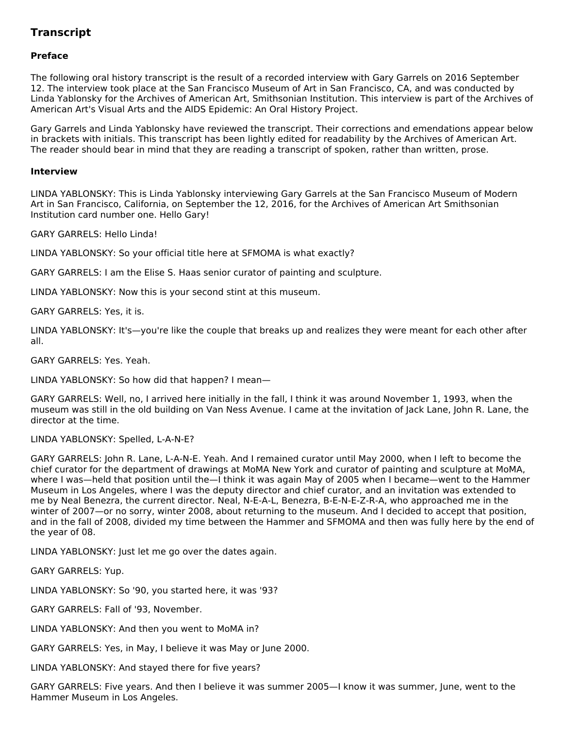## Transcript

### Preface

The following oral history transcript is the result of a recorded interview with Gary Garrels on 2016 September 12. The interview took place at the San Francisco Museum of Art in San Francisco, CA, and was conducted by Linda Yablonsky for the Archives of American Art, Smithsonian Institution. This interview is part of the Archives of American Art's Visual Arts and the AIDS Epidemic: An Oral History Project.

Gary Garrels and Linda Yablonsky have reviewed the transcript. Their corrections and emendations appear below in brackets with initials. This transcript has been lightly edited for readability by the Archives of American Art. The reader should bear in mind that they are reading a transcript of spoken, rather than written, prose.

### Interview

LINDA YABLONSKY: This is Linda Yablonsky interviewing Gary Garrels at the San Francisco Museum of Modern Art in San Francisco, California, on September the 12, 2016, for the Archives of American Art Smithsonian Institution card number one. Hello Gary!

GARY GARRELS: Hello Linda!

LINDA YABLONSKY: So your official title here at SFMOMA is what exactly?

GARY GARRELS: I am the Elise S. Haas senior curator of painting and sculpture.

LINDA YABLONSKY: Now this is your second stint at this museum.

GARY GARRELS: Yes, it is.

LINDA YABLONSKY: It's—you're like the couple that breaks up and realizes they were meant for each other after all.

GARY GARRELS: Yes. Yeah.

LINDA YABLONSKY: So how did that happen? I mean—

GARY GARRELS: Well, no, I arrived here initially in the fall, I think it was around November 1, 1993, when the museum was still in the old building on Van Ness Avenue. I came at the invitation of Jack Lane, John R. Lane, the director at the time.

LINDA YABLONSKY: Spelled, L-A-N-E?

GARY GARRELS: John R. Lane, L-A-N-E. Yeah. And I remained curator until May 2000, when I left to become the chief curator for the department of drawings at MoMA New York and curator of painting and sculpture at MoMA, where I was—held that position until the—I think it was again May of 2005 when I became—went to the Hammer Museum in Los Angeles, where I was the deputy director and chief curator, and an invitation was extended to me by Neal Benezra, the current director. Neal, N-E-A-L, Benezra, B-E-N-E-Z-R-A, who approached me in the winter of 2007—or no sorry, winter 2008, about returning to the museum. And I decided to accept that position, and in the fall of 2008, divided my time between the Hammer and SFMOMA and then was fully here by the end of the year of 08.

LINDA YABLONSKY: Just let me go over the dates again.

GARY GARRELS: Yup.

LINDA YABLONSKY: So '90, you started here, it was '93?

GARY GARRELS: Fall of '93, November.

LINDA YABLONSKY: And then you went to MoMA in?

GARY GARRELS: Yes, in May, I believe it was May or June 2000.

LINDA YABLONSKY: And stayed there for five years?

GARY GARRELS: Five years. And then I believe it was summer 2005—I know it was summer, June, went to the Hammer Museum in Los Angeles.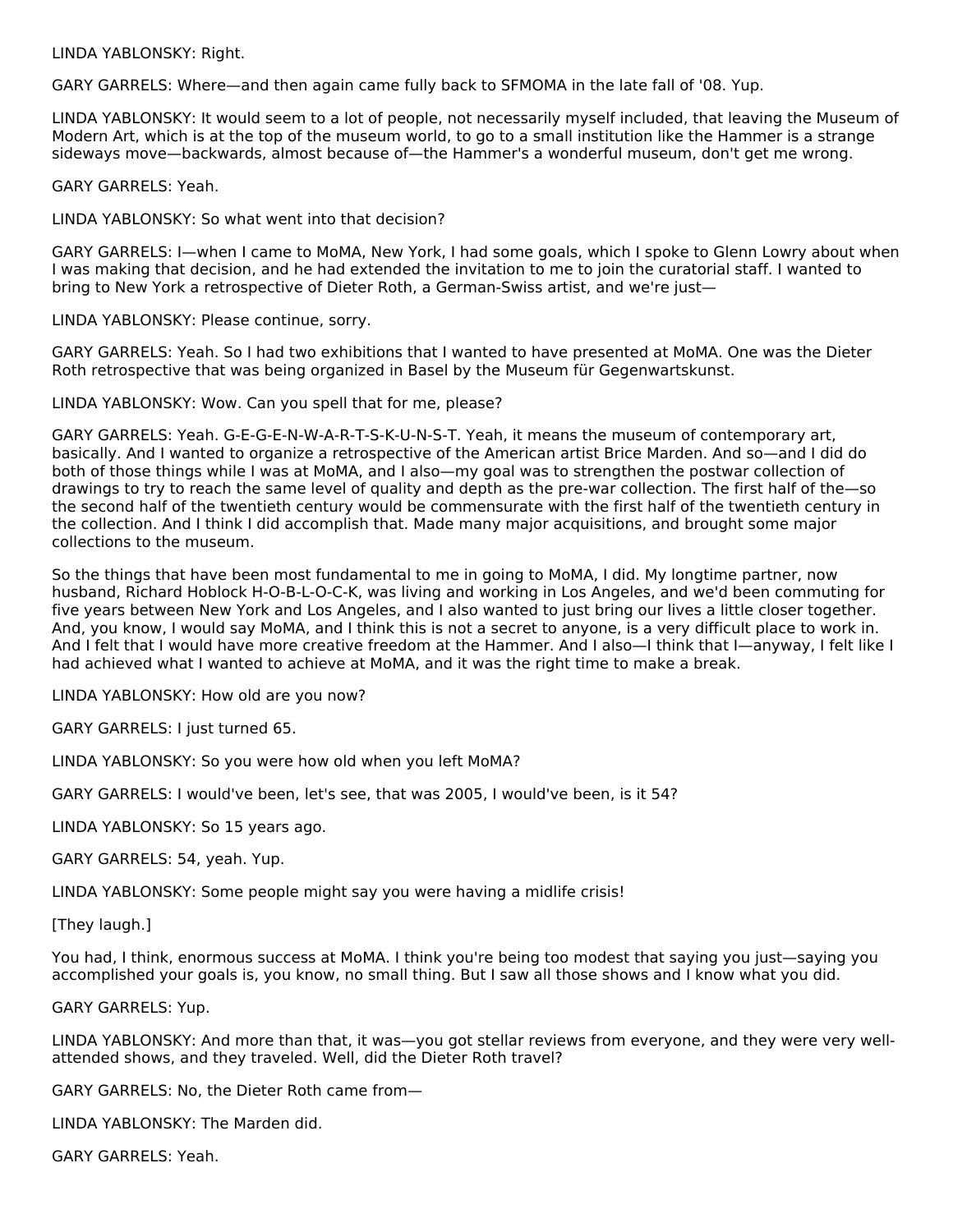LINDA YABLONSKY: Right.

GARY GARRELS: Where—and then again came fully back to SFMOMA in the late fall of '08. Yup.

LINDA YABLONSKY: It would seem to a lot of people, not necessarily myself included, that leaving the Museum of Modern Art, which is at the top of the museum world, to go to a small institution like the Hammer is a strange sideways move—backwards, almost because of—the Hammer's a wonderful museum, don't get me wrong.

GARY GARRELS: Yeah.

LINDA YABLONSKY: So what went into that decision?

GARY GARRELS: I—when I came to MoMA, New York, I had some goals, which I spoke to Glenn Lowry about when I was making that decision, and he had extended the invitation to me to join the curatorial staff. I wanted to bring to New York a retrospective of Dieter Roth, a German-Swiss artist, and we're just—

LINDA YABLONSKY: Please continue, sorry.

GARY GARRELS: Yeah. So I had two exhibitions that I wanted to have presented at MoMA. One was the Dieter Roth retrospective that was being organized in Basel by the Museum für Gegenwartskunst.

LINDA YABLONSKY: Wow. Can you spell that for me, please?

GARY GARRELS: Yeah. G-E-G-E-N-W-A-R-T-S-K-U-N-S-T. Yeah, it means the museum of contemporary art, basically. And I wanted to organize a retrospective of the American artist Brice Marden. And so—and I did do both of those things while I was at MoMA, and I also—my goal was to strengthen the postwar collection of drawings to try to reach the same level of quality and depth as the pre-war collection. The first half of the—so the second half of the twentieth century would be commensurate with the first half of the twentieth century in the collection. And I think I did accomplish that. Made many major acquisitions, and brought some major collections to the museum.

So the things that have been most fundamental to me in going to MoMA, I did. My longtime partner, now husband, Richard Hoblock H-O-B-L-O-C-K, was living and working in Los Angeles, and we'd been commuting for five years between New York and Los Angeles, and I also wanted to just bring our lives a little closer together. And, you know, I would say MoMA, and I think this is not a secret to anyone, is a very difficult place to work in. And I felt that I would have more creative freedom at the Hammer. And I also—I think that I—anyway, I felt like I had achieved what I wanted to achieve at MoMA, and it was the right time to make a break.

LINDA YABLONSKY: How old are you now?

GARY GARRELS: I just turned 65.

LINDA YABLONSKY: So you were how old when you left MoMA?

GARY GARRELS: I would've been, let's see, that was 2005, I would've been, is it 54?

LINDA YABLONSKY: So 15 years ago.

GARY GARRELS: 54, yeah. Yup.

LINDA YABLONSKY: Some people might say you were having a midlife crisis!

[They laugh.]

You had, I think, enormous success at MoMA. I think you're being too modest that saying you just—saying you accomplished your goals is, you know, no small thing. But I saw all those shows and I know what you did.

GARY GARRELS: Yup.

LINDA YABLONSKY: And more than that, it was—you got stellar reviews from everyone, and they were very well-attended shows, and they traveled. Well, did the Dieter Roth travel?

GARY GARRELS: No, the Dieter Roth came from—

LINDA YABLONSKY: The Marden did.

GARY GARRELS: Yeah.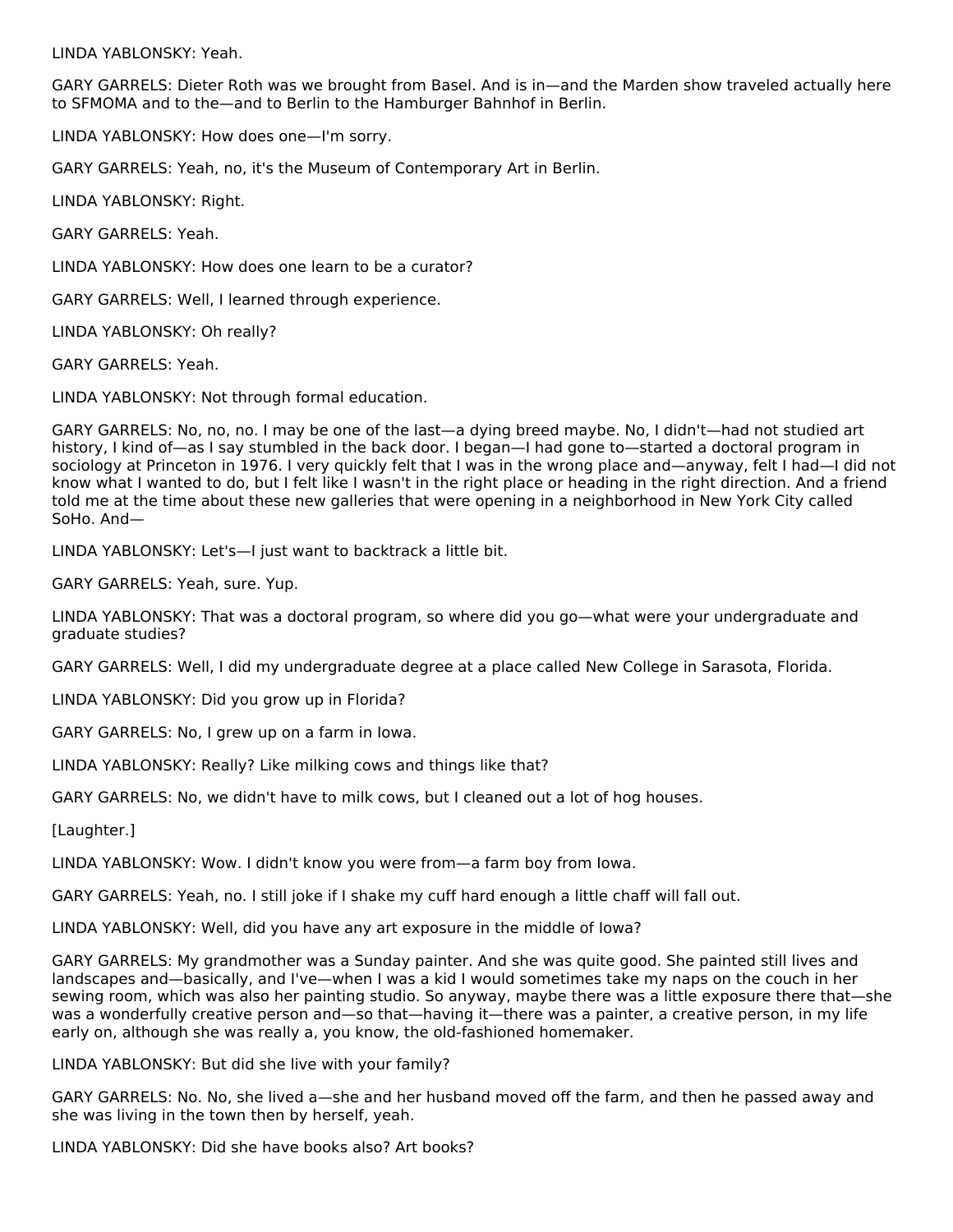LINDA YABLONSKY: Yeah.

GARY GARRELS: Dieter Roth was we brought from Basel. And is in—and the Marden show traveled actually here to SFMOMA and to the—and to Berlin to the Hamburger Bahnhof in Berlin.

LINDA YABLONSKY: How does one—I'm sorry.

GARY GARRELS: Yeah, no, it's the Museum of Contemporary Art in Berlin.

LINDA YABLONSKY: Right.

GARY GARRELS: Yeah.

LINDA YABLONSKY: How does one learn to be a curator?

GARY GARRELS: Well, I learned through experience.

LINDA YABLONSKY: Oh really?

GARY GARRELS: Yeah.

LINDA YABLONSKY: Not through formal education.

GARY GARRELS: No, no, no. I may be one of the last—a dying breed maybe. No, I didn't—had not studied art history, I kind of—as I say stumbled in the back door. I began—I had gone to—started a doctoral program in sociology at Princeton in 1976. I very quickly felt that I was in the wrong place and—anyway, felt I had—I did not know what I wanted to do, but I felt like I wasn't in the right place or heading in the right direction. And a friend told me at the time about these new galleries that were opening in a neighborhood in New York City called SoHo. And—

LINDA YABLONSKY: Let's—I just want to backtrack a little bit.

GARY GARRELS: Yeah, sure. Yup.

LINDA YABLONSKY: That was a doctoral program, so where did you go—what were your undergraduate and graduate studies?

GARY GARRELS: Well, I did my undergraduate degree at a place called New College in Sarasota, Florida.

LINDA YABLONSKY: Did you grow up in Florida?

GARY GARRELS: No, I grew up on a farm in Iowa.

LINDA YABLONSKY: Really? Like milking cows and things like that?

GARY GARRELS: No, we didn't have to milk cows, but I cleaned out a lot of hog houses.

[Laughter.]

LINDA YABLONSKY: Wow. I didn't know you were from—a farm boy from Iowa.

GARY GARRELS: Yeah, no. I still joke if I shake my cuff hard enough a little chaff will fall out.

LINDA YABLONSKY: Well, did you have any art exposure in the middle of Iowa?

GARY GARRELS: My grandmother was a Sunday painter. And she was quite good. She painted still lives and landscapes and—basically, and I've—when I was a kid I would sometimes take my naps on the couch in her sewing room, which was also her painting studio. So anyway, maybe there was a little exposure there that—she was a wonderfully creative person and—so that—having it—there was a painter, a creative person, in my life early on, although she was really a, you know, the old-fashioned homemaker.

LINDA YABLONSKY: But did she live with your family?

GARY GARRELS: No. No, she lived a—she and her husband moved off the farm, and then he passed away and she was living in the town then by herself, yeah.

LINDA YABLONSKY: Did she have books also? Art books?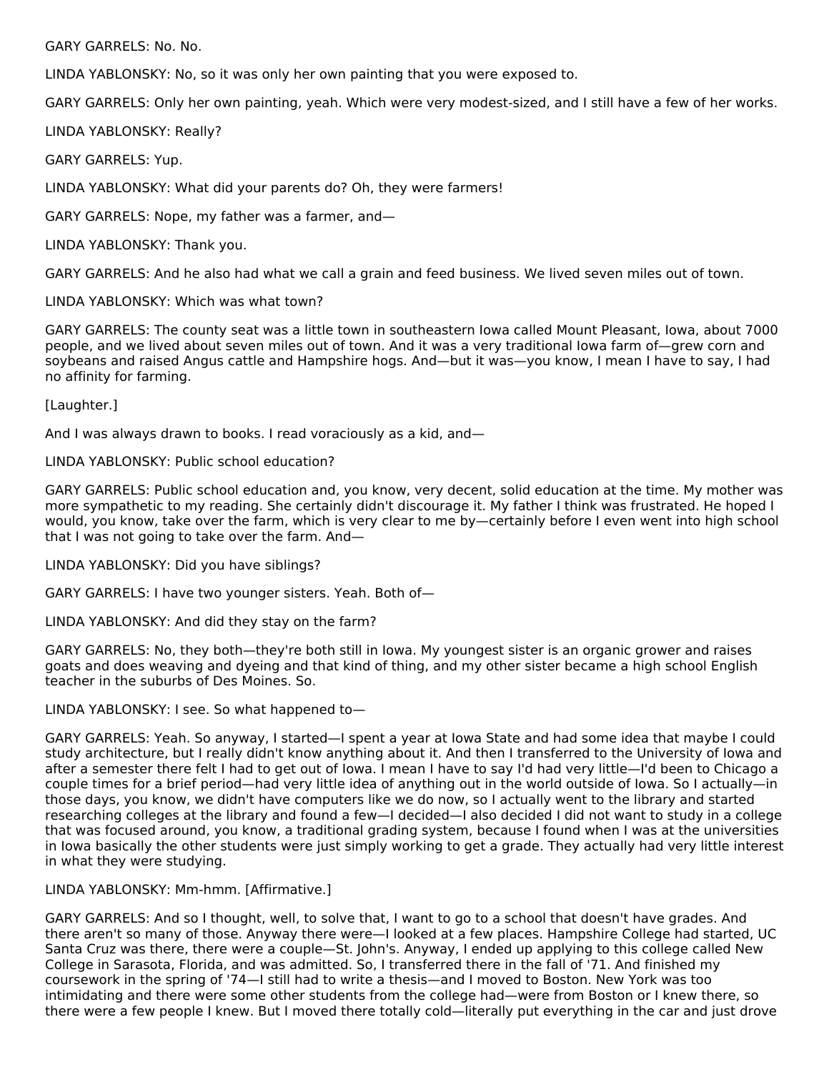GARY GARRELS: No. No.

LINDA YABLONSKY: No, so it was only her own painting that you were exposed to.

GARY GARRELS: Only her own painting, yeah. Which were very modest-sized, and I still have a few of her works.

LINDA YABLONSKY: Really?

GARY GARRELS: Yup.

LINDA YABLONSKY: What did your parents do? Oh, they were farmers!

GARY GARRELS: Nope, my father was a farmer, and—

LINDA YABLONSKY: Thank you.

GARY GARRELS: And he also had what we call a grain and feed business. We lived seven miles out of town.

LINDA YABLONSKY: Which was what town?

GARY GARRELS: The county seat was a little town in southeastern Iowa called Mount Pleasant, Iowa, about 7000 people, and we lived about seven miles out of town. And it was a very traditional Iowa farm of—grew corn and soybeans and raised Angus cattle and Hampshire hogs. And—but it was—you know, I mean I have to say, I had no affinity for farming.

[Laughter.]

And I was always drawn to books. I read voraciously as a kid, and—

LINDA YABLONSKY: Public school education?

GARY GARRELS: Public school education and, you know, very decent, solid education at the time. My mother was more sympathetic to my reading. She certainly didn't discourage it. My father I think was frustrated. He hoped I would, you know, take over the farm, which is very clear to me by—certainly before I even went into high school that I was not going to take over the farm. And—

LINDA YABLONSKY: Did you have siblings?

GARY GARRELS: I have two younger sisters. Yeah. Both of—

LINDA YABLONSKY: And did they stay on the farm?

GARY GARRELS: No, they both—they're both still in Iowa. My youngest sister is an organic grower and raises goats and does weaving and dyeing and that kind of thing, and my other sister became a high school English teacher in the suburbs of Des Moines. So.

LINDA YABLONSKY: I see. So what happened to—

GARY GARRELS: Yeah. So anyway, I started—I spent a year at Iowa State and had some idea that maybe I could study architecture, but I really didn't know anything about it. And then I transferred to the University of Iowa and after a semester there felt I had to get out of Iowa. I mean I have to say I'd had very little—I'd been to Chicago a couple times for a brief period—had very little idea of anything out in the world outside of Iowa. So I actually—in those days, you know, we didn't have computers like we do now, so I actually went to the library and started researching colleges at the library and found a few—I decided—I also decided I did not want to study in a college that was focused around, you know, a traditional grading system, because I found when I was at the universities in Iowa basically the other students were just simply working to get a grade. They actually had very little interest in what they were studying.

LINDA YABLONSKY: Mm-hmm. [Affirmative.]

GARY GARRELS: And so I thought, well, to solve that, I want to go to a school that doesn't have grades. And there aren't so many of those. Anyway there were—I looked at a few places. Hampshire College had started, UC Santa Cruz was there, there were a couple—St. John's. Anyway, I ended up applying to this college called New College in Sarasota, Florida, and was admitted. So, I transferred there in the fall of '71. And finished my coursework in the spring of '74—I still had to write a thesis—and I moved to Boston. New York was too intimidating and there were some other students from the college had—were from Boston or I knew there, so there were a few people I knew. But I moved there totally cold—literally put everything in the car and just drove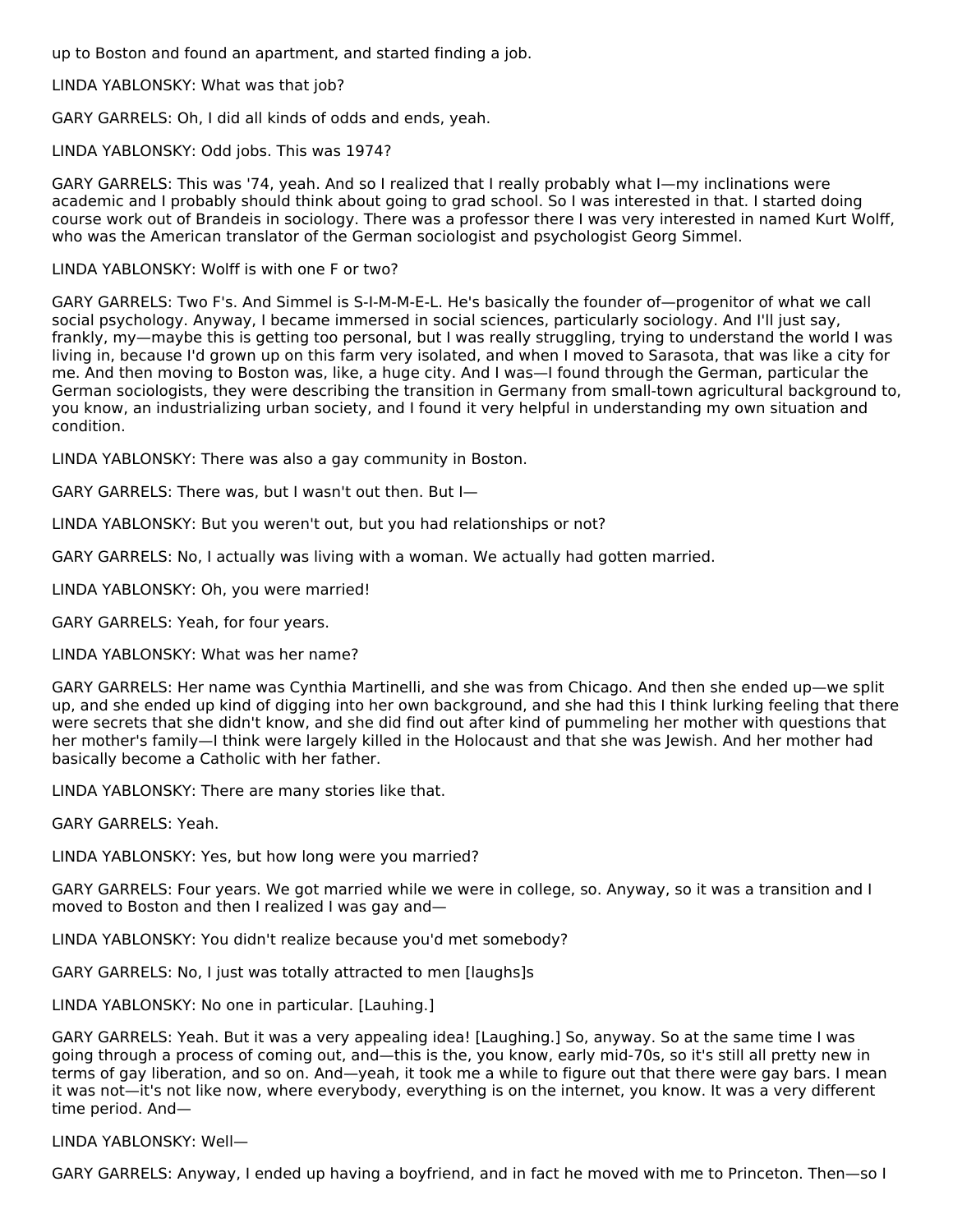up to Boston and found an apartment, and started finding a job.

LINDA YABLONSKY: What was that job?

GARY GARRELS: Oh, I did all kinds of odds and ends, yeah.

LINDA YABLONSKY: Odd jobs. This was 1974?

GARY GARRELS: This was '74, yeah. And so I realized that I really probably what I—my inclinations were academic and I probably should think about going to grad school. So I was interested in that. I started doing course work out of Brandeis in sociology. There was a professor there I was very interested in named Kurt Wolff, who was the American translator of the German sociologist and psychologist Georg Simmel.

LINDA YABLONSKY: Wolff is with one F or two?

GARY GARRELS: Two F's. And Simmel is S-I-M-M-E-L. He's basically the founder of—progenitor of what we call social psychology. Anyway, I became immersed in social sciences, particularly sociology. And I'll just say, frankly, my—maybe this is getting too personal, but I was really struggling, trying to understand the world I was living in, because I'd grown up on this farm very isolated, and when I moved to Sarasota, that was like a city for me. And then moving to Boston was, like, a huge city. And I was—I found through the German, particular the German sociologists, they were describing the transition in Germany from small-town agricultural background to, you know, an industrializing urban society, and I found it very helpful in understanding my own situation and condition.

LINDA YABLONSKY: There was also a gay community in Boston.

GARY GARRELS: There was, but I wasn't out then. But I—

LINDA YABLONSKY: But you weren't out, but you had relationships or not?

GARY GARRELS: No, I actually was living with a woman. We actually had gotten married.

LINDA YABLONSKY: Oh, you were married!

GARY GARRELS: Yeah, for four years.

LINDA YABLONSKY: What was her name?

GARY GARRELS: Her name was Cynthia Martinelli, and she was from Chicago. And then she ended up—we split up, and she ended up kind of digging into her own background, and she had this I think lurking feeling that there were secrets that she didn't know, and she did find out after kind of pummeling her mother with questions that her mother's family—I think were largely killed in the Holocaust and that she was Jewish. And her mother had basically become a Catholic with her father.

LINDA YABLONSKY: There are many stories like that.

GARY GARRELS: Yeah.

LINDA YABLONSKY: Yes, but how long were you married?

GARY GARRELS: Four years. We got married while we were in college, so. Anyway, so it was a transition and I moved to Boston and then I realized I was gay and—

LINDA YABLONSKY: You didn't realize because you'd met somebody?

GARY GARRELS: No, I just was totally attracted to men [laughs]s

LINDA YABLONSKY: No one in particular. [Lauhing.]

GARY GARRELS: Yeah. But it was a very appealing idea! [Laughing.] So, anyway. So at the same time I was going through a process of coming out, and—this is the, you know, early mid-70s, so it's still all pretty new in terms of gay liberation, and so on. And—yeah, it took me a while to figure out that there were gay bars. I mean it was not—it's not like now, where everybody, everything is on the internet, you know. It was a very different time period. And—

LINDA YABLONSKY: Well—

GARY GARRELS: Anyway, I ended up having a boyfriend, and in fact he moved with me to Princeton. Then—so I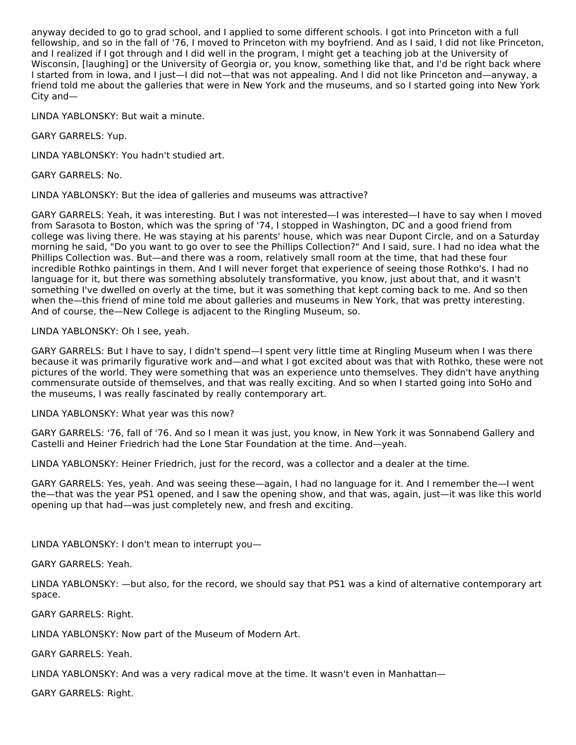anyway decided to go to grad school, and I applied to some different schools. I got into Princeton with a full fellowship, and so in the fall of '76, I moved to Princeton with my boyfriend. And as I said, I did not like Princeton, and I realized if I got through and I did well in the program, I might get a teaching job at the University of Wisconsin, [laughing] or the University of Georgia or, you know, something like that, and I'd be right back where I started from in Iowa, and I just—I did not—that was not appealing. And I did not like Princeton and—anyway, a friend told me about the galleries that were in New York and the museums, and so I started going into New York City and—

LINDA YABLONSKY: But wait a minute.

GARY GARRELS: Yup.

LINDA YABLONSKY: You hadn't studied art.

GARY GARRELS: No.

LINDA YABLONSKY: But the idea of galleries and museums was attractive?

GARY GARRELS: Yeah, it was interesting. But I was not interested—I was interested—I have to say when I moved from Sarasota to Boston, which was the spring of '74, I stopped in Washington, DC and a good friend from college was living there. He was staying at his parents' house, which was near Dupont Circle, and on a Saturday morning he said, "Do you want to go over to see the Phillips Collection?" And I said, sure. I had no idea what the Phillips Collection was. But—and there was a room, relatively small room at the time, that had these four incredible Rothko paintings in them. And I will never forget that experience of seeing those Rothko's. I had no language for it, but there was something absolutely transformative, you know, just about that, and it wasn't something I've dwelled on overly at the time, but it was something that kept coming back to me. And so then when the—this friend of mine told me about galleries and museums in New York, that was pretty interesting. And of course, the—New College is adjacent to the Ringling Museum, so.

LINDA YABLONSKY: Oh I see, yeah.

GARY GARRELS: But I have to say, I didn't spend—I spent very little time at Ringling Museum when I was there because it was primarily figurative work and—and what I got excited about was that with Rothko, these were not pictures of the world. They were something that was an experience unto themselves. They didn't have anything commensurate outside of themselves, and that was really exciting. And so when I started going into SoHo and the museums, I was really fascinated by really contemporary art.

LINDA YABLONSKY: What year was this now?

GARY GARRELS: '76, fall of '76. And so I mean it was just, you know, in New York it was Sonnabend Gallery and Castelli and Heiner Friedrich had the Lone Star Foundation at the time. And—yeah.

LINDA YABLONSKY: Heiner Friedrich, just for the record, was a collector and a dealer at the time.

GARY GARRELS: Yes, yeah. And was seeing these—again, I had no language for it. And I remember the—I went the—that was the year PS1 opened, and I saw the opening show, and that was, again, just—it was like this world opening up that had—was just completely new, and fresh and exciting.

LINDA YABLONSKY: I don't mean to interrupt you—

GARY GARRELS: Yeah.

LINDA YABLONSKY: —but also, for the record, we should say that PS1 was a kind of alternative contemporary art space.

GARY GARRELS: Right.

LINDA YABLONSKY: Now part of the Museum of Modern Art.

GARY GARRELS: Yeah.

LINDA YABLONSKY: And was a very radical move at the time. It wasn't even in Manhattan—

GARY GARRELS: Right.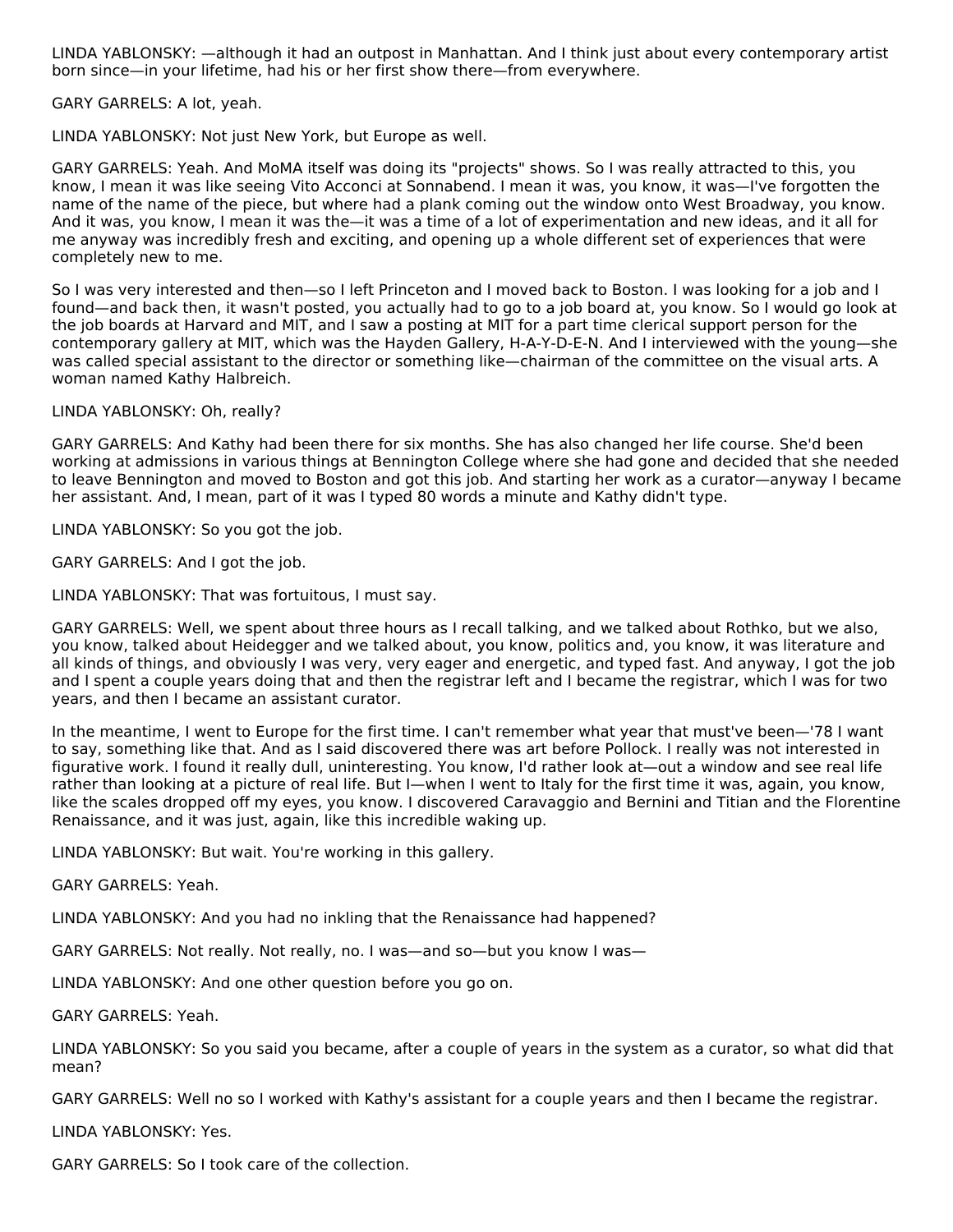LINDA YABLONSKY: —although it had an outpost in Manhattan. And I think just about every contemporary artist born since—in your lifetime, had his or her first show there—from everywhere.

GARY GARRELS: A lot, yeah.

LINDA YABLONSKY: Not just New York, but Europe as well.

GARY GARRELS: Yeah. And MoMA itself was doing its "projects" shows. So I was really attracted to this, you know, I mean it was like seeing Vito Acconci at Sonnabend. I mean it was, you know, it was—I've forgotten the name of the name of the piece, but where had a plank coming out the window onto West Broadway, you know. And it was, you know, I mean it was the—it was a time of a lot of experimentation and new ideas, and it all for me anyway was incredibly fresh and exciting, and opening up a whole different set of experiences that were completely new to me.

So I was very interested and then—so I left Princeton and I moved back to Boston. I was looking for a job and I found—and back then, it wasn't posted, you actually had to go to a job board at, you know. So I would go look at the job boards at Harvard and MIT, and I saw a posting at MIT for a part time clerical support person for the contemporary gallery at MIT, which was the Hayden Gallery, H-A-Y-D-E-N. And I interviewed with the young—she was called special assistant to the director or something like—chairman of the committee on the visual arts. A woman named Kathy Halbreich.

LINDA YABLONSKY: Oh, really?

GARY GARRELS: And Kathy had been there for six months. She has also changed her life course. She'd been working at admissions in various things at Bennington College where she had gone and decided that she needed to leave Bennington and moved to Boston and got this job. And starting her work as a curator—anyway I became her assistant. And, I mean, part of it was I typed 80 words a minute and Kathy didn't type.

LINDA YABLONSKY: So you got the job.

GARY GARRELS: And I got the job.

LINDA YABLONSKY: That was fortuitous, I must say.

GARY GARRELS: Well, we spent about three hours as I recall talking, and we talked about Rothko, but we also, you know, talked about Heidegger and we talked about, you know, politics and, you know, it was literature and all kinds of things, and obviously I was very, very eager and energetic, and typed fast. And anyway, I got the job and I spent a couple years doing that and then the registrar left and I became the registrar, which I was for two years, and then I became an assistant curator.

In the meantime, I went to Europe for the first time. I can't remember what year that must've been—'78 I want to say, something like that. And as I said discovered there was art before Pollock. I really was not interested in figurative work. I found it really dull, uninteresting. You know, I'd rather look at—out a window and see real life rather than looking at a picture of real life. But I—when I went to Italy for the first time it was, again, you know, like the scales dropped off my eyes, you know. I discovered Caravaggio and Bernini and Titian and the Florentine Renaissance, and it was just, again, like this incredible waking up.

LINDA YABLONSKY: But wait. You're working in this gallery.

GARY GARRELS: Yeah.

LINDA YABLONSKY: And you had no inkling that the Renaissance had happened?

GARY GARRELS: Not really. Not really, no. I was—and so—but you know I was—

LINDA YABLONSKY: And one other question before you go on.

GARY GARRELS: Yeah.

LINDA YABLONSKY: So you said you became, after a couple of years in the system as a curator, so what did that mean?

GARY GARRELS: Well no so I worked with Kathy's assistant for a couple years and then I became the registrar.

LINDA YABLONSKY: Yes.

GARY GARRELS: So I took care of the collection.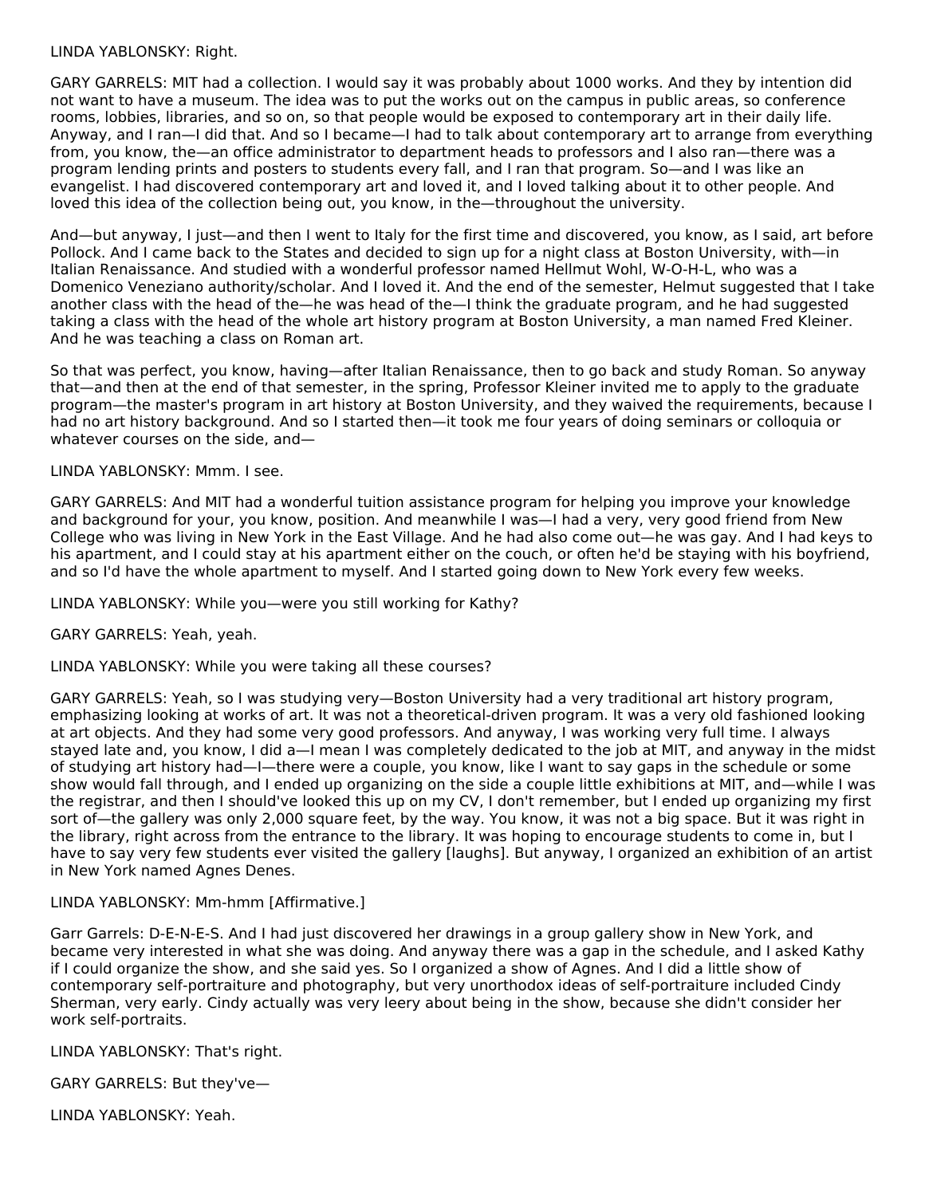LINDA YABLONSKY: Right.

GARY GARRELS: MIT had a collection. I would say it was probably about 1000 works. And they by intention did not want to have a museum. The idea was to put the works out on the campus in public areas, so conference rooms, lobbies, libraries, and so on, so that people would be exposed to contemporary art in their daily life. Anyway, and I ran—I did that. And so I became—I had to talk about contemporary art to arrange from everything from, you know, the—an office administrator to department heads to professors and I also ran—there was a program lending prints and posters to students every fall, and I ran that program. So—and I was like an evangelist. I had discovered contemporary art and loved it, and I loved talking about it to other people. And loved this idea of the collection being out, you know, in the—throughout the university.

And—but anyway, I just—and then I went to Italy for the first time and discovered, you know, as I said, art before Pollock. And I came back to the States and decided to sign up for a night class at Boston University, with—in Italian Renaissance. And studied with a wonderful professor named Hellmut Wohl, W-O-H-L, who was a Domenico Veneziano authority/scholar. And I loved it. And the end of the semester, Helmut suggested that I take another class with the head of the—he was head of the—I think the graduate program, and he had suggested taking a class with the head of the whole art history program at Boston University, a man named Fred Kleiner. And he was teaching a class on Roman art.

So that was perfect, you know, having—after Italian Renaissance, then to go back and study Roman. So anyway that—and then at the end of that semester, in the spring, Professor Kleiner invited me to apply to the graduate program—the master's program in art history at Boston University, and they waived the requirements, because I had no art history background. And so I started then—it took me four years of doing seminars or colloquia or whatever courses on the side, and—

LINDA YABLONSKY: Mmm. I see.

GARY GARRELS: And MIT had a wonderful tuition assistance program for helping you improve your knowledge and background for your, you know, position. And meanwhile I was—I had a very, very good friend from New College who was living in New York in the East Village. And he had also come out—he was gay. And I had keys to his apartment, and I could stay at his apartment either on the couch, or often he'd be staying with his boyfriend, and so I'd have the whole apartment to myself. And I started going down to New York every few weeks.

LINDA YABLONSKY: While you—were you still working for Kathy?

GARY GARRELS: Yeah, yeah.

LINDA YABLONSKY: While you were taking all these courses?

GARY GARRELS: Yeah, so I was studying very—Boston University had a very traditional art history program, emphasizing looking at works of art. It was not a theoretical-driven program. It was a very old fashioned looking at art objects. And they had some very good professors. And anyway, I was working very full time. I always stayed late and, you know, I did a—I mean I was completely dedicated to the job at MIT, and anyway in the midst of studying art history had—I—there were a couple, you know, like I want to say gaps in the schedule or some show would fall through, and I ended up organizing on the side a couple little exhibitions at MIT, and—while I was the registrar, and then I should've looked this up on my CV, I don't remember, but I ended up organizing my first sort of—the gallery was only 2,000 square feet, by the way. You know, it was not a big space. But it was right in the library, right across from the entrance to the library. It was hoping to encourage students to come in, but I have to say very few students ever visited the gallery [laughs]. But anyway, I organized an exhibition of an artist in New York named Agnes Denes.

LINDA YABLONSKY: Mm-hmm [Affirmative.]

Garr Garrels: D-E-N-E-S. And I had just discovered her drawings in a group gallery show in New York, and became very interested in what she was doing. And anyway there was a gap in the schedule, and I asked Kathy if I could organize the show, and she said yes. So I organized a show of Agnes. And I did a little show of contemporary self-portraiture and photography, but very unorthodox ideas of self-portraiture included Cindy Sherman, very early. Cindy actually was very leery about being in the show, because she didn't consider her work self-portraits.

LINDA YABLONSKY: That's right.

GARY GARRELS: But they've—

LINDA YABLONSKY: Yeah.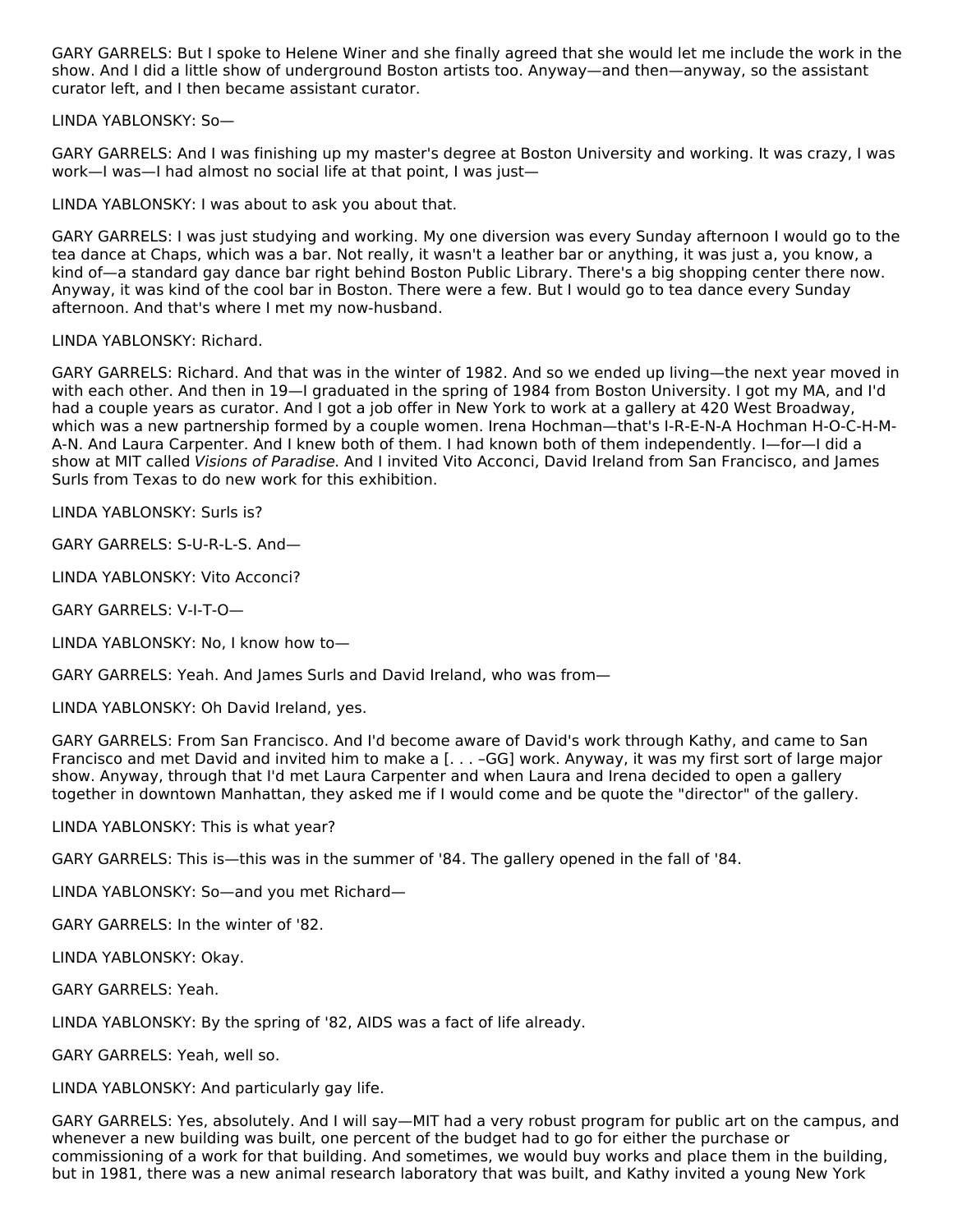GARY GARRELS: But I spoke to Helene Winer and she finally agreed that she would let me include the work in the show. And I did a little show of underground Boston artists too. Anyway—and then—anyway, so the assistant curator left, and I then became assistant curator.

LINDA YABLONSKY: So—

GARY GARRELS: And I was finishing up my master's degree at Boston University and working. It was crazy, I was work—I was—I had almost no social life at that point, I was just—

LINDA YABLONSKY: I was about to ask you about that.

GARY GARRELS: I was just studying and working. My one diversion was every Sunday afternoon I would go to the tea dance at Chaps, which was a bar. Not really, it wasn't a leather bar or anything, it was just a, you know, a kind of—a standard gay dance bar right behind Boston Public Library. There's a big shopping center there now. Anyway, it was kind of the cool bar in Boston. There were a few. But I would go to tea dance every Sunday afternoon. And that's where I met my now-husband.

LINDA YABLONSKY: Richard.

GARY GARRELS: Richard. And that was in the winter of 1982. And so we ended up living—the next year moved in with each other. And then in 19—I graduated in the spring of 1984 from Boston University. I got my MA, and I'd had a couple years as curator. And I got a job offer in New York to work at a gallery at 420 West Broadway, which was a new partnership formed by a couple women. Irena Hochman—that's I-R-E-N-A Hochman H-O-C-H-M-A-N. And Laura Carpenter. And I knew both of them. I had known both of them independently. I—for—I did a show at MIT called *Visions of Paradise*. And I invited Vito Acconci, David Ireland from San Francisco, and James Surls from Texas to do new work for this exhibition.

LINDA YABLONSKY: Surls is?

GARY GARRELS: S-U-R-L-S. And—

LINDA YABLONSKY: Vito Acconci?

GARY GARRELS: V-I-T-O—

LINDA YABLONSKY: No, I know how to—

GARY GARRELS: Yeah. And James Surls and David Ireland, who was from—

LINDA YABLONSKY: Oh David Ireland, yes.

GARY GARRELS: From San Francisco. And I'd become aware of David's work through Kathy, and came to San Francisco and met David and invited him to make a [. . . –GG] work. Anyway, it was my first sort of large major show. Anyway, through that I'd met Laura Carpenter and when Laura and Irena decided to open a gallery together in downtown Manhattan, they asked me if I would come and be quote the "director" of the gallery.

LINDA YABLONSKY: This is what year?

GARY GARRELS: This is—this was in the summer of '84. The gallery opened in the fall of '84.

LINDA YABLONSKY: So—and you met Richard—

GARY GARRELS: In the winter of '82.

LINDA YABLONSKY: Okay.

GARY GARRELS: Yeah.

LINDA YABLONSKY: By the spring of '82, AIDS was a fact of life already.

GARY GARRELS: Yeah, well so.

LINDA YABLONSKY: And particularly gay life.

GARY GARRELS: Yes, absolutely. And I will say—MIT had a very robust program for public art on the campus, and whenever a new building was built, one percent of the budget had to go for either the purchase or commissioning of a work for that building. And sometimes, we would buy works and place them in the building, but in 1981, there was a new animal research laboratory that was built, and Kathy invited a young New York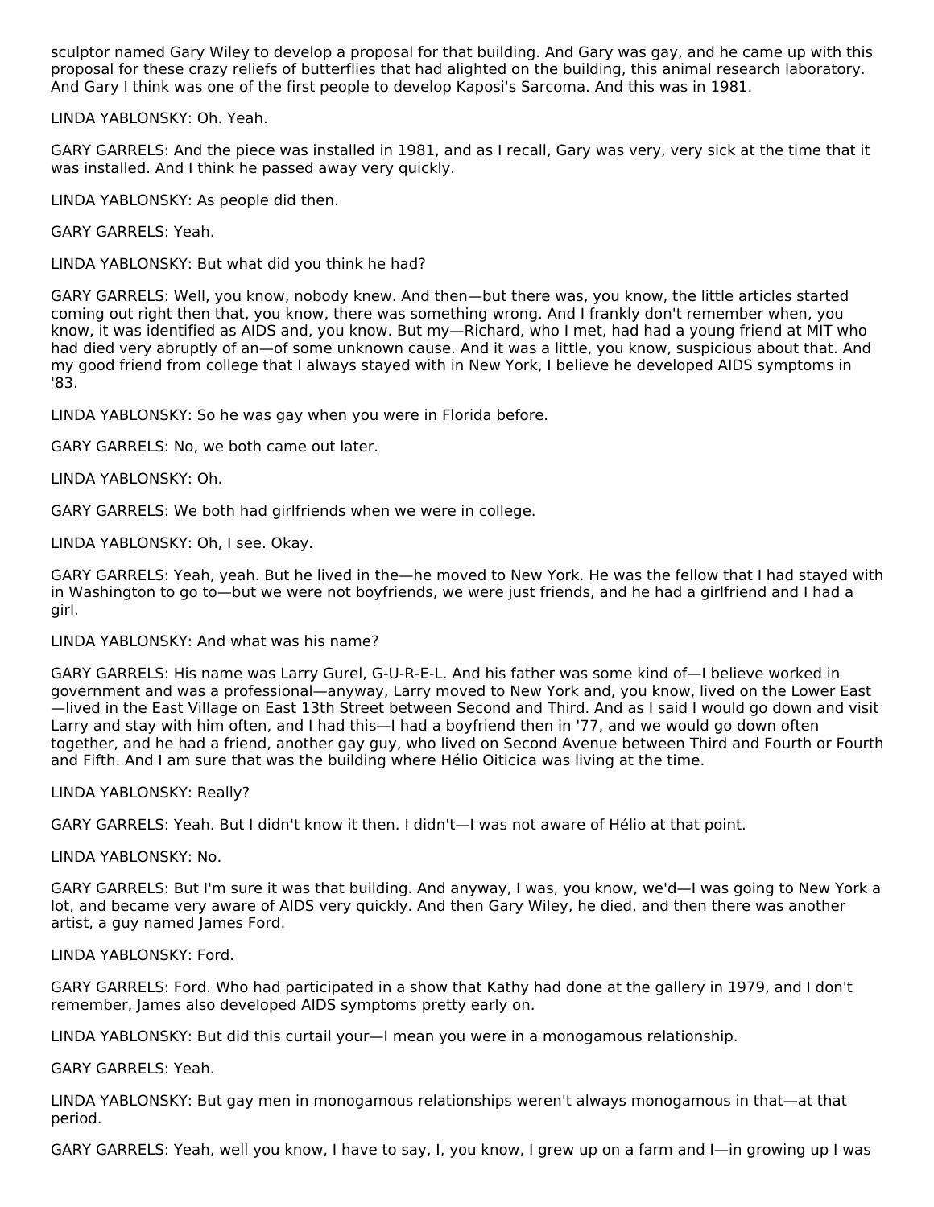sculptor named Gary Wiley to develop a proposal for that building. And Gary was gay, and he came up with this proposal for these crazy reliefs of butterflies that had alighted on the building, this animal research laboratory. And Gary I think was one of the first people to develop Kaposi's Sarcoma. And this was in 1981.

LINDA YABLONSKY: Oh. Yeah.

GARY GARRELS: And the piece was installed in 1981, and as I recall, Gary was very, very sick at the time that it was installed. And I think he passed away very quickly.

LINDA YABLONSKY: As people did then.

GARY GARRELS: Yeah.

LINDA YABLONSKY: But what did you think he had?

GARY GARRELS: Well, you know, nobody knew. And then—but there was, you know, the little articles started coming out right then that, you know, there was something wrong. And I frankly don't remember when, you know, it was identified as AIDS and, you know. But my—Richard, who I met, had had a young friend at MIT who had died very abruptly of an—of some unknown cause. And it was a little, you know, suspicious about that. And my good friend from college that I always stayed with in New York, I believe he developed AIDS symptoms in '83.

LINDA YABLONSKY: So he was gay when you were in Florida before.

GARY GARRELS: No, we both came out later.

LINDA YABLONSKY: Oh.

GARY GARRELS: We both had girlfriends when we were in college.

LINDA YABLONSKY: Oh, I see. Okay.

GARY GARRELS: Yeah, yeah. But he lived in the—he moved to New York. He was the fellow that I had stayed with in Washington to go to—but we were not boyfriends, we were just friends, and he had a girlfriend and I had a girl.

LINDA YABLONSKY: And what was his name?

GARY GARRELS: His name was Larry Gurel, G-U-R-E-L. And his father was some kind of—I believe worked in government and was a professional—anyway, Larry moved to New York and, you know, lived on the Lower East—lived in the East Village on East 13th Street between Second and Third. And as I said I would go down and visit Larry and stay with him often, and I had this—I had a boyfriend then in '77, and we would go down often together, and he had a friend, another gay guy, who lived on Second Avenue between Third and Fourth or Fourth and Fifth. And I am sure that was the building where Hélio Oiticica was living at the time.

LINDA YABLONSKY: Really?

GARY GARRELS: Yeah. But I didn't know it then. I didn't—I was not aware of Hélio at that point.

LINDA YABLONSKY: No.

GARY GARRELS: But I'm sure it was that building. And anyway, I was, you know, we'd—I was going to New York a lot, and became very aware of AIDS very quickly. And then Gary Wiley, he died, and then there was another artist, a guy named James Ford.

LINDA YABLONSKY: Ford.

GARY GARRELS: Ford. Who had participated in a show that Kathy had done at the gallery in 1979, and I don't remember, James also developed AIDS symptoms pretty early on.

LINDA YABLONSKY: But did this curtail your—I mean you were in a monogamous relationship.

GARY GARRELS: Yeah.

LINDA YABLONSKY: But gay men in monogamous relationships weren't always monogamous in that—at that period.

GARY GARRELS: Yeah, well you know, I have to say, I, you know, I grew up on a farm and I—in growing up I was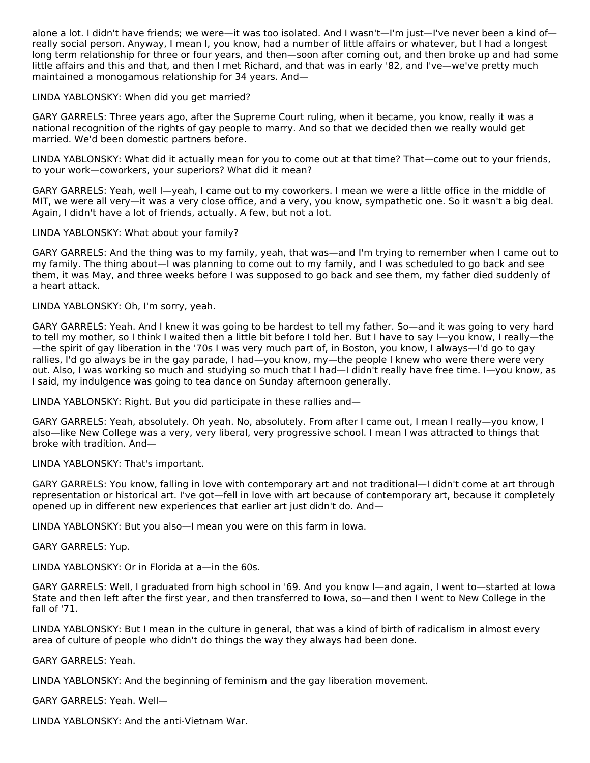alone a lot. I didn't have friends; we were—it was too isolated. And I wasn't—I'm just—I've never been a kind of—really social person. Anyway, I mean I, you know, had a number of little affairs or whatever, but I had a longest long term relationship for three or four years, and then—soon after coming out, and then broke up and had some little affairs and this and that, and then I met Richard, and that was in early '82, and I've—we've pretty much maintained a monogamous relationship for 34 years. And—

LINDA YABLONSKY: When did you get married?

GARY GARRELS: Three years ago, after the Supreme Court ruling, when it became, you know, really it was a national recognition of the rights of gay people to marry. And so that we decided then we really would get married. We'd been domestic partners before.

LINDA YABLONSKY: What did it actually mean for you to come out at that time? That—come out to your friends, to your work—coworkers, your superiors? What did it mean?

GARY GARRELS: Yeah, well I—yeah, I came out to my coworkers. I mean we were a little office in the middle of MIT, we were all very—it was a very close office, and a very, you know, sympathetic one. So it wasn't a big deal. Again, I didn't have a lot of friends, actually. A few, but not a lot.

LINDA YABLONSKY: What about your family?

GARY GARRELS: And the thing was to my family, yeah, that was—and I'm trying to remember when I came out to my family. The thing about—I was planning to come out to my family, and I was scheduled to go back and see them, it was May, and three weeks before I was supposed to go back and see them, my father died suddenly of a heart attack.

LINDA YABLONSKY: Oh, I'm sorry, yeah.

GARY GARRELS: Yeah. And I knew it was going to be hardest to tell my father. So—and it was going to very hard to tell my mother, so I think I waited then a little bit before I told her. But I have to say I—you know, I really—the—the spirit of gay liberation in the '70s I was very much part of, in Boston, you know, I always—I'd go to gay rallies, I'd go always be in the gay parade, I had—you know, my—the people I knew who were there were very out. Also, I was working so much and studying so much that I had—I didn't really have free time. I—you know, as I said, my indulgence was going to tea dance on Sunday afternoon generally.

LINDA YABLONSKY: Right. But you did participate in these rallies and—

GARY GARRELS: Yeah, absolutely. Oh yeah. No, absolutely. From after I came out, I mean I really—you know, I also—like New College was a very, very liberal, very progressive school. I mean I was attracted to things that broke with tradition. And—

LINDA YABLONSKY: That's important.

GARY GARRELS: You know, falling in love with contemporary art and not traditional—I didn't come at art through representation or historical art. I've got—fell in love with art because of contemporary art, because it completely opened up in different new experiences that earlier art just didn't do. And—

LINDA YABLONSKY: But you also—I mean you were on this farm in Iowa.

GARY GARRELS: Yup.

LINDA YABLONSKY: Or in Florida at a—in the 60s.

GARY GARRELS: Well, I graduated from high school in '69. And you know I—and again, I went to—started at Iowa State and then left after the first year, and then transferred to Iowa, so—and then I went to New College in the fall of '71.

LINDA YABLONSKY: But I mean in the culture in general, that was a kind of birth of radicalism in almost every area of culture of people who didn't do things the way they always had been done.

GARY GARRELS: Yeah.

LINDA YABLONSKY: And the beginning of feminism and the gay liberation movement.

GARY GARRELS: Yeah. Well—

LINDA YABLONSKY: And the anti-Vietnam War.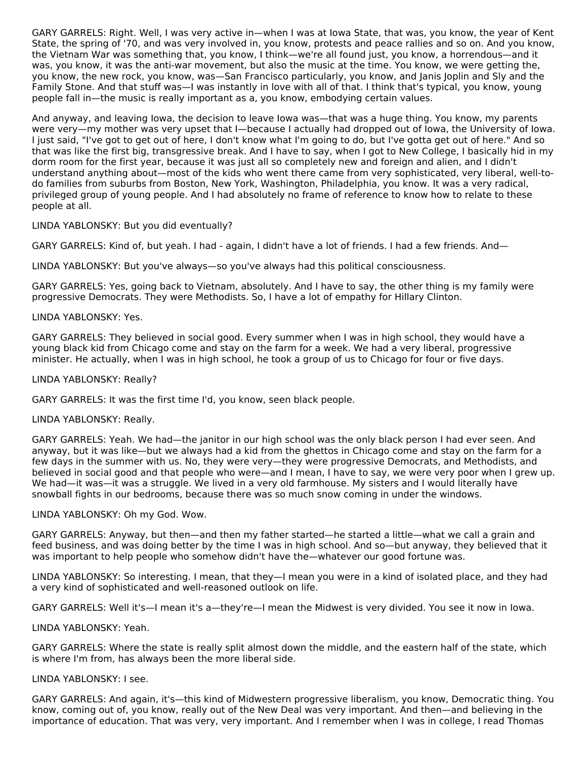GARY GARRELS: Right. Well, I was very active in—when I was at Iowa State, that was, you know, the year of Kent State, the spring of '70, and was very involved in, you know, protests and peace rallies and so on. And you know, the Vietnam War was something that, you know, I think—we're all found just, you know, a horrendous—and it was, you know, it was the anti-war movement, but also the music at the time. You know, we were getting the, you know, the new rock, you know, was—San Francisco particularly, you know, and Janis Joplin and Sly and the Family Stone. And that stuff was—I was instantly in love with all of that. I think that's typical, you know, young people fall in—the music is really important as a, you know, embodying certain values.

And anyway, and leaving Iowa, the decision to leave Iowa was—that was a huge thing. You know, my parents were very—my mother was very upset that I—because I actually had dropped out of Iowa, the University of Iowa. I just said, "I've got to get out of here, I don't know what I'm going to do, but I've gotta get out of here." And so that was like the first big, transgressive break. And I have to say, when I got to New College, I basically hid in my dorm room for the first year, because it was just all so completely new and foreign and alien, and I didn't understand anything about—most of the kids who went there came from very sophisticated, very liberal, well-to-do families from suburbs from Boston, New York, Washington, Philadelphia, you know. It was a very radical, privileged group of young people. And I had absolutely no frame of reference to know how to relate to these people at all.

LINDA YABLONSKY: But you did eventually?

GARY GARRELS: Kind of, but yeah. I had - again, I didn't have a lot of friends. I had a few friends. And—

LINDA YABLONSKY: But you've always—so you've always had this political consciousness.

GARY GARRELS: Yes, going back to Vietnam, absolutely. And I have to say, the other thing is my family were progressive Democrats. They were Methodists. So, I have a lot of empathy for Hillary Clinton.

LINDA YABLONSKY: Yes.

GARY GARRELS: They believed in social good. Every summer when I was in high school, they would have a young black kid from Chicago come and stay on the farm for a week. We had a very liberal, progressive minister. He actually, when I was in high school, he took a group of us to Chicago for four or five days.

LINDA YABLONSKY: Really?

GARY GARRELS: It was the first time I'd, you know, seen black people.

LINDA YABLONSKY: Really.

GARY GARRELS: Yeah. We had—the janitor in our high school was the only black person I had ever seen. And anyway, but it was like—but we always had a kid from the ghettos in Chicago come and stay on the farm for a few days in the summer with us. No, they were very—they were progressive Democrats, and Methodists, and believed in social good and that people who were—and I mean, I have to say, we were very poor when I grew up. We had—it was—it was a struggle. We lived in a very old farmhouse. My sisters and I would literally have snowball fights in our bedrooms, because there was so much snow coming in under the windows.

LINDA YABLONSKY: Oh my God. Wow.

GARY GARRELS: Anyway, but then—and then my father started—he started a little—what we call a grain and feed business, and was doing better by the time I was in high school. And so—but anyway, they believed that it was important to help people who somehow didn't have the—whatever our good fortune was.

LINDA YABLONSKY: So interesting. I mean, that they—I mean you were in a kind of isolated place, and they had a very kind of sophisticated and well-reasoned outlook on life.

GARY GARRELS: Well it's—I mean it's a—they're—I mean the Midwest is very divided. You see it now in Iowa.

LINDA YABLONSKY: Yeah.

GARY GARRELS: Where the state is really split almost down the middle, and the eastern half of the state, which is where I'm from, has always been the more liberal side.

LINDA YABLONSKY: I see.

GARY GARRELS: And again, it's—this kind of Midwestern progressive liberalism, you know, Democratic thing. You know, coming out of, you know, really out of the New Deal was very important. And then—and believing in the importance of education. That was very, very important. And I remember when I was in college, I read Thomas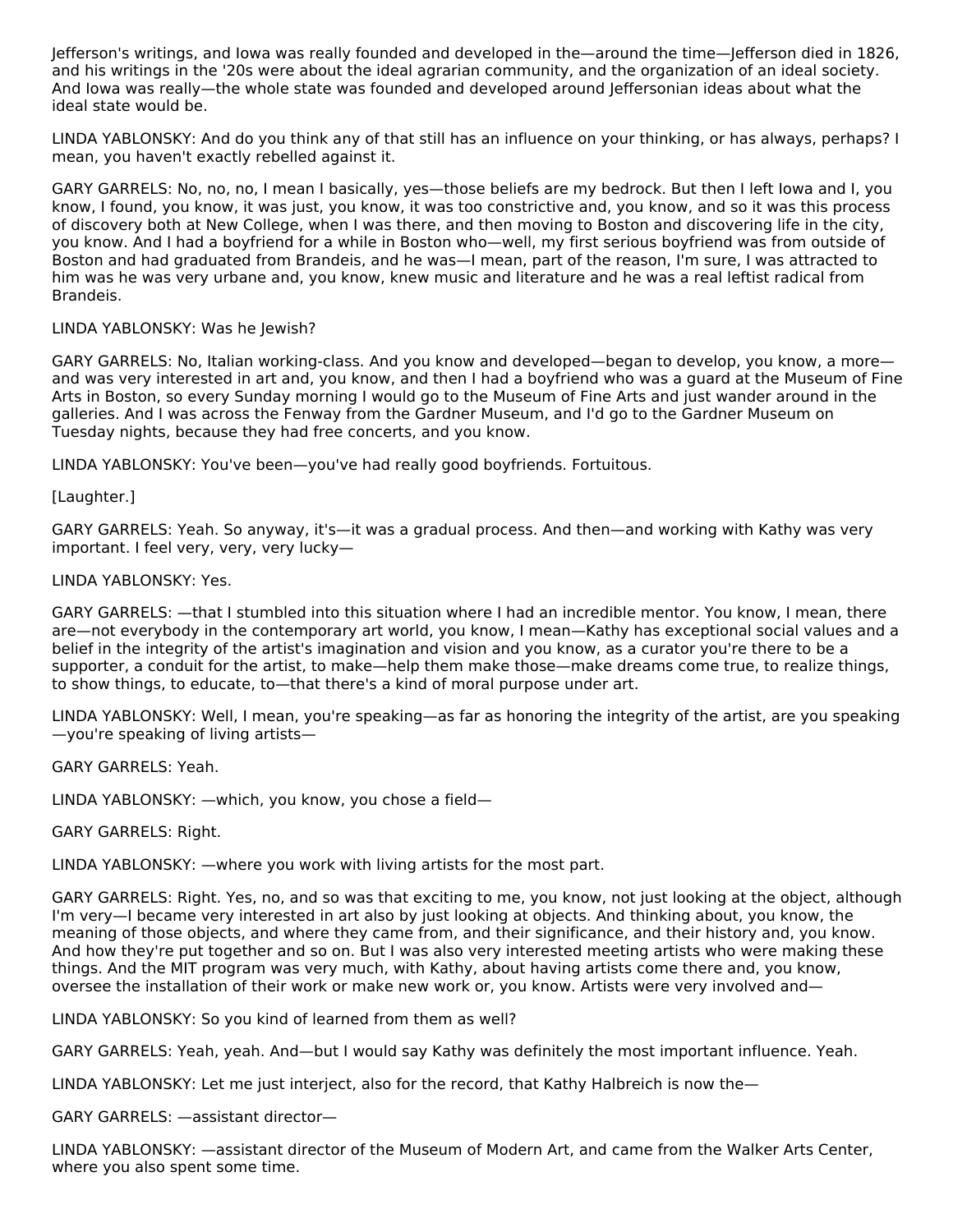Jefferson's writings, and Iowa was really founded and developed in the—around the time—Jefferson died in 1826, and his writings in the '20s were about the ideal agrarian community, and the organization of an ideal society. And Iowa was really—the whole state was founded and developed around Jeffersonian ideas about what the ideal state would be.

LINDA YABLONSKY: And do you think any of that still has an influence on your thinking, or has always, perhaps? I mean, you haven't exactly rebelled against it.

GARY GARRELS: No, no, no, I mean I basically, yes—those beliefs are my bedrock. But then I left Iowa and I, you know, I found, you know, it was just, you know, it was too constrictive and, you know, and so it was this process of discovery both at New College, when I was there, and then moving to Boston and discovering life in the city, you know. And I had a boyfriend for a while in Boston who—well, my first serious boyfriend was from outside of Boston and had graduated from Brandeis, and he was—I mean, part of the reason, I'm sure, I was attracted to him was he was very urbane and, you know, knew music and literature and he was a real leftist radical from Brandeis.

LINDA YABLONSKY: Was he Jewish?

GARY GARRELS: No, Italian working-class. And you know and developed—began to develop, you know, a more—and was very interested in art and, you know, and then I had a boyfriend who was a guard at the Museum of Fine Arts in Boston, so every Sunday morning I would go to the Museum of Fine Arts and just wander around in the galleries. And I was across the Fenway from the Gardner Museum, and I'd go to the Gardner Museum on Tuesday nights, because they had free concerts, and you know.

LINDA YABLONSKY: You've been—you've had really good boyfriends. Fortuitous.

[Laughter.]

GARY GARRELS: Yeah. So anyway, it's—it was a gradual process. And then—and working with Kathy was very important. I feel very, very, very lucky—

LINDA YABLONSKY: Yes.

GARY GARRELS: —that I stumbled into this situation where I had an incredible mentor. You know, I mean, there are—not everybody in the contemporary art world, you know, I mean—Kathy has exceptional social values and a belief in the integrity of the artist's imagination and vision and you know, as a curator you're there to be a supporter, a conduit for the artist, to make—help them make those—make dreams come true, to realize things, to show things, to educate, to—that there's a kind of moral purpose under art.

LINDA YABLONSKY: Well, I mean, you're speaking—as far as honoring the integrity of the artist, are you speaking—you're speaking of living artists—

GARY GARRELS: Yeah.

LINDA YABLONSKY: —which, you know, you chose a field—

GARY GARRELS: Right.

LINDA YABLONSKY: —where you work with living artists for the most part.

GARY GARRELS: Right. Yes, no, and so was that exciting to me, you know, not just looking at the object, although I'm very—I became very interested in art also by just looking at objects. And thinking about, you know, the meaning of those objects, and where they came from, and their significance, and their history and, you know. And how they're put together and so on. But I was also very interested meeting artists who were making these things. And the MIT program was very much, with Kathy, about having artists come there and, you know, oversee the installation of their work or make new work or, you know. Artists were very involved and—

LINDA YABLONSKY: So you kind of learned from them as well?

GARY GARRELS: Yeah, yeah. And—but I would say Kathy was definitely the most important influence. Yeah.

LINDA YABLONSKY: Let me just interject, also for the record, that Kathy Halbreich is now the—

GARY GARRELS: —assistant director—

LINDA YABLONSKY: —assistant director of the Museum of Modern Art, and came from the Walker Arts Center, where you also spent some time.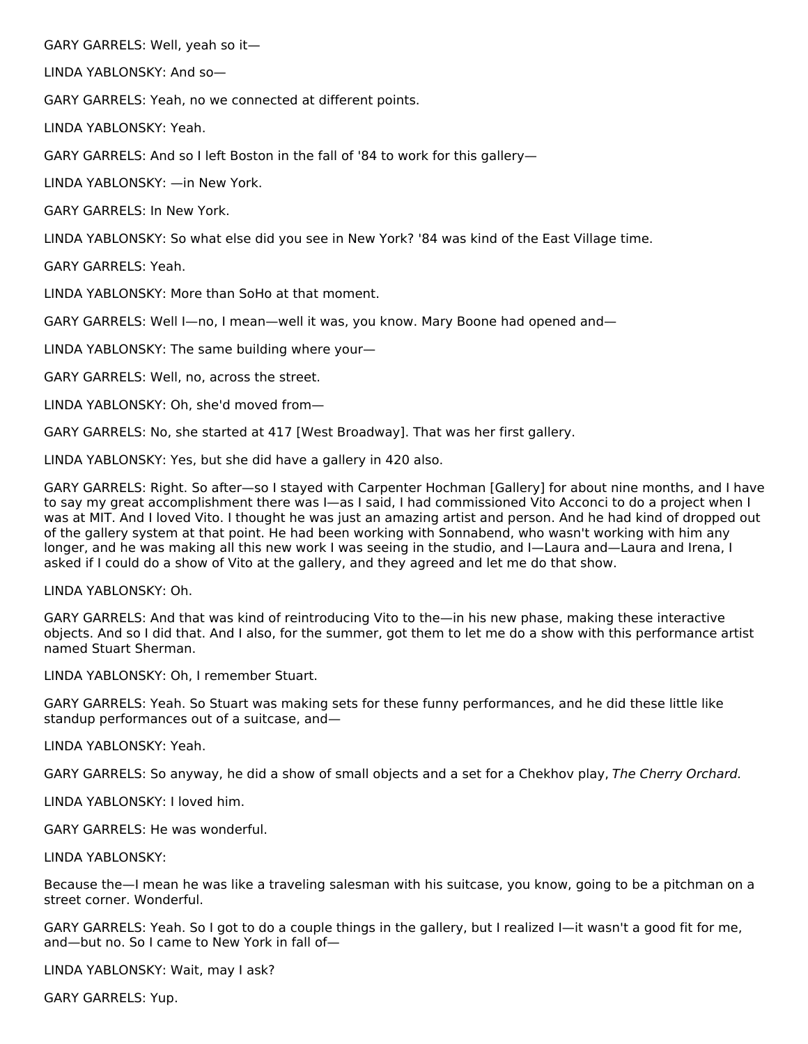GARY GARRELS: Well, yeah so it—

LINDA YABLONSKY: And so—

GARY GARRELS: Yeah, no we connected at different points.

LINDA YABLONSKY: Yeah.

GARY GARRELS: And so I left Boston in the fall of '84 to work for this gallery—

LINDA YABLONSKY: —in New York.

GARY GARRELS: In New York.

LINDA YABLONSKY: So what else did you see in New York? '84 was kind of the East Village time.

GARY GARRELS: Yeah.

LINDA YABLONSKY: More than SoHo at that moment.

GARY GARRELS: Well I—no, I mean—well it was, you know. Mary Boone had opened and—

LINDA YABLONSKY: The same building where your—

GARY GARRELS: Well, no, across the street.

LINDA YABLONSKY: Oh, she'd moved from—

GARY GARRELS: No, she started at 417 [West Broadway]. That was her first gallery.

LINDA YABLONSKY: Yes, but she did have a gallery in 420 also.

GARY GARRELS: Right. So after—so I stayed with Carpenter Hochman [Gallery] for about nine months, and I have to say my great accomplishment there was I—as I said, I had commissioned Vito Acconci to do a project when I was at MIT. And I loved Vito. I thought he was just an amazing artist and person. And he had kind of dropped out of the gallery system at that point. He had been working with Sonnabend, who wasn't working with him any longer, and he was making all this new work I was seeing in the studio, and I—Laura and—Laura and Irena, I asked if I could do a show of Vito at the gallery, and they agreed and let me do that show.

LINDA YABLONSKY: Oh.

GARY GARRELS: And that was kind of reintroducing Vito to the—in his new phase, making these interactive objects. And so I did that. And I also, for the summer, got them to let me do a show with this performance artist named Stuart Sherman.

LINDA YABLONSKY: Oh, I remember Stuart.

GARY GARRELS: Yeah. So Stuart was making sets for these funny performances, and he did these little like standup performances out of a suitcase, and—

LINDA YABLONSKY: Yeah.

GARY GARRELS: So anyway, he did a show of small objects and a set for a Chekhov play, *The Cherry Orchard.*

LINDA YABLONSKY: I loved him.

GARY GARRELS: He was wonderful.

LINDA YABLONSKY:

Because the—I mean he was like a traveling salesman with his suitcase, you know, going to be a pitchman on a street corner. Wonderful.

GARY GARRELS: Yeah. So I got to do a couple things in the gallery, but I realized I—it wasn't a good fit for me, and—but no. So I came to New York in fall of—

LINDA YABLONSKY: Wait, may I ask?

GARY GARRELS: Yup.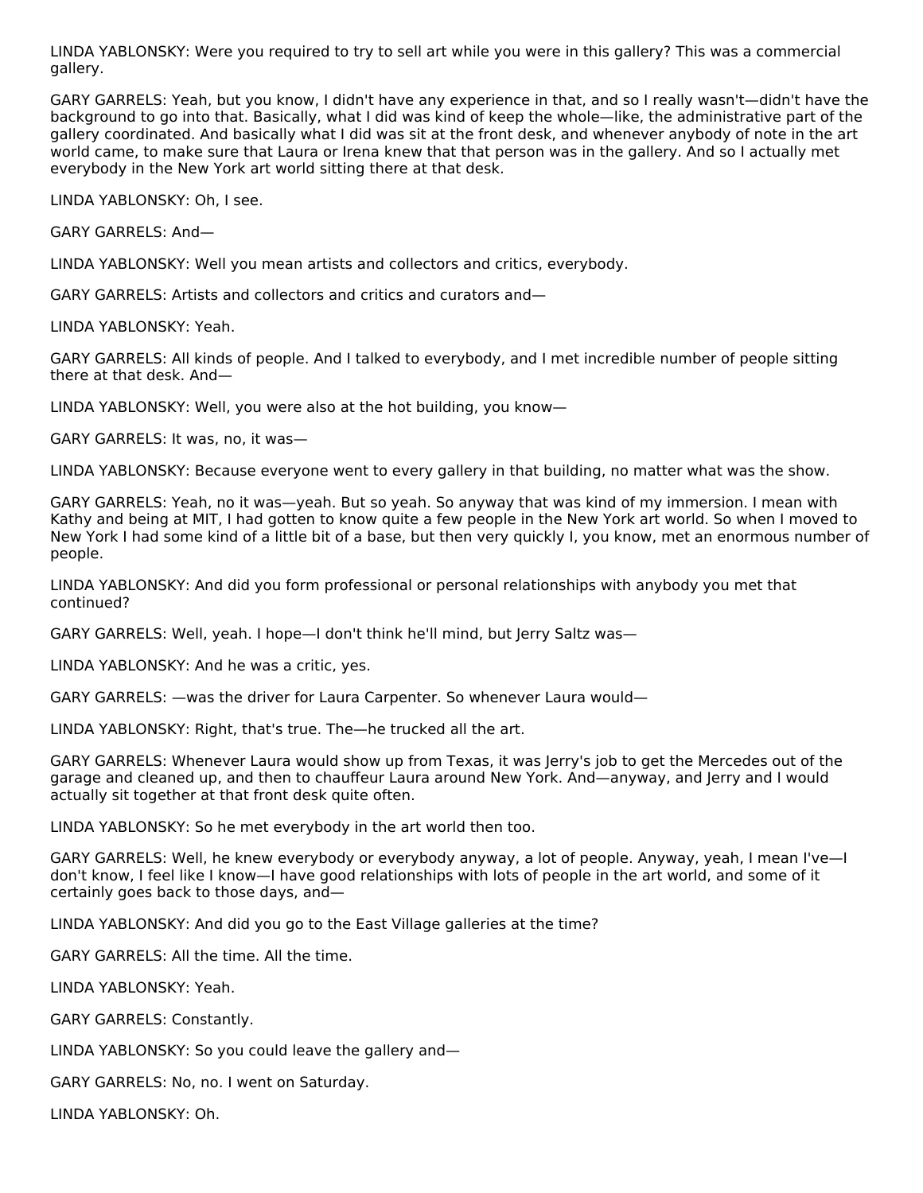LINDA YABLONSKY: Were you required to try to sell art while you were in this gallery? This was a commercial gallery.

GARY GARRELS: Yeah, but you know, I didn't have any experience in that, and so I really wasn't—didn't have the background to go into that. Basically, what I did was kind of keep the whole—like, the administrative part of the gallery coordinated. And basically what I did was sit at the front desk, and whenever anybody of note in the art world came, to make sure that Laura or Irena knew that that person was in the gallery. And so I actually met everybody in the New York art world sitting there at that desk.

LINDA YABLONSKY: Oh, I see.

GARY GARRELS: And—

LINDA YABLONSKY: Well you mean artists and collectors and critics, everybody.

GARY GARRELS: Artists and collectors and critics and curators and—

LINDA YABLONSKY: Yeah.

GARY GARRELS: All kinds of people. And I talked to everybody, and I met incredible number of people sitting there at that desk. And—

LINDA YABLONSKY: Well, you were also at the hot building, you know—

GARY GARRELS: It was, no, it was—

LINDA YABLONSKY: Because everyone went to every gallery in that building, no matter what was the show.

GARY GARRELS: Yeah, no it was—yeah. But so yeah. So anyway that was kind of my immersion. I mean with Kathy and being at MIT, I had gotten to know quite a few people in the New York art world. So when I moved to New York I had some kind of a little bit of a base, but then very quickly I, you know, met an enormous number of people.

LINDA YABLONSKY: And did you form professional or personal relationships with anybody you met that continued?

GARY GARRELS: Well, yeah. I hope—I don't think he'll mind, but Jerry Saltz was—

LINDA YABLONSKY: And he was a critic, yes.

GARY GARRELS: —was the driver for Laura Carpenter. So whenever Laura would—

LINDA YABLONSKY: Right, that's true. The—he trucked all the art.

GARY GARRELS: Whenever Laura would show up from Texas, it was Jerry's job to get the Mercedes out of the garage and cleaned up, and then to chauffeur Laura around New York. And—anyway, and Jerry and I would actually sit together at that front desk quite often.

LINDA YABLONSKY: So he met everybody in the art world then too.

GARY GARRELS: Well, he knew everybody or everybody anyway, a lot of people. Anyway, yeah, I mean I've—I don't know, I feel like I know—I have good relationships with lots of people in the art world, and some of it certainly goes back to those days, and—

LINDA YABLONSKY: And did you go to the East Village galleries at the time?

GARY GARRELS: All the time. All the time.

LINDA YABLONSKY: Yeah.

GARY GARRELS: Constantly.

LINDA YABLONSKY: So you could leave the gallery and—

GARY GARRELS: No, no. I went on Saturday.

LINDA YABLONSKY: Oh.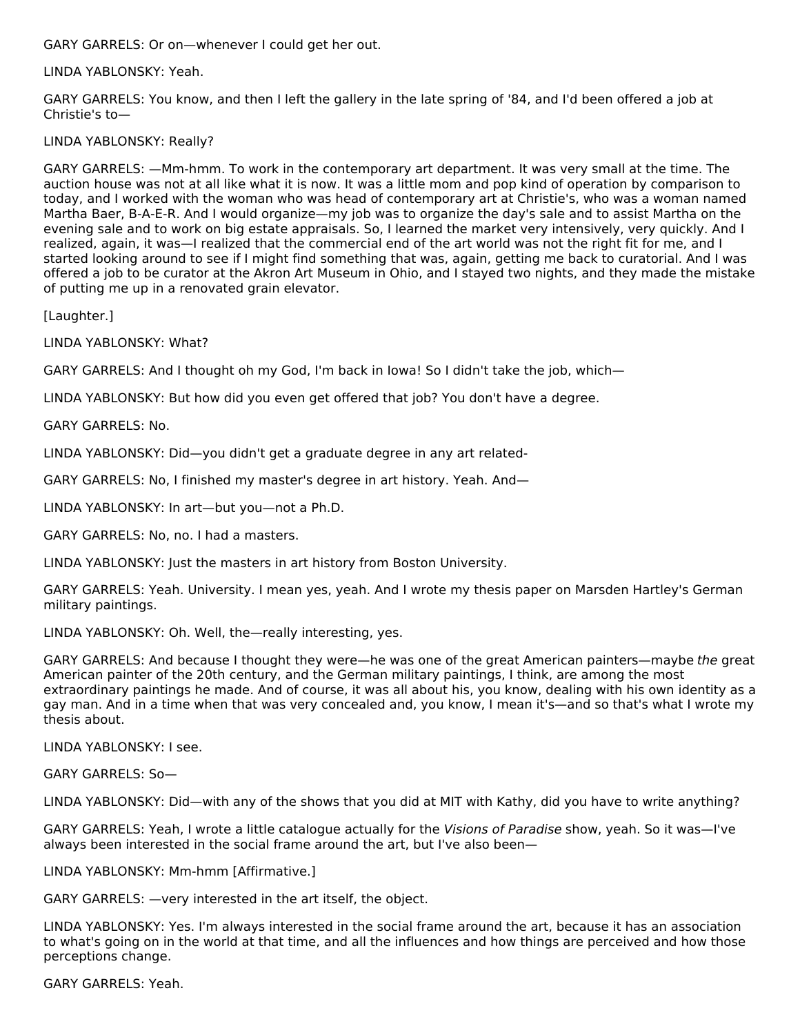GARY GARRELS: Or on—whenever I could get her out.

LINDA YABLONSKY: Yeah.

GARY GARRELS: You know, and then I left the gallery in the late spring of '84, and I'd been offered a job at Christie's to—

LINDA YABLONSKY: Really?

GARY GARRELS: —Mm-hmm. To work in the contemporary art department. It was very small at the time. The auction house was not at all like what it is now. It was a little mom and pop kind of operation by comparison to today, and I worked with the woman who was head of contemporary art at Christie's, who was a woman named Martha Baer, B-A-E-R. And I would organize—my job was to organize the day's sale and to assist Martha on the evening sale and to work on big estate appraisals. So, I learned the market very intensively, very quickly. And I realized, again, it was—I realized that the commercial end of the art world was not the right fit for me, and I started looking around to see if I might find something that was, again, getting me back to curatorial. And I was offered a job to be curator at the Akron Art Museum in Ohio, and I stayed two nights, and they made the mistake of putting me up in a renovated grain elevator.

[Laughter.]

LINDA YABLONSKY: What?

GARY GARRELS: And I thought oh my God, I'm back in Iowa! So I didn't take the job, which—

LINDA YABLONSKY: But how did you even get offered that job? You don't have a degree.

GARY GARRELS: No.

LINDA YABLONSKY: Did—you didn't get a graduate degree in any art related-

GARY GARRELS: No, I finished my master's degree in art history. Yeah. And—

LINDA YABLONSKY: In art—but you—not a Ph.D.

GARY GARRELS: No, no. I had a masters.

LINDA YABLONSKY: Just the masters in art history from Boston University.

GARY GARRELS: Yeah. University. I mean yes, yeah. And I wrote my thesis paper on Marsden Hartley's German military paintings.

LINDA YABLONSKY: Oh. Well, the—really interesting, yes.

GARY GARRELS: And because I thought they were—he was one of the great American painters—maybe *the* great American painter of the 20th century, and the German military paintings, I think, are among the most extraordinary paintings he made. And of course, it was all about his, you know, dealing with his own identity as a gay man. And in a time when that was very concealed and, you know, I mean it's—and so that's what I wrote my thesis about.

LINDA YABLONSKY: I see.

GARY GARRELS: So—

LINDA YABLONSKY: Did—with any of the shows that you did at MIT with Kathy, did you have to write anything?

GARY GARRELS: Yeah, I wrote a little catalogue actually for the *Visions of Paradise* show, yeah. So it was—I've always been interested in the social frame around the art, but I've also been—

LINDA YABLONSKY: Mm-hmm [Affirmative.]

GARY GARRELS: —very interested in the art itself, the object.

LINDA YABLONSKY: Yes. I'm always interested in the social frame around the art, because it has an association to what's going on in the world at that time, and all the influences and how things are perceived and how those perceptions change.

GARY GARRELS: Yeah.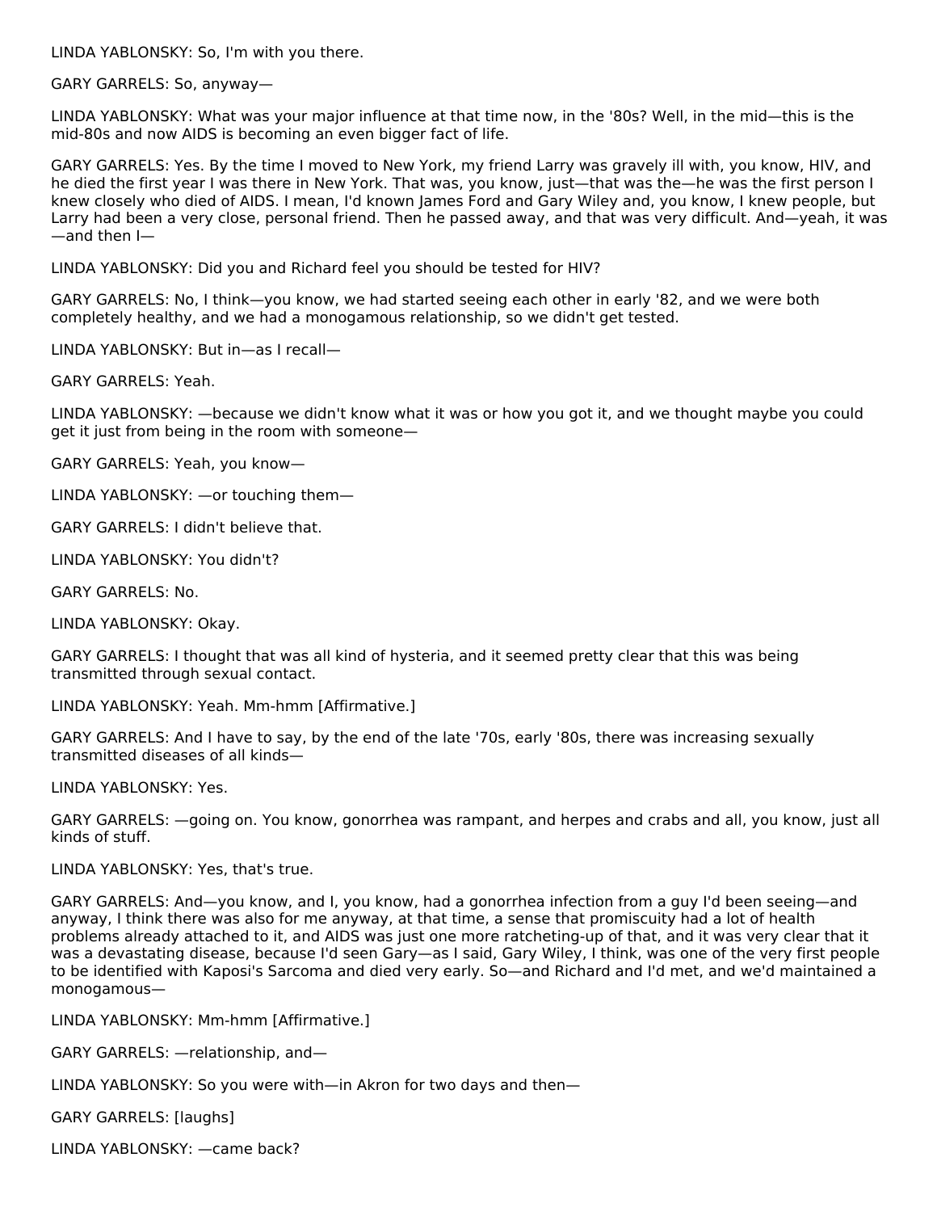LINDA YABLONSKY: So, I'm with you there.

GARY GARRELS: So, anyway—

LINDA YABLONSKY: What was your major influence at that time now, in the '80s? Well, in the mid—this is the mid-80s and now AIDS is becoming an even bigger fact of life.

GARY GARRELS: Yes. By the time I moved to New York, my friend Larry was gravely ill with, you know, HIV, and he died the first year I was there in New York. That was, you know, just—that was the—he was the first person I knew closely who died of AIDS. I mean, I'd known James Ford and Gary Wiley and, you know, I knew people, but Larry had been a very close, personal friend. Then he passed away, and that was very difficult. And—yeah, it was—and then I—

LINDA YABLONSKY: Did you and Richard feel you should be tested for HIV?

GARY GARRELS: No, I think—you know, we had started seeing each other in early '82, and we were both completely healthy, and we had a monogamous relationship, so we didn't get tested.

LINDA YABLONSKY: But in—as I recall—

GARY GARRELS: Yeah.

LINDA YABLONSKY: —because we didn't know what it was or how you got it, and we thought maybe you could get it just from being in the room with someone—

GARY GARRELS: Yeah, you know—

LINDA YABLONSKY: —or touching them—

GARY GARRELS: I didn't believe that.

LINDA YABLONSKY: You didn't?

GARY GARRELS: No.

LINDA YABLONSKY: Okay.

GARY GARRELS: I thought that was all kind of hysteria, and it seemed pretty clear that this was being transmitted through sexual contact.

LINDA YABLONSKY: Yeah. Mm-hmm [Affirmative.]

GARY GARRELS: And I have to say, by the end of the late '70s, early '80s, there was increasing sexually transmitted diseases of all kinds—

LINDA YABLONSKY: Yes.

GARY GARRELS: —going on. You know, gonorrhea was rampant, and herpes and crabs and all, you know, just all kinds of stuff.

LINDA YABLONSKY: Yes, that's true.

GARY GARRELS: And—you know, and I, you know, had a gonorrhea infection from a guy I'd been seeing—and anyway, I think there was also for me anyway, at that time, a sense that promiscuity had a lot of health problems already attached to it, and AIDS was just one more ratcheting-up of that, and it was very clear that it was a devastating disease, because I'd seen Gary—as I said, Gary Wiley, I think, was one of the very first people to be identified with Kaposi's Sarcoma and died very early. So—and Richard and I'd met, and we'd maintained a monogamous—

LINDA YABLONSKY: Mm-hmm [Affirmative.]

GARY GARRELS: —relationship, and—

LINDA YABLONSKY: So you were with—in Akron for two days and then—

GARY GARRELS: [laughs]

LINDA YABLONSKY: —came back?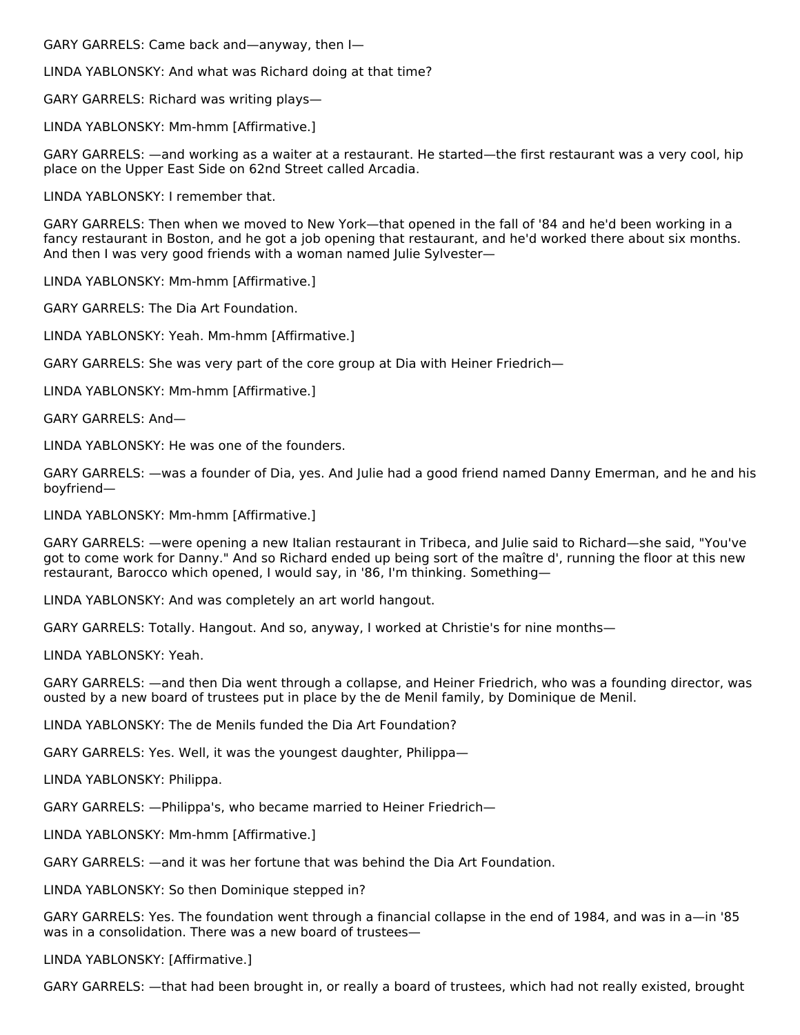GARY GARRELS: Came back and—anyway, then I—

LINDA YABLONSKY: And what was Richard doing at that time?

GARY GARRELS: Richard was writing plays—

LINDA YABLONSKY: Mm-hmm [Affirmative.]

GARY GARRELS: —and working as a waiter at a restaurant. He started—the first restaurant was a very cool, hip place on the Upper East Side on 62nd Street called Arcadia.

LINDA YABLONSKY: I remember that.

GARY GARRELS: Then when we moved to New York—that opened in the fall of '84 and he'd been working in a fancy restaurant in Boston, and he got a job opening that restaurant, and he'd worked there about six months. And then I was very good friends with a woman named Julie Sylvester—

LINDA YABLONSKY: Mm-hmm [Affirmative.]

GARY GARRELS: The Dia Art Foundation.

LINDA YABLONSKY: Yeah. Mm-hmm [Affirmative.]

GARY GARRELS: She was very part of the core group at Dia with Heiner Friedrich—

LINDA YABLONSKY: Mm-hmm [Affirmative.]

GARY GARRELS: And—

LINDA YABLONSKY: He was one of the founders.

GARY GARRELS: —was a founder of Dia, yes. And Julie had a good friend named Danny Emerman, and he and his boyfriend—

LINDA YABLONSKY: Mm-hmm [Affirmative.]

GARY GARRELS: —were opening a new Italian restaurant in Tribeca, and Julie said to Richard—she said, "You've got to come work for Danny." And so Richard ended up being sort of the maître d', running the floor at this new restaurant, Barocco which opened, I would say, in '86, I'm thinking. Something—

LINDA YABLONSKY: And was completely an art world hangout.

GARY GARRELS: Totally. Hangout. And so, anyway, I worked at Christie's for nine months—

LINDA YABLONSKY: Yeah.

GARY GARRELS: —and then Dia went through a collapse, and Heiner Friedrich, who was a founding director, was ousted by a new board of trustees put in place by the de Menil family, by Dominique de Menil.

LINDA YABLONSKY: The de Menils funded the Dia Art Foundation?

GARY GARRELS: Yes. Well, it was the youngest daughter, Philippa—

LINDA YABLONSKY: Philippa.

GARY GARRELS: —Philippa's, who became married to Heiner Friedrich—

LINDA YABLONSKY: Mm-hmm [Affirmative.]

GARY GARRELS: —and it was her fortune that was behind the Dia Art Foundation.

LINDA YABLONSKY: So then Dominique stepped in?

GARY GARRELS: Yes. The foundation went through a financial collapse in the end of 1984, and was in a—in '85 was in a consolidation. There was a new board of trustees—

LINDA YABLONSKY: [Affirmative.]

GARY GARRELS: —that had been brought in, or really a board of trustees, which had not really existed, brought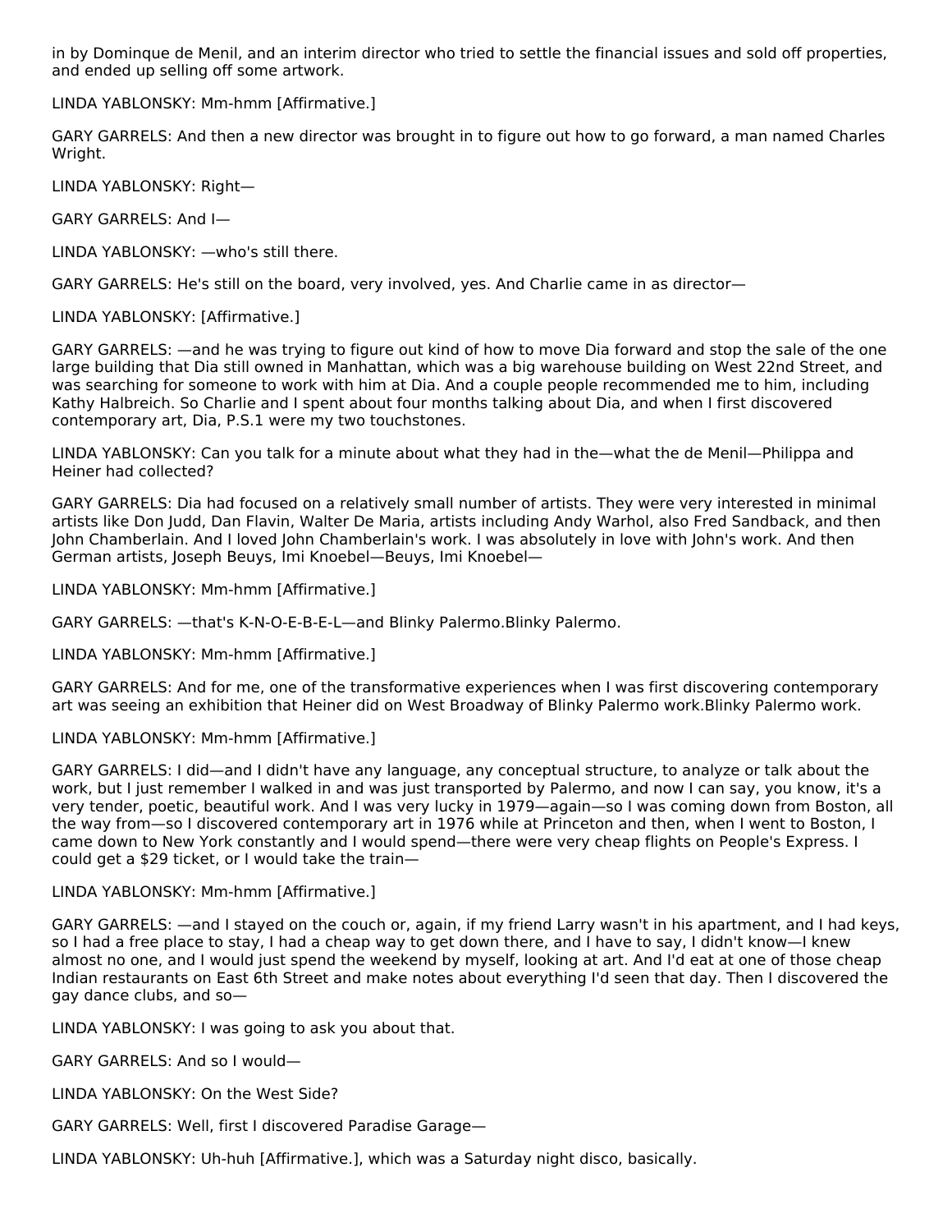in by Dominque de Menil, and an interim director who tried to settle the financial issues and sold off properties, and ended up selling off some artwork.

LINDA YABLONSKY: Mm-hmm [Affirmative.]

GARY GARRELS: And then a new director was brought in to figure out how to go forward, a man named Charles Wright.

LINDA YABLONSKY: Right—

GARY GARRELS: And I—

LINDA YABLONSKY: —who's still there.

GARY GARRELS: He's still on the board, very involved, yes. And Charlie came in as director—

LINDA YABLONSKY: [Affirmative.]

GARY GARRELS: —and he was trying to figure out kind of how to move Dia forward and stop the sale of the one large building that Dia still owned in Manhattan, which was a big warehouse building on West 22nd Street, and was searching for someone to work with him at Dia. And a couple people recommended me to him, including Kathy Halbreich. So Charlie and I spent about four months talking about Dia, and when I first discovered contemporary art, Dia, P.S.1 were my two touchstones.

LINDA YABLONSKY: Can you talk for a minute about what they had in the—what the de Menil—Philippa and Heiner had collected?

GARY GARRELS: Dia had focused on a relatively small number of artists. They were very interested in minimal artists like Don Judd, Dan Flavin, Walter De Maria, artists including Andy Warhol, also Fred Sandback, and then John Chamberlain. And I loved John Chamberlain's work. I was absolutely in love with John's work. And then German artists, Joseph Beuys, Imi Knoebel—Beuys, Imi Knoebel—

LINDA YABLONSKY: Mm-hmm [Affirmative.]

GARY GARRELS: —that's K-N-O-E-B-E-L—and Blinky Palermo.Blinky Palermo.

LINDA YABLONSKY: Mm-hmm [Affirmative.]

GARY GARRELS: And for me, one of the transformative experiences when I was first discovering contemporary art was seeing an exhibition that Heiner did on West Broadway of Blinky Palermo work.Blinky Palermo work.

LINDA YABLONSKY: Mm-hmm [Affirmative.]

GARY GARRELS: I did—and I didn't have any language, any conceptual structure, to analyze or talk about the work, but I just remember I walked in and was just transported by Palermo, and now I can say, you know, it's a very tender, poetic, beautiful work. And I was very lucky in 1979—again—so I was coming down from Boston, all the way from—so I discovered contemporary art in 1976 while at Princeton and then, when I went to Boston, I came down to New York constantly and I would spend—there were very cheap flights on People's Express. I could get a $29 ticket, or I would take the train—

LINDA YABLONSKY: Mm-hmm [Affirmative.]

GARY GARRELS: —and I stayed on the couch or, again, if my friend Larry wasn't in his apartment, and I had keys, so I had a free place to stay, I had a cheap way to get down there, and I have to say, I didn't know—I knew almost no one, and I would just spend the weekend by myself, looking at art. And I'd eat at one of those cheap Indian restaurants on East 6th Street and make notes about everything I'd seen that day. Then I discovered the gay dance clubs, and so—

LINDA YABLONSKY: I was going to ask you about that.

GARY GARRELS: And so I would—

LINDA YABLONSKY: On the West Side?

GARY GARRELS: Well, first I discovered Paradise Garage—

LINDA YABLONSKY: Uh-huh [Affirmative.], which was a Saturday night disco, basically.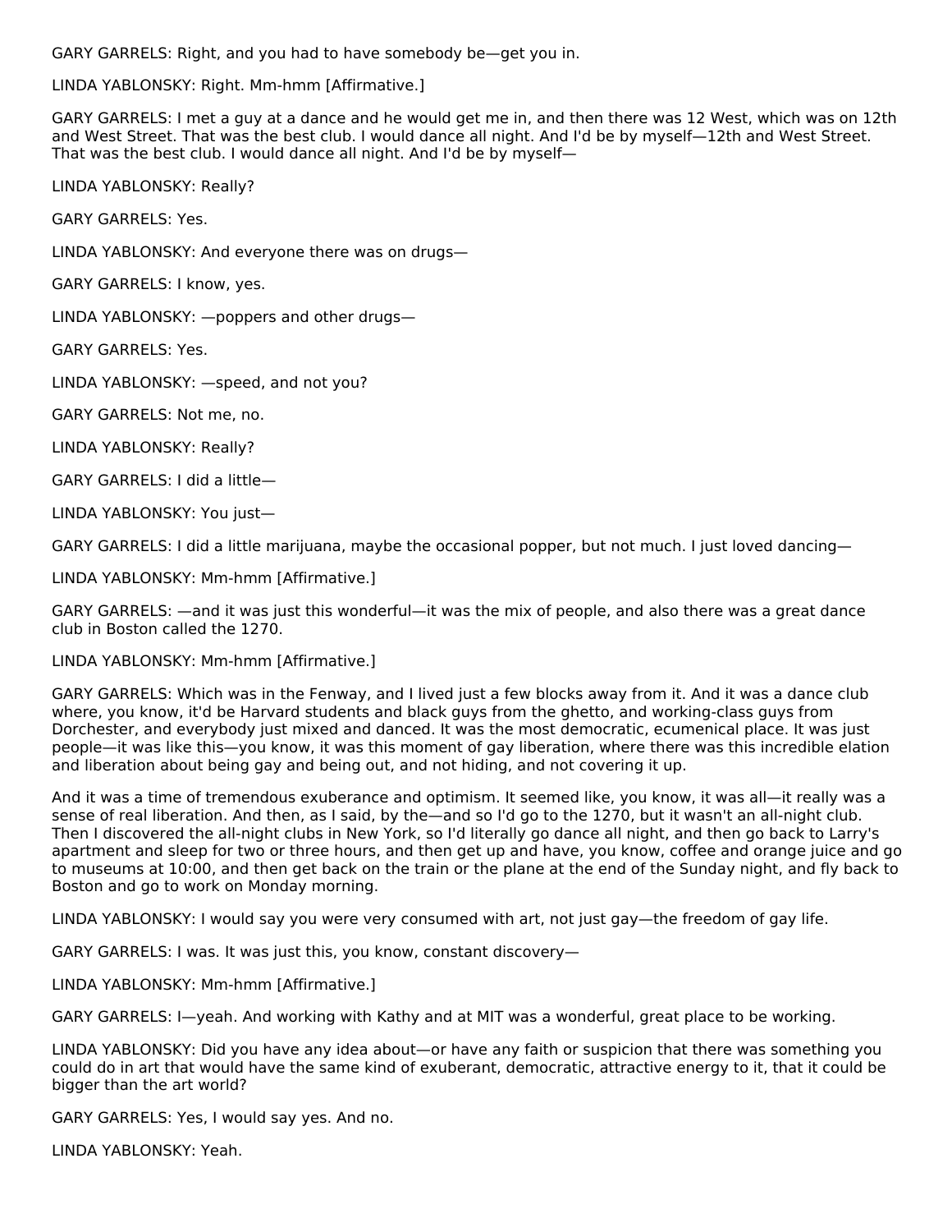GARY GARRELS: Right, and you had to have somebody be—get you in.

LINDA YABLONSKY: Right. Mm-hmm [Affirmative.]

GARY GARRELS: I met a guy at a dance and he would get me in, and then there was 12 West, which was on 12th and West Street. That was the best club. I would dance all night. And I'd be by myself—12th and West Street. That was the best club. I would dance all night. And I'd be by myself—

LINDA YABLONSKY: Really?

GARY GARRELS: Yes.

LINDA YABLONSKY: And everyone there was on drugs—

GARY GARRELS: I know, yes.

LINDA YABLONSKY: —poppers and other drugs—

GARY GARRELS: Yes.

LINDA YABLONSKY: —speed, and not you?

GARY GARRELS: Not me, no.

LINDA YABLONSKY: Really?

GARY GARRELS: I did a little—

LINDA YABLONSKY: You just—

GARY GARRELS: I did a little marijuana, maybe the occasional popper, but not much. I just loved dancing—

LINDA YABLONSKY: Mm-hmm [Affirmative.]

GARY GARRELS: —and it was just this wonderful—it was the mix of people, and also there was a great dance club in Boston called the 1270.

LINDA YABLONSKY: Mm-hmm [Affirmative.]

GARY GARRELS: Which was in the Fenway, and I lived just a few blocks away from it. And it was a dance club where, you know, it'd be Harvard students and black guys from the ghetto, and working-class guys from Dorchester, and everybody just mixed and danced. It was the most democratic, ecumenical place. It was just people—it was like this—you know, it was this moment of gay liberation, where there was this incredible elation and liberation about being gay and being out, and not hiding, and not covering it up.

And it was a time of tremendous exuberance and optimism. It seemed like, you know, it was all—it really was a sense of real liberation. And then, as I said, by the—and so I'd go to the 1270, but it wasn't an all-night club. Then I discovered the all-night clubs in New York, so I'd literally go dance all night, and then go back to Larry's apartment and sleep for two or three hours, and then get up and have, you know, coffee and orange juice and go to museums at 10:00, and then get back on the train or the plane at the end of the Sunday night, and fly back to Boston and go to work on Monday morning.

LINDA YABLONSKY: I would say you were very consumed with art, not just gay—the freedom of gay life.

GARY GARRELS: I was. It was just this, you know, constant discovery—

LINDA YABLONSKY: Mm-hmm [Affirmative.]

GARY GARRELS: I—yeah. And working with Kathy and at MIT was a wonderful, great place to be working.

LINDA YABLONSKY: Did you have any idea about—or have any faith or suspicion that there was something you could do in art that would have the same kind of exuberant, democratic, attractive energy to it, that it could be bigger than the art world?

GARY GARRELS: Yes, I would say yes. And no.

LINDA YABLONSKY: Yeah.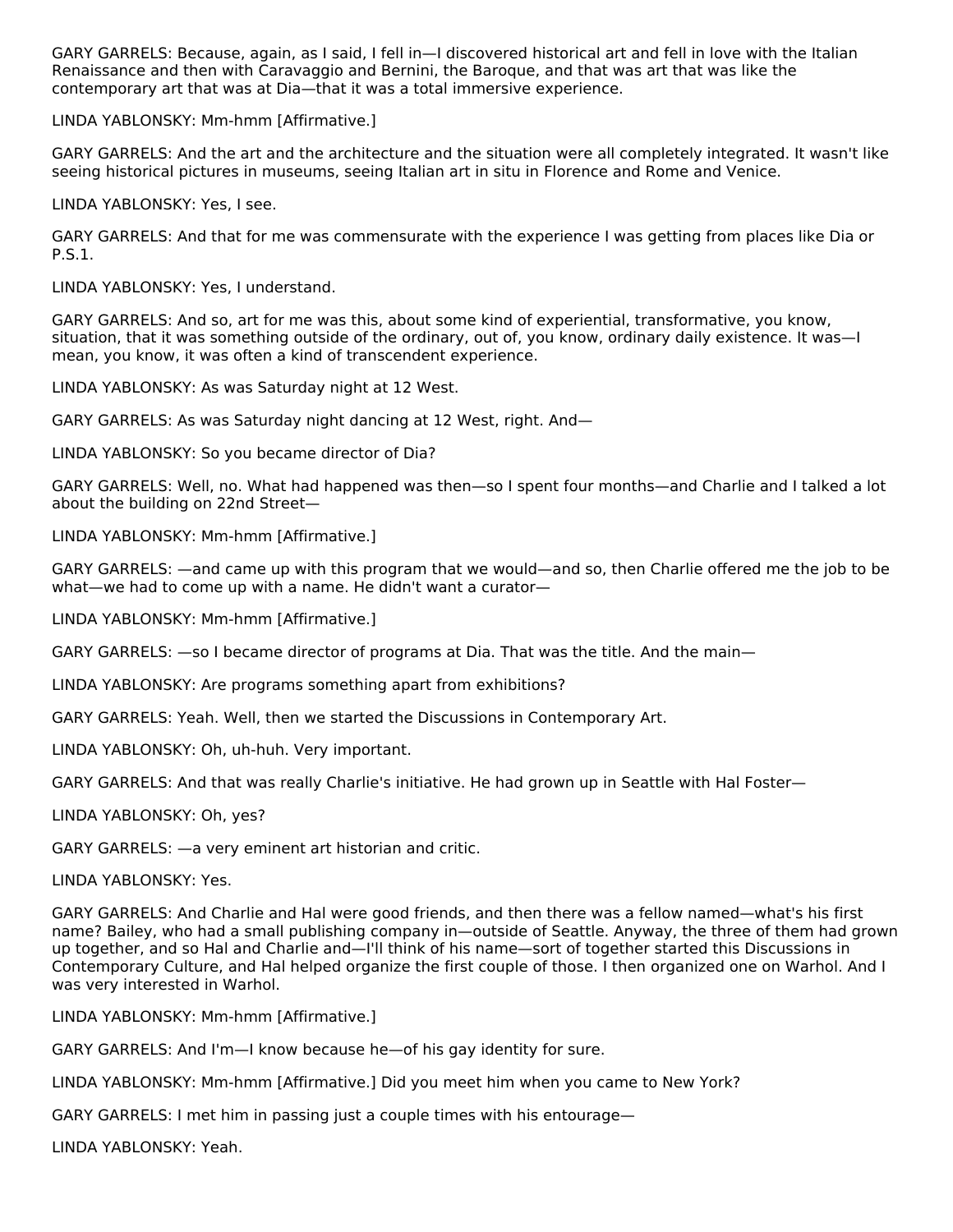GARY GARRELS: Because, again, as I said, I fell in—I discovered historical art and fell in love with the Italian Renaissance and then with Caravaggio and Bernini, the Baroque, and that was art that was like the contemporary art that was at Dia—that it was a total immersive experience.

LINDA YABLONSKY: Mm-hmm [Affirmative.]

GARY GARRELS: And the art and the architecture and the situation were all completely integrated. It wasn't like seeing historical pictures in museums, seeing Italian art in situ in Florence and Rome and Venice.

LINDA YABLONSKY: Yes, I see.

GARY GARRELS: And that for me was commensurate with the experience I was getting from places like Dia or P.S.1.

LINDA YABLONSKY: Yes, I understand.

GARY GARRELS: And so, art for me was this, about some kind of experiential, transformative, you know, situation, that it was something outside of the ordinary, out of, you know, ordinary daily existence. It was—I mean, you know, it was often a kind of transcendent experience.

LINDA YABLONSKY: As was Saturday night at 12 West.

GARY GARRELS: As was Saturday night dancing at 12 West, right. And—

LINDA YABLONSKY: So you became director of Dia?

GARY GARRELS: Well, no. What had happened was then—so I spent four months—and Charlie and I talked a lot about the building on 22nd Street—

LINDA YABLONSKY: Mm-hmm [Affirmative.]

GARY GARRELS: —and came up with this program that we would—and so, then Charlie offered me the job to be what—we had to come up with a name. He didn't want a curator—

LINDA YABLONSKY: Mm-hmm [Affirmative.]

GARY GARRELS: —so I became director of programs at Dia. That was the title. And the main—

LINDA YABLONSKY: Are programs something apart from exhibitions?

GARY GARRELS: Yeah. Well, then we started the Discussions in Contemporary Art.

LINDA YABLONSKY: Oh, uh-huh. Very important.

GARY GARRELS: And that was really Charlie's initiative. He had grown up in Seattle with Hal Foster—

LINDA YABLONSKY: Oh, yes?

GARY GARRELS: —a very eminent art historian and critic.

LINDA YABLONSKY: Yes.

GARY GARRELS: And Charlie and Hal were good friends, and then there was a fellow named—what's his first name? Bailey, who had a small publishing company in—outside of Seattle. Anyway, the three of them had grown up together, and so Hal and Charlie and—I'll think of his name—sort of together started this Discussions in Contemporary Culture, and Hal helped organize the first couple of those. I then organized one on Warhol. And I was very interested in Warhol.

LINDA YABLONSKY: Mm-hmm [Affirmative.]

GARY GARRELS: And I'm—I know because he—of his gay identity for sure.

LINDA YABLONSKY: Mm-hmm [Affirmative.] Did you meet him when you came to New York?

GARY GARRELS: I met him in passing just a couple times with his entourage—

LINDA YABLONSKY: Yeah.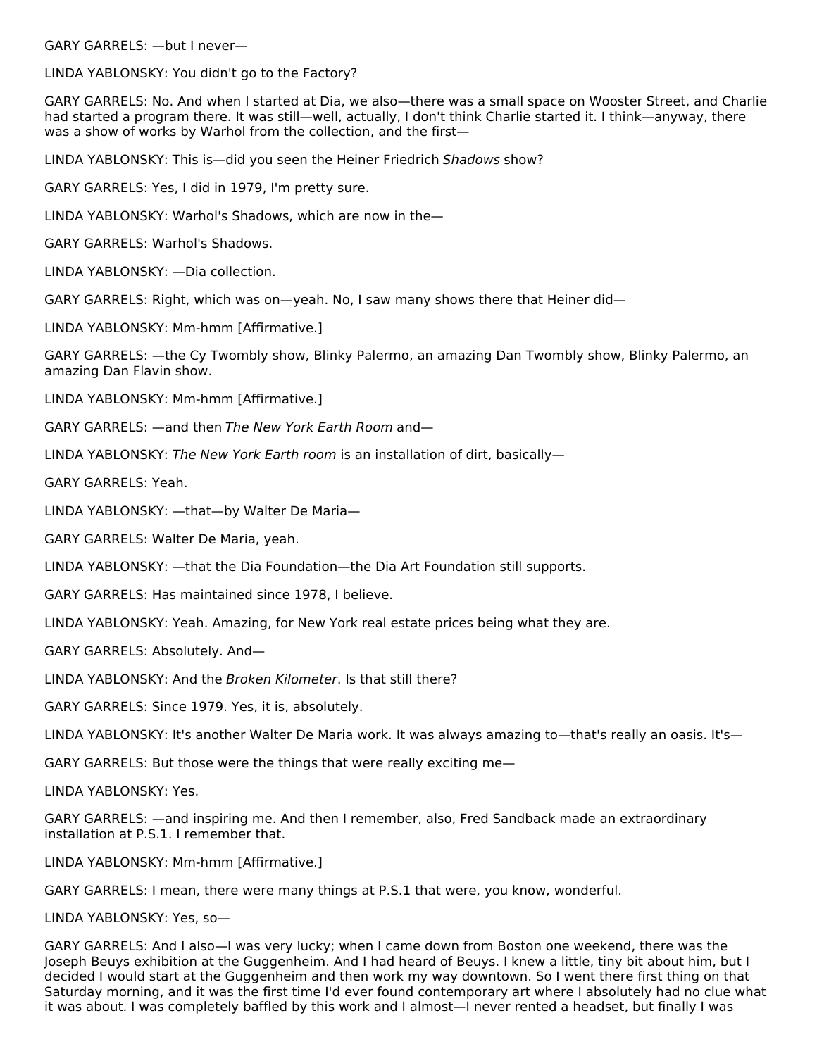GARY GARRELS: —but I never—

LINDA YABLONSKY: You didn't go to the Factory?

GARY GARRELS: No. And when I started at Dia, we also—there was a small space on Wooster Street, and Charlie had started a program there. It was still—well, actually, I don't think Charlie started it. I think—anyway, there was a show of works by Warhol from the collection, and the first—

LINDA YABLONSKY: This is—did you seen the Heiner Friedrich *Shadows* show?

GARY GARRELS: Yes, I did in 1979, I'm pretty sure.

LINDA YABLONSKY: Warhol's Shadows, which are now in the—

GARY GARRELS: Warhol's Shadows.

LINDA YABLONSKY: —Dia collection.

GARY GARRELS: Right, which was on—yeah. No, I saw many shows there that Heiner did—

LINDA YABLONSKY: Mm-hmm [Affirmative.]

GARY GARRELS: —the Cy Twombly show, Blinky Palermo, an amazing Dan Twombly show, Blinky Palermo, an amazing Dan Flavin show.

LINDA YABLONSKY: Mm-hmm [Affirmative.]

GARY GARRELS: —and then *The New York Earth Room* and—

LINDA YABLONSKY: *The New York Earth room* is an installation of dirt, basically—

GARY GARRELS: Yeah.

LINDA YABLONSKY: —that—by Walter De Maria—

GARY GARRELS: Walter De Maria, yeah.

LINDA YABLONSKY: —that the Dia Foundation—the Dia Art Foundation still supports.

GARY GARRELS: Has maintained since 1978, I believe.

LINDA YABLONSKY: Yeah. Amazing, for New York real estate prices being what they are.

GARY GARRELS: Absolutely. And—

LINDA YABLONSKY: And the *Broken Kilometer*. Is that still there?

GARY GARRELS: Since 1979. Yes, it is, absolutely.

LINDA YABLONSKY: It's another Walter De Maria work. It was always amazing to—that's really an oasis. It's—

GARY GARRELS: But those were the things that were really exciting me—

LINDA YABLONSKY: Yes.

GARY GARRELS: —and inspiring me. And then I remember, also, Fred Sandback made an extraordinary installation at P.S.1. I remember that.

LINDA YABLONSKY: Mm-hmm [Affirmative.]

GARY GARRELS: I mean, there were many things at P.S.1 that were, you know, wonderful.

LINDA YABLONSKY: Yes, so—

GARY GARRELS: And I also—I was very lucky; when I came down from Boston one weekend, there was the Joseph Beuys exhibition at the Guggenheim. And I had heard of Beuys. I knew a little, tiny bit about him, but I decided I would start at the Guggenheim and then work my way downtown. So I went there first thing on that Saturday morning, and it was the first time I'd ever found contemporary art where I absolutely had no clue what it was about. I was completely baffled by this work and I almost—I never rented a headset, but finally I was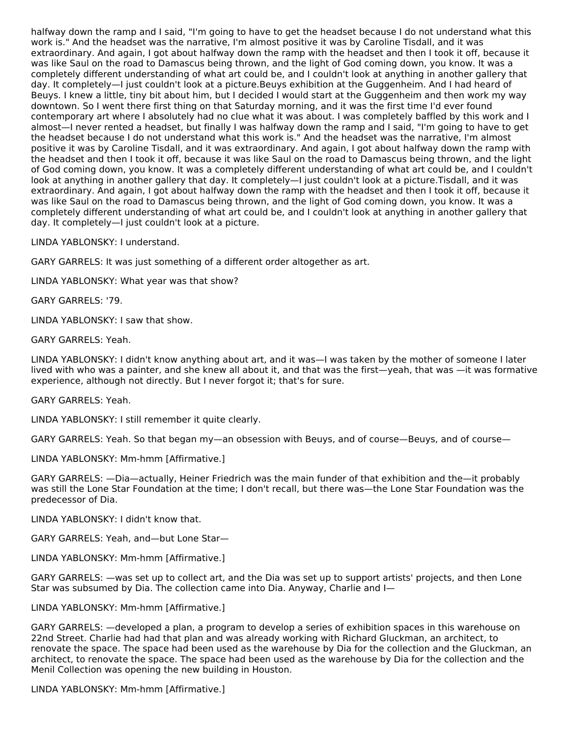halfway down the ramp and I said, "I'm going to have to get the headset because I do not understand what this work is." And the headset was the narrative, I'm almost positive it was by Caroline Tisdall, and it was extraordinary. And again, I got about halfway down the ramp with the headset and then I took it off, because it was like Saul on the road to Damascus being thrown, and the light of God coming down, you know. It was a completely different understanding of what art could be, and I couldn't look at anything in another gallery that day. It completely—I just couldn't look at a picture.Beuys exhibition at the Guggenheim. And I had heard of Beuys. I knew a little, tiny bit about him, but I decided I would start at the Guggenheim and then work my way downtown. So I went there first thing on that Saturday morning, and it was the first time I'd ever found contemporary art where I absolutely had no clue what it was about. I was completely baffled by this work and I almost—I never rented a headset, but finally I was halfway down the ramp and I said, "I'm going to have to get the headset because I do not understand what this work is." And the headset was the narrative, I'm almost positive it was by Caroline Tisdall, and it was extraordinary. And again, I got about halfway down the ramp with the headset and then I took it off, because it was like Saul on the road to Damascus being thrown, and the light of God coming down, you know. It was a completely different understanding of what art could be, and I couldn't look at anything in another gallery that day. It completely—I just couldn't look at a picture.Tisdall, and it was extraordinary. And again, I got about halfway down the ramp with the headset and then I took it off, because it was like Saul on the road to Damascus being thrown, and the light of God coming down, you know. It was a completely different understanding of what art could be, and I couldn't look at anything in another gallery that day. It completely—I just couldn't look at a picture.

LINDA YABLONSKY: I understand.

GARY GARRELS: It was just something of a different order altogether as art.

LINDA YABLONSKY: What year was that show?

GARY GARRELS: '79.

LINDA YABLONSKY: I saw that show.

GARY GARRELS: Yeah.

LINDA YABLONSKY: I didn't know anything about art, and it was—I was taken by the mother of someone I later lived with who was a painter, and she knew all about it, and that was the first—yeah, that was —it was formative experience, although not directly. But I never forgot it; that's for sure.

GARY GARRELS: Yeah.

LINDA YABLONSKY: I still remember it quite clearly.

GARY GARRELS: Yeah. So that began my—an obsession with Beuys, and of course—Beuys, and of course—

LINDA YABLONSKY: Mm-hmm [Affirmative.]

GARY GARRELS: —Dia—actually, Heiner Friedrich was the main funder of that exhibition and the—it probably was still the Lone Star Foundation at the time; I don't recall, but there was—the Lone Star Foundation was the predecessor of Dia.

LINDA YABLONSKY: I didn't know that.

GARY GARRELS: Yeah, and—but Lone Star—

LINDA YABLONSKY: Mm-hmm [Affirmative.]

GARY GARRELS: —was set up to collect art, and the Dia was set up to support artists' projects, and then Lone Star was subsumed by Dia. The collection came into Dia. Anyway, Charlie and I—

LINDA YABLONSKY: Mm-hmm [Affirmative.]

GARY GARRELS: —developed a plan, a program to develop a series of exhibition spaces in this warehouse on 22nd Street. Charlie had had that plan and was already working with Richard Gluckman, an architect, to renovate the space. The space had been used as the warehouse by Dia for the collection and the Gluckman, an architect, to renovate the space. The space had been used as the warehouse by Dia for the collection and the Menil Collection was opening the new building in Houston.

LINDA YABLONSKY: Mm-hmm [Affirmative.]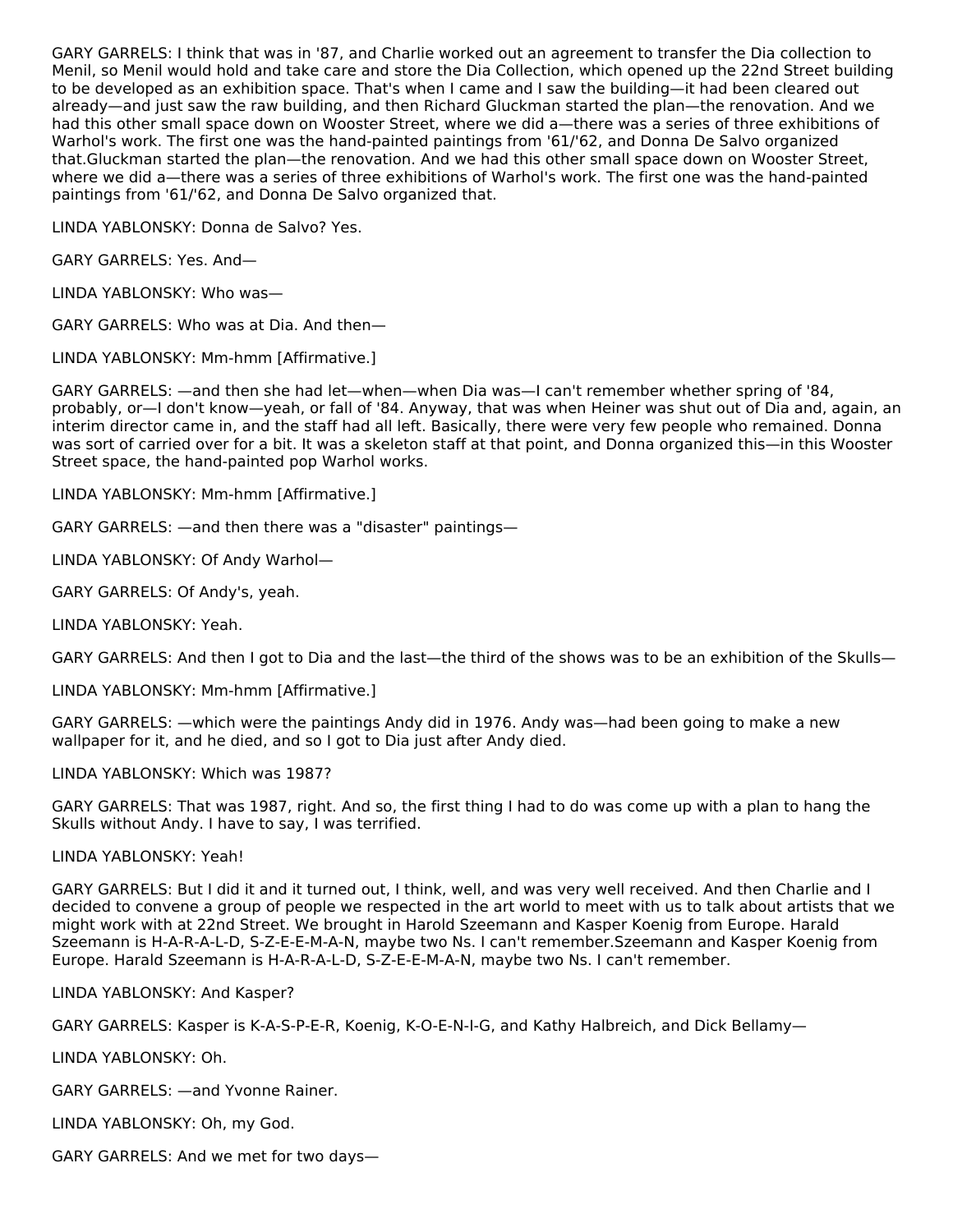GARY GARRELS: I think that was in '87, and Charlie worked out an agreement to transfer the Dia collection to Menil, so Menil would hold and take care and store the Dia Collection, which opened up the 22nd Street building to be developed as an exhibition space. That's when I came and I saw the building—it had been cleared out already—and just saw the raw building, and then Richard Gluckman started the plan—the renovation. And we had this other small space down on Wooster Street, where we did a—there was a series of three exhibitions of Warhol's work. The first one was the hand-painted paintings from '61/'62, and Donna De Salvo organized that.Gluckman started the plan—the renovation. And we had this other small space down on Wooster Street, where we did a—there was a series of three exhibitions of Warhol's work. The first one was the hand-painted paintings from '61/'62, and Donna De Salvo organized that.

LINDA YABLONSKY: Donna de Salvo? Yes.

GARY GARRELS: Yes. And—

LINDA YABLONSKY: Who was—

GARY GARRELS: Who was at Dia. And then—

LINDA YABLONSKY: Mm-hmm [Affirmative.]

GARY GARRELS: —and then she had let—when—when Dia was—I can't remember whether spring of '84, probably, or—I don't know—yeah, or fall of '84. Anyway, that was when Heiner was shut out of Dia and, again, an interim director came in, and the staff had all left. Basically, there were very few people who remained. Donna was sort of carried over for a bit. It was a skeleton staff at that point, and Donna organized this—in this Wooster Street space, the hand-painted pop Warhol works.

LINDA YABLONSKY: Mm-hmm [Affirmative.]

GARY GARRELS: —and then there was a "disaster" paintings—

LINDA YABLONSKY: Of Andy Warhol—

GARY GARRELS: Of Andy's, yeah.

LINDA YABLONSKY: Yeah.

GARY GARRELS: And then I got to Dia and the last—the third of the shows was to be an exhibition of the Skulls—

LINDA YABLONSKY: Mm-hmm [Affirmative.]

GARY GARRELS: —which were the paintings Andy did in 1976. Andy was—had been going to make a new wallpaper for it, and he died, and so I got to Dia just after Andy died.

LINDA YABLONSKY: Which was 1987?

GARY GARRELS: That was 1987, right. And so, the first thing I had to do was come up with a plan to hang the Skulls without Andy. I have to say, I was terrified.

LINDA YABLONSKY: Yeah!

GARY GARRELS: But I did it and it turned out, I think, well, and was very well received. And then Charlie and I decided to convene a group of people we respected in the art world to meet with us to talk about artists that we might work with at 22nd Street. We brought in Harold Szeemann and Kasper Koenig from Europe. Harald Szeemann is H-A-R-A-L-D, S-Z-E-E-M-A-N, maybe two Ns. I can't remember.Szeemann and Kasper Koenig from Europe. Harald Szeemann is H-A-R-A-L-D, S-Z-E-E-M-A-N, maybe two Ns. I can't remember.

LINDA YABLONSKY: And Kasper?

GARY GARRELS: Kasper is K-A-S-P-E-R, Koenig, K-O-E-N-I-G, and Kathy Halbreich, and Dick Bellamy—

LINDA YABLONSKY: Oh.

GARY GARRELS: —and Yvonne Rainer.

LINDA YABLONSKY: Oh, my God.

GARY GARRELS: And we met for two days—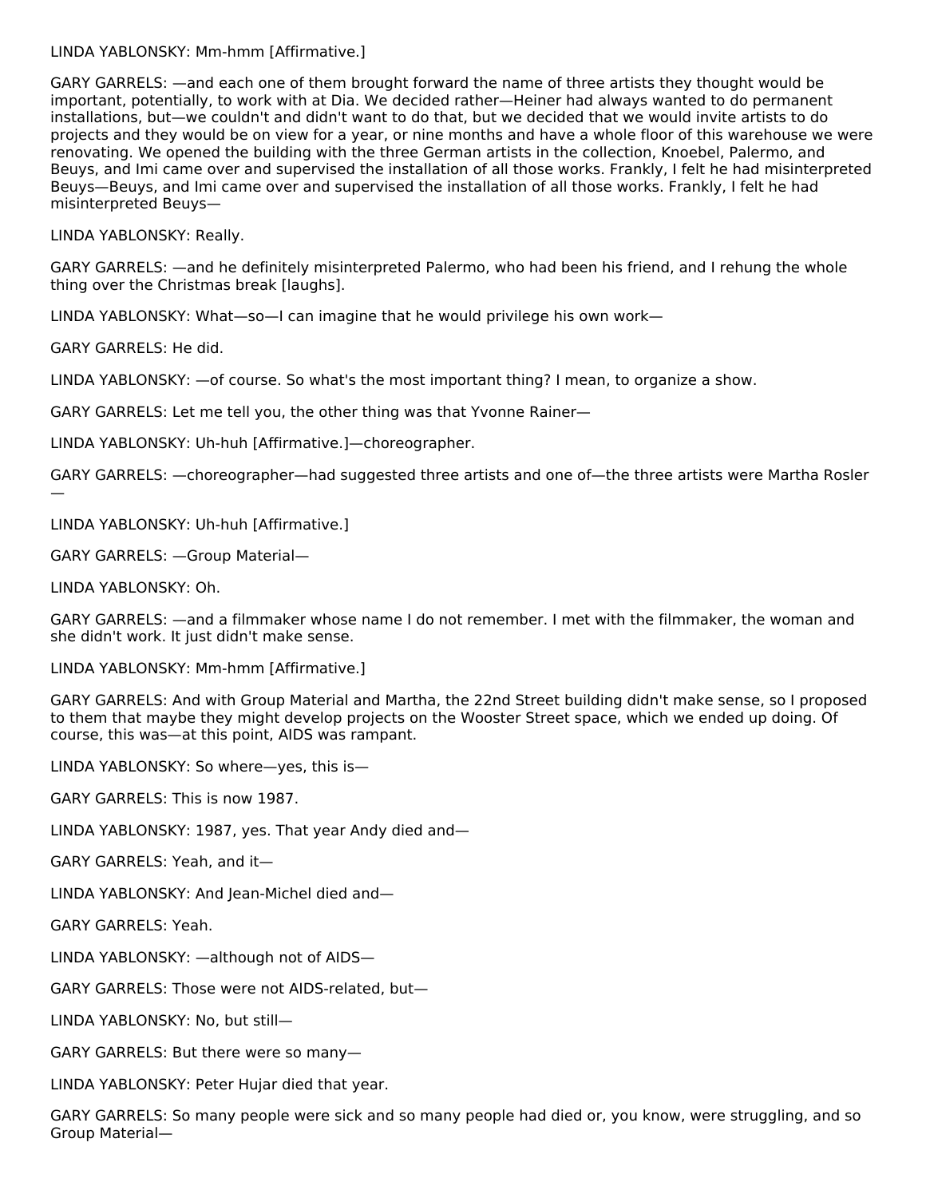LINDA YABLONSKY: Mm-hmm [Affirmative.]

GARY GARRELS: —and each one of them brought forward the name of three artists they thought would be important, potentially, to work with at Dia. We decided rather—Heiner had always wanted to do permanent installations, but—we couldn't and didn't want to do that, but we decided that we would invite artists to do projects and they would be on view for a year, or nine months and have a whole floor of this warehouse we were renovating. We opened the building with the three German artists in the collection, Knoebel, Palermo, and Beuys, and Imi came over and supervised the installation of all those works. Frankly, I felt he had misinterpreted Beuys—Beuys, and Imi came over and supervised the installation of all those works. Frankly, I felt he had misinterpreted Beuys—

LINDA YABLONSKY: Really.

GARY GARRELS: —and he definitely misinterpreted Palermo, who had been his friend, and I rehung the whole thing over the Christmas break [laughs].

LINDA YABLONSKY: What—so—I can imagine that he would privilege his own work—

GARY GARRELS: He did.

LINDA YABLONSKY: —of course. So what's the most important thing? I mean, to organize a show.

GARY GARRELS: Let me tell you, the other thing was that Yvonne Rainer—

LINDA YABLONSKY: Uh-huh [Affirmative.]—choreographer.

GARY GARRELS: —choreographer—had suggested three artists and one of—the three artists were Martha Rosler—

LINDA YABLONSKY: Uh-huh [Affirmative.]

GARY GARRELS: —Group Material—

LINDA YABLONSKY: Oh.

GARY GARRELS: —and a filmmaker whose name I do not remember. I met with the filmmaker, the woman and she didn't work. It just didn't make sense.

LINDA YABLONSKY: Mm-hmm [Affirmative.]

GARY GARRELS: And with Group Material and Martha, the 22nd Street building didn't make sense, so I proposed to them that maybe they might develop projects on the Wooster Street space, which we ended up doing. Of course, this was—at this point, AIDS was rampant.

LINDA YABLONSKY: So where—yes, this is—

GARY GARRELS: This is now 1987.

LINDA YABLONSKY: 1987, yes. That year Andy died and—

GARY GARRELS: Yeah, and it—

LINDA YABLONSKY: And Jean-Michel died and—

GARY GARRELS: Yeah.

LINDA YABLONSKY: —although not of AIDS—

GARY GARRELS: Those were not AIDS-related, but—

LINDA YABLONSKY: No, but still—

GARY GARRELS: But there were so many—

LINDA YABLONSKY: Peter Hujar died that year.

GARY GARRELS: So many people were sick and so many people had died or, you know, were struggling, and so Group Material—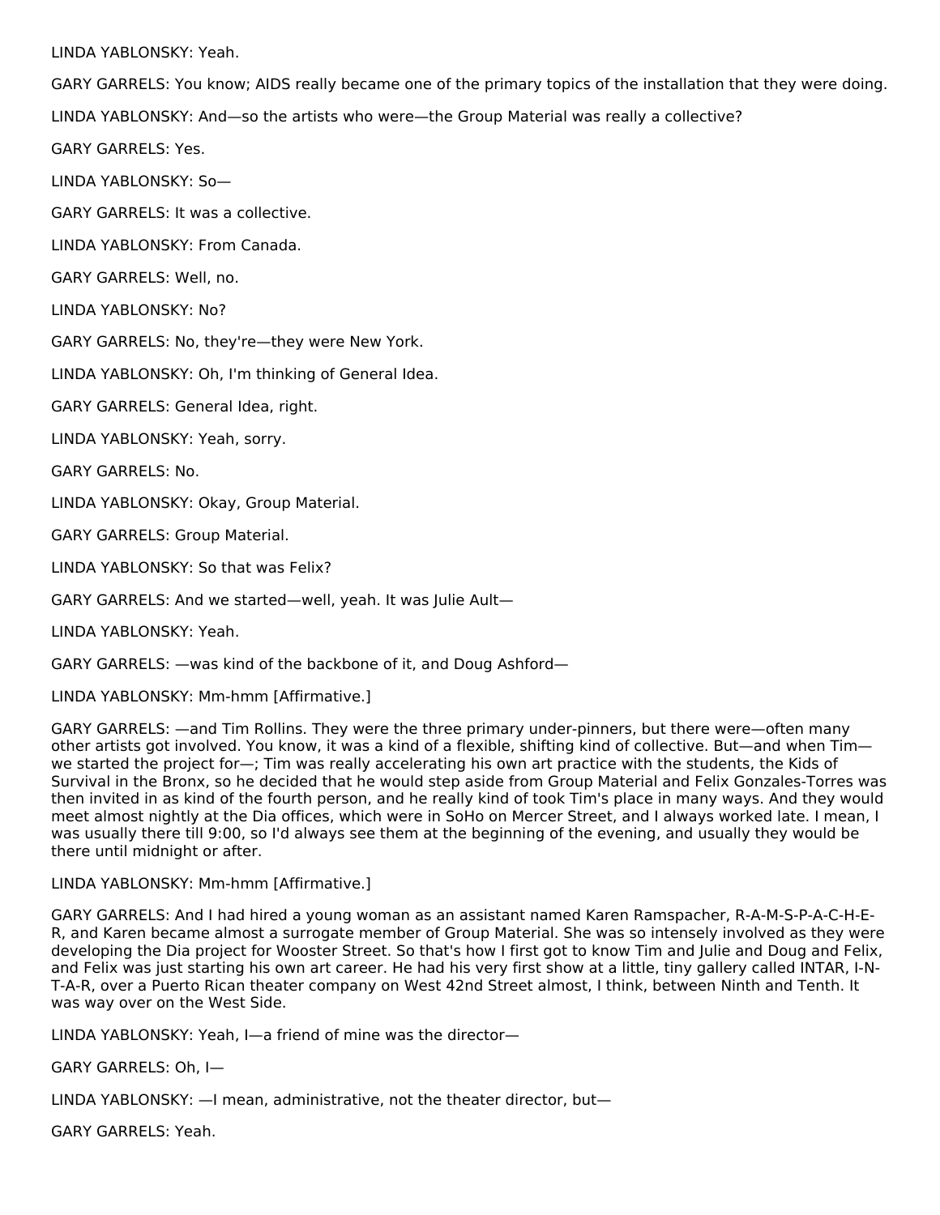LINDA YABLONSKY: Yeah.

GARY GARRELS: You know; AIDS really became one of the primary topics of the installation that they were doing.

LINDA YABLONSKY: And—so the artists who were—the Group Material was really a collective?

GARY GARRELS: Yes.

LINDA YABLONSKY: So—

GARY GARRELS: It was a collective.

LINDA YABLONSKY: From Canada.

GARY GARRELS: Well, no.

LINDA YABLONSKY: No?

GARY GARRELS: No, they're—they were New York.

LINDA YABLONSKY: Oh, I'm thinking of General Idea.

GARY GARRELS: General Idea, right.

LINDA YABLONSKY: Yeah, sorry.

GARY GARRELS: No.

LINDA YABLONSKY: Okay, Group Material.

GARY GARRELS: Group Material.

LINDA YABLONSKY: So that was Felix?

GARY GARRELS: And we started—well, yeah. It was Julie Ault—

LINDA YABLONSKY: Yeah.

GARY GARRELS: —was kind of the backbone of it, and Doug Ashford—

LINDA YABLONSKY: Mm-hmm [Affirmative.]

GARY GARRELS: —and Tim Rollins. They were the three primary under-pinners, but there were—often many other artists got involved. You know, it was a kind of a flexible, shifting kind of collective. But—and when Tim—we started the project for—; Tim was really accelerating his own art practice with the students, the Kids of Survival in the Bronx, so he decided that he would step aside from Group Material and Felix Gonzales-Torres was then invited in as kind of the fourth person, and he really kind of took Tim's place in many ways. And they would meet almost nightly at the Dia offices, which were in SoHo on Mercer Street, and I always worked late. I mean, I was usually there till 9:00, so I'd always see them at the beginning of the evening, and usually they would be there until midnight or after.

LINDA YABLONSKY: Mm-hmm [Affirmative.]

GARY GARRELS: And I had hired a young woman as an assistant named Karen Ramspacher, R-A-M-S-P-A-C-H-E-R, and Karen became almost a surrogate member of Group Material. She was so intensely involved as they were developing the Dia project for Wooster Street. So that's how I first got to know Tim and Julie and Doug and Felix, and Felix was just starting his own art career. He had his very first show at a little, tiny gallery called INTAR, I-N-T-A-R, over a Puerto Rican theater company on West 42nd Street almost, I think, between Ninth and Tenth. It was way over on the West Side.

LINDA YABLONSKY: Yeah, I—a friend of mine was the director—

GARY GARRELS: Oh, I—

LINDA YABLONSKY: —I mean, administrative, not the theater director, but—

GARY GARRELS: Yeah.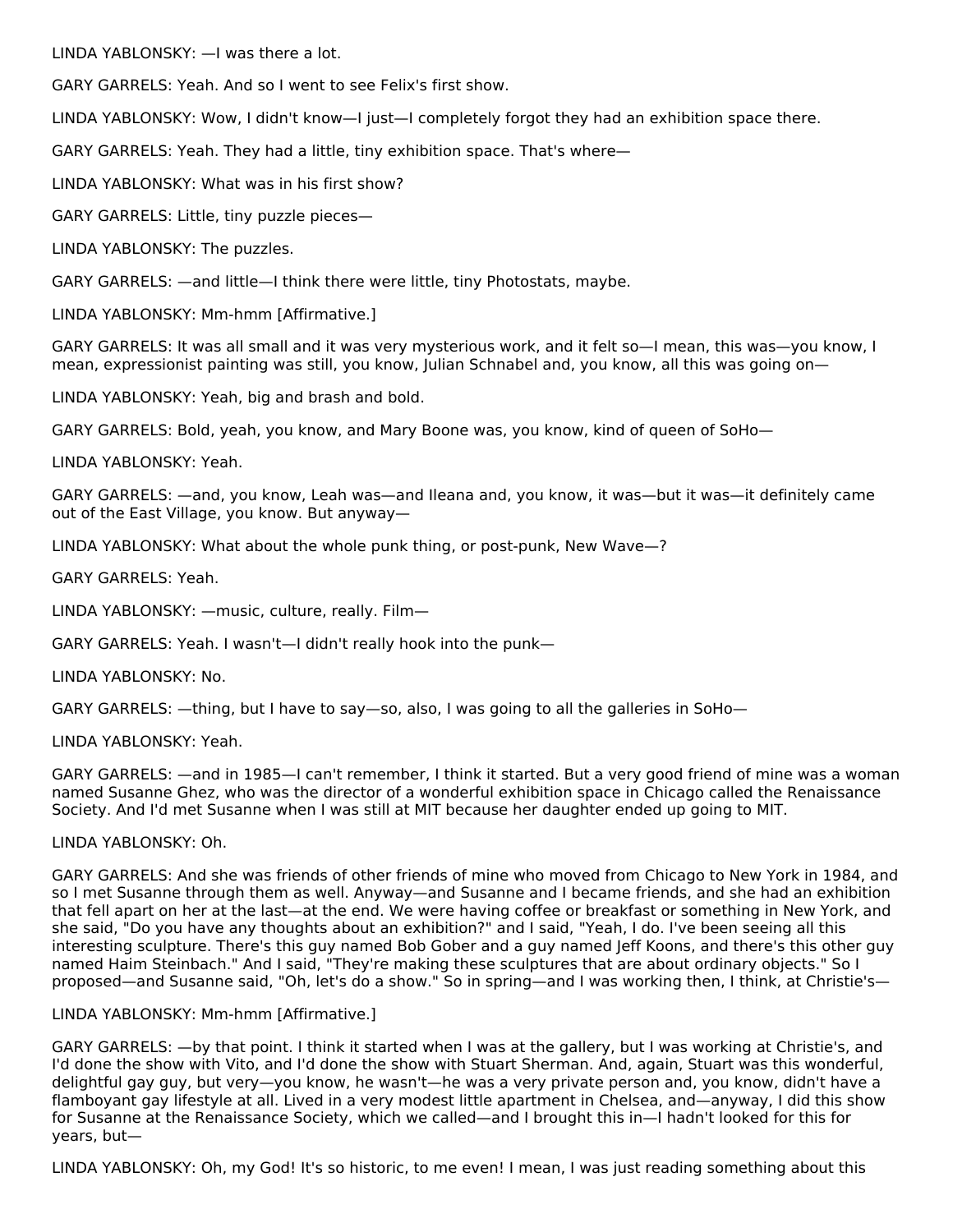LINDA YABLONSKY: —I was there a lot.

GARY GARRELS: Yeah. And so I went to see Felix's first show.

LINDA YABLONSKY: Wow, I didn't know—I just—I completely forgot they had an exhibition space there.

GARY GARRELS: Yeah. They had a little, tiny exhibition space. That's where—

LINDA YABLONSKY: What was in his first show?

GARY GARRELS: Little, tiny puzzle pieces—

LINDA YABLONSKY: The puzzles.

GARY GARRELS: —and little—I think there were little, tiny Photostats, maybe.

LINDA YABLONSKY: Mm-hmm [Affirmative.]

GARY GARRELS: It was all small and it was very mysterious work, and it felt so—I mean, this was—you know, I mean, expressionist painting was still, you know, Julian Schnabel and, you know, all this was going on—

LINDA YABLONSKY: Yeah, big and brash and bold.

GARY GARRELS: Bold, yeah, you know, and Mary Boone was, you know, kind of queen of SoHo—

LINDA YABLONSKY: Yeah.

GARY GARRELS: —and, you know, Leah was—and Ileana and, you know, it was—but it was—it definitely came out of the East Village, you know. But anyway—

LINDA YABLONSKY: What about the whole punk thing, or post-punk, New Wave—?

GARY GARRELS: Yeah.

LINDA YABLONSKY: —music, culture, really. Film—

GARY GARRELS: Yeah. I wasn't—I didn't really hook into the punk—

LINDA YABLONSKY: No.

GARY GARRELS: —thing, but I have to say—so, also, I was going to all the galleries in SoHo—

LINDA YABLONSKY: Yeah.

GARY GARRELS: —and in 1985—I can't remember, I think it started. But a very good friend of mine was a woman named Susanne Ghez, who was the director of a wonderful exhibition space in Chicago called the Renaissance Society. And I'd met Susanne when I was still at MIT because her daughter ended up going to MIT.

LINDA YABLONSKY: Oh.

GARY GARRELS: And she was friends of other friends of mine who moved from Chicago to New York in 1984, and so I met Susanne through them as well. Anyway—and Susanne and I became friends, and she had an exhibition that fell apart on her at the last—at the end. We were having coffee or breakfast or something in New York, and she said, "Do you have any thoughts about an exhibition?" and I said, "Yeah, I do. I've been seeing all this interesting sculpture. There's this guy named Bob Gober and a guy named Jeff Koons, and there's this other guy named Haim Steinbach." And I said, "They're making these sculptures that are about ordinary objects." So I proposed—and Susanne said, "Oh, let's do a show." So in spring—and I was working then, I think, at Christie's—

LINDA YABLONSKY: Mm-hmm [Affirmative.]

GARY GARRELS: —by that point. I think it started when I was at the gallery, but I was working at Christie's, and I'd done the show with Vito, and I'd done the show with Stuart Sherman. And, again, Stuart was this wonderful, delightful gay guy, but very—you know, he wasn't—he was a very private person and, you know, didn't have a flamboyant gay lifestyle at all. Lived in a very modest little apartment in Chelsea, and—anyway, I did this show for Susanne at the Renaissance Society, which we called—and I brought this in—I hadn't looked for this for years, but—

LINDA YABLONSKY: Oh, my God! It's so historic, to me even! I mean, I was just reading something about this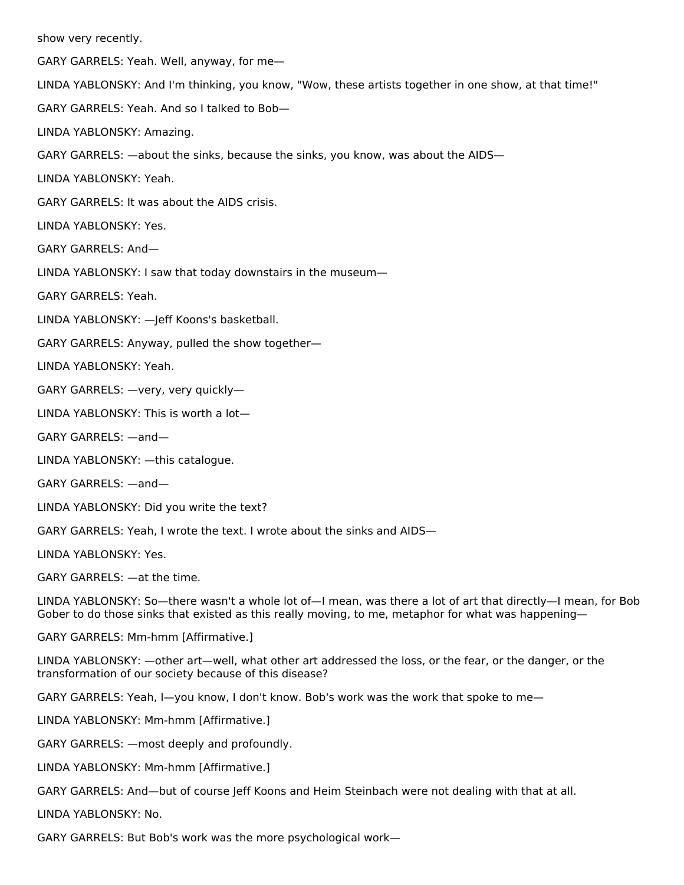show very recently.

GARY GARRELS: Yeah. Well, anyway, for me—

LINDA YABLONSKY: And I'm thinking, you know, "Wow, these artists together in one show, at that time!"

GARY GARRELS: Yeah. And so I talked to Bob—

LINDA YABLONSKY: Amazing.

GARY GARRELS: —about the sinks, because the sinks, you know, was about the AIDS—

LINDA YABLONSKY: Yeah.

GARY GARRELS: It was about the AIDS crisis.

LINDA YABLONSKY: Yes.

GARY GARRELS: And—

LINDA YABLONSKY: I saw that today downstairs in the museum—

GARY GARRELS: Yeah.

LINDA YABLONSKY: —Jeff Koons's basketball.

GARY GARRELS: Anyway, pulled the show together—

LINDA YABLONSKY: Yeah.

GARY GARRELS: —very, very quickly—

LINDA YABLONSKY: This is worth a lot—

GARY GARRELS: —and—

LINDA YABLONSKY: —this catalogue.

GARY GARRELS: —and—

LINDA YABLONSKY: Did you write the text?

GARY GARRELS: Yeah, I wrote the text. I wrote about the sinks and AIDS—

LINDA YABLONSKY: Yes.

GARY GARRELS: —at the time.

LINDA YABLONSKY: So—there wasn't a whole lot of—I mean, was there a lot of art that directly—I mean, for Bob Gober to do those sinks that existed as this really moving, to me, metaphor for what was happening—

GARY GARRELS: Mm-hmm [Affirmative.]

LINDA YABLONSKY: —other art—well, what other art addressed the loss, or the fear, or the danger, or the transformation of our society because of this disease?

GARY GARRELS: Yeah, I—you know, I don't know. Bob's work was the work that spoke to me—

LINDA YABLONSKY: Mm-hmm [Affirmative.]

GARY GARRELS: —most deeply and profoundly.

LINDA YABLONSKY: Mm-hmm [Affirmative.]

GARY GARRELS: And—but of course Jeff Koons and Heim Steinbach were not dealing with that at all.

LINDA YABLONSKY: No.

GARY GARRELS: But Bob's work was the more psychological work—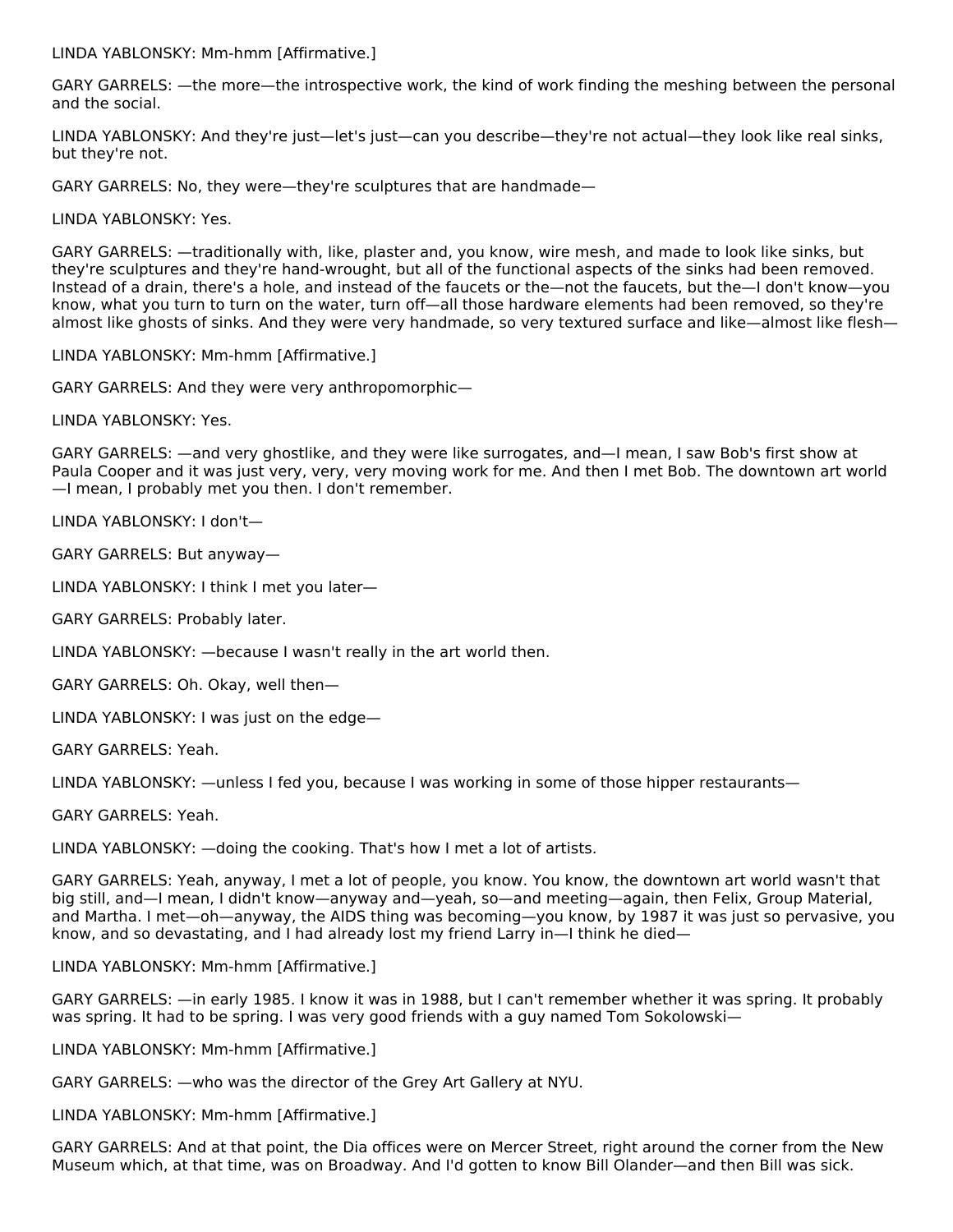LINDA YABLONSKY: Mm-hmm [Affirmative.]

GARY GARRELS: —the more—the introspective work, the kind of work finding the meshing between the personal and the social.

LINDA YABLONSKY: And they're just—let's just—can you describe—they're not actual—they look like real sinks, but they're not.

GARY GARRELS: No, they were—they're sculptures that are handmade—

LINDA YABLONSKY: Yes.

GARY GARRELS: —traditionally with, like, plaster and, you know, wire mesh, and made to look like sinks, but they're sculptures and they're hand-wrought, but all of the functional aspects of the sinks had been removed. Instead of a drain, there's a hole, and instead of the faucets or the—not the faucets, but the—I don't know—you know, what you turn to turn on the water, turn off—all those hardware elements had been removed, so they're almost like ghosts of sinks. And they were very handmade, so very textured surface and like—almost like flesh—

LINDA YABLONSKY: Mm-hmm [Affirmative.]

GARY GARRELS: And they were very anthropomorphic—

LINDA YABLONSKY: Yes.

GARY GARRELS: —and very ghostlike, and they were like surrogates, and—I mean, I saw Bob's first show at Paula Cooper and it was just very, very, very moving work for me. And then I met Bob. The downtown art world —I mean, I probably met you then. I don't remember.

LINDA YABLONSKY: I don't—

GARY GARRELS: But anyway—

LINDA YABLONSKY: I think I met you later—

GARY GARRELS: Probably later.

LINDA YABLONSKY: —because I wasn't really in the art world then.

GARY GARRELS: Oh. Okay, well then—

LINDA YABLONSKY: I was just on the edge—

GARY GARRELS: Yeah.

LINDA YABLONSKY: —unless I fed you, because I was working in some of those hipper restaurants—

GARY GARRELS: Yeah.

LINDA YABLONSKY: —doing the cooking. That's how I met a lot of artists.

GARY GARRELS: Yeah, anyway, I met a lot of people, you know. You know, the downtown art world wasn't that big still, and—I mean, I didn't know—anyway and—yeah, so—and meeting—again, then Felix, Group Material, and Martha. I met—oh—anyway, the AIDS thing was becoming—you know, by 1987 it was just so pervasive, you know, and so devastating, and I had already lost my friend Larry in—I think he died—

LINDA YABLONSKY: Mm-hmm [Affirmative.]

GARY GARRELS: —in early 1985. I know it was in 1988, but I can't remember whether it was spring. It probably was spring. It had to be spring. I was very good friends with a guy named Tom Sokolowski—

LINDA YABLONSKY: Mm-hmm [Affirmative.]

GARY GARRELS: —who was the director of the Grey Art Gallery at NYU.

LINDA YABLONSKY: Mm-hmm [Affirmative.]

GARY GARRELS: And at that point, the Dia offices were on Mercer Street, right around the corner from the New Museum which, at that time, was on Broadway. And I'd gotten to know Bill Olander—and then Bill was sick.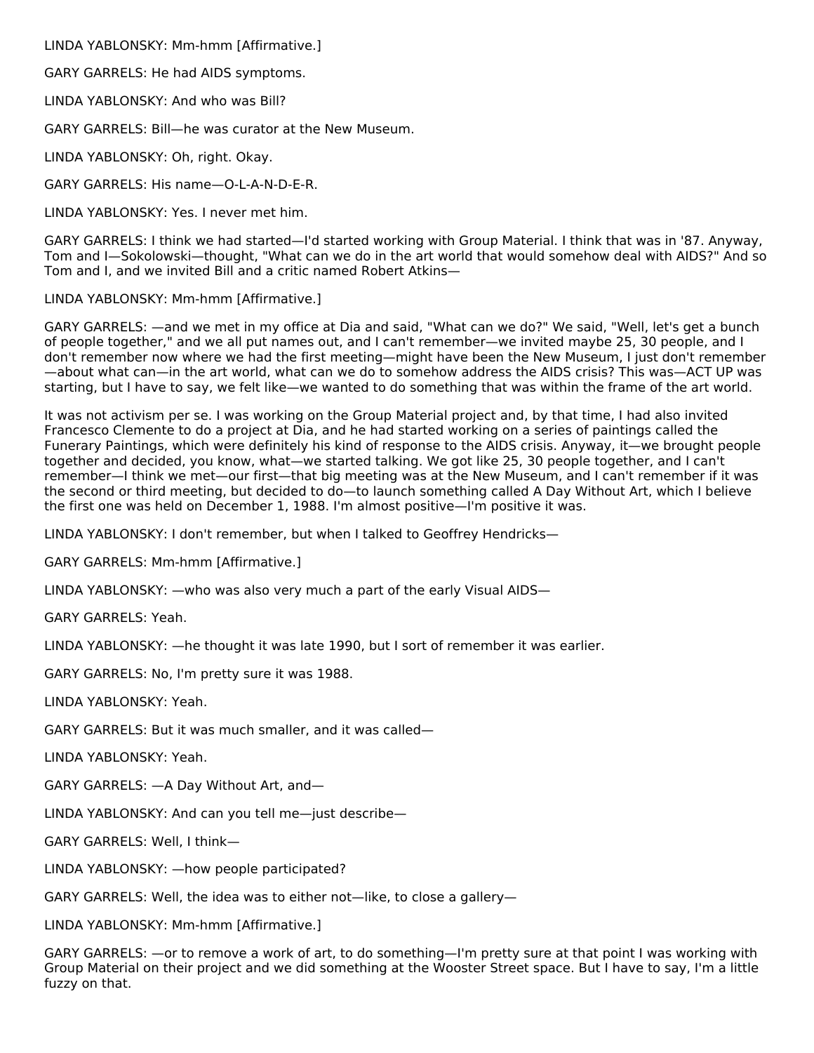LINDA YABLONSKY: Mm-hmm [Affirmative.]

GARY GARRELS: He had AIDS symptoms.

LINDA YABLONSKY: And who was Bill?

GARY GARRELS: Bill—he was curator at the New Museum.

LINDA YABLONSKY: Oh, right. Okay.

GARY GARRELS: His name—O-L-A-N-D-E-R.

LINDA YABLONSKY: Yes. I never met him.

GARY GARRELS: I think we had started—I'd started working with Group Material. I think that was in '87. Anyway, Tom and I—Sokolowski—thought, "What can we do in the art world that would somehow deal with AIDS?" And so Tom and I, and we invited Bill and a critic named Robert Atkins—

LINDA YABLONSKY: Mm-hmm [Affirmative.]

GARY GARRELS: —and we met in my office at Dia and said, "What can we do?" We said, "Well, let's get a bunch of people together," and we all put names out, and I can't remember—we invited maybe 25, 30 people, and I don't remember now where we had the first meeting—might have been the New Museum, I just don't remember—about what can—in the art world, what can we do to somehow address the AIDS crisis? This was—ACT UP was starting, but I have to say, we felt like—we wanted to do something that was within the frame of the art world.

It was not activism per se. I was working on the Group Material project and, by that time, I had also invited Francesco Clemente to do a project at Dia, and he had started working on a series of paintings called the Funerary Paintings, which were definitely his kind of response to the AIDS crisis. Anyway, it—we brought people together and decided, you know, what—we started talking. We got like 25, 30 people together, and I can't remember—I think we met—our first—that big meeting was at the New Museum, and I can't remember if it was the second or third meeting, but decided to do—to launch something called A Day Without Art, which I believe the first one was held on December 1, 1988. I'm almost positive—I'm positive it was.

LINDA YABLONSKY: I don't remember, but when I talked to Geoffrey Hendricks—

GARY GARRELS: Mm-hmm [Affirmative.]

LINDA YABLONSKY: —who was also very much a part of the early Visual AIDS—

GARY GARRELS: Yeah.

LINDA YABLONSKY: —he thought it was late 1990, but I sort of remember it was earlier.

GARY GARRELS: No, I'm pretty sure it was 1988.

LINDA YABLONSKY: Yeah.

GARY GARRELS: But it was much smaller, and it was called—

LINDA YABLONSKY: Yeah.

GARY GARRELS: —A Day Without Art, and—

LINDA YABLONSKY: And can you tell me—just describe—

GARY GARRELS: Well, I think—

LINDA YABLONSKY: —how people participated?

GARY GARRELS: Well, the idea was to either not—like, to close a gallery—

LINDA YABLONSKY: Mm-hmm [Affirmative.]

GARY GARRELS: —or to remove a work of art, to do something—I'm pretty sure at that point I was working with Group Material on their project and we did something at the Wooster Street space. But I have to say, I'm a little fuzzy on that.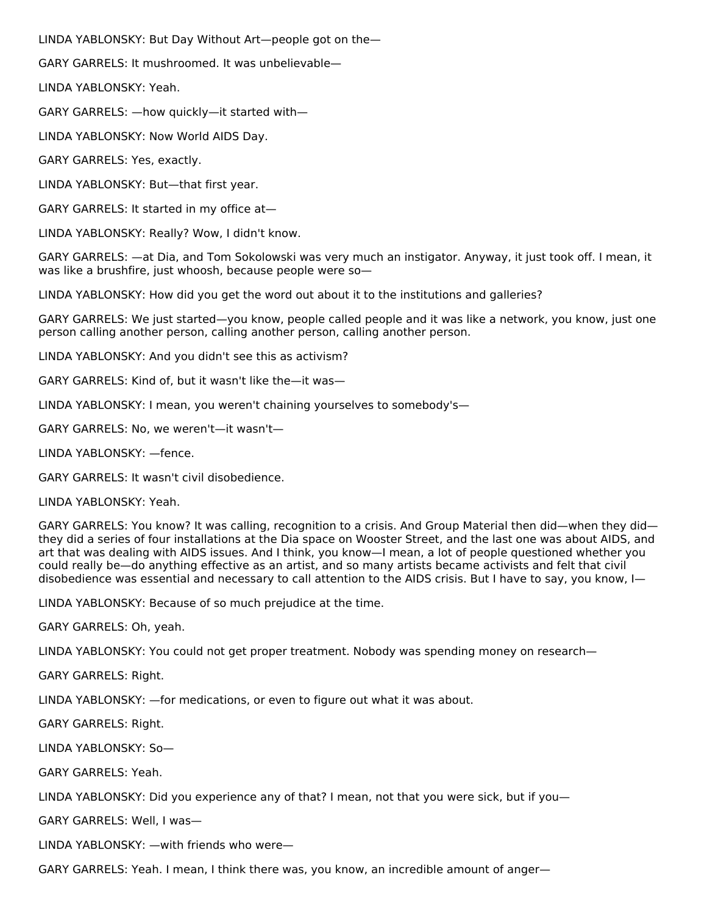LINDA YABLONSKY: But Day Without Art—people got on the—

GARY GARRELS: It mushroomed. It was unbelievable—

LINDA YABLONSKY: Yeah.

GARY GARRELS: —how quickly—it started with—

LINDA YABLONSKY: Now World AIDS Day.

GARY GARRELS: Yes, exactly.

LINDA YABLONSKY: But—that first year.

GARY GARRELS: It started in my office at—

LINDA YABLONSKY: Really? Wow, I didn't know.

GARY GARRELS: —at Dia, and Tom Sokolowski was very much an instigator. Anyway, it just took off. I mean, it was like a brushfire, just whoosh, because people were so—

LINDA YABLONSKY: How did you get the word out about it to the institutions and galleries?

GARY GARRELS: We just started—you know, people called people and it was like a network, you know, just one person calling another person, calling another person, calling another person.

LINDA YABLONSKY: And you didn't see this as activism?

GARY GARRELS: Kind of, but it wasn't like the—it was—

LINDA YABLONSKY: I mean, you weren't chaining yourselves to somebody's—

GARY GARRELS: No, we weren't—it wasn't—

LINDA YABLONSKY: —fence.

GARY GARRELS: It wasn't civil disobedience.

LINDA YABLONSKY: Yeah.

GARY GARRELS: You know? It was calling, recognition to a crisis. And Group Material then did—when they did—they did a series of four installations at the Dia space on Wooster Street, and the last one was about AIDS, and art that was dealing with AIDS issues. And I think, you know—I mean, a lot of people questioned whether you could really be—do anything effective as an artist, and so many artists became activists and felt that civil disobedience was essential and necessary to call attention to the AIDS crisis. But I have to say, you know, I—

LINDA YABLONSKY: Because of so much prejudice at the time.

GARY GARRELS: Oh, yeah.

LINDA YABLONSKY: You could not get proper treatment. Nobody was spending money on research—

GARY GARRELS: Right.

LINDA YABLONSKY: —for medications, or even to figure out what it was about.

GARY GARRELS: Right.

LINDA YABLONSKY: So—

GARY GARRELS: Yeah.

LINDA YABLONSKY: Did you experience any of that? I mean, not that you were sick, but if you—

GARY GARRELS: Well, I was—

LINDA YABLONSKY: —with friends who were—

GARY GARRELS: Yeah. I mean, I think there was, you know, an incredible amount of anger—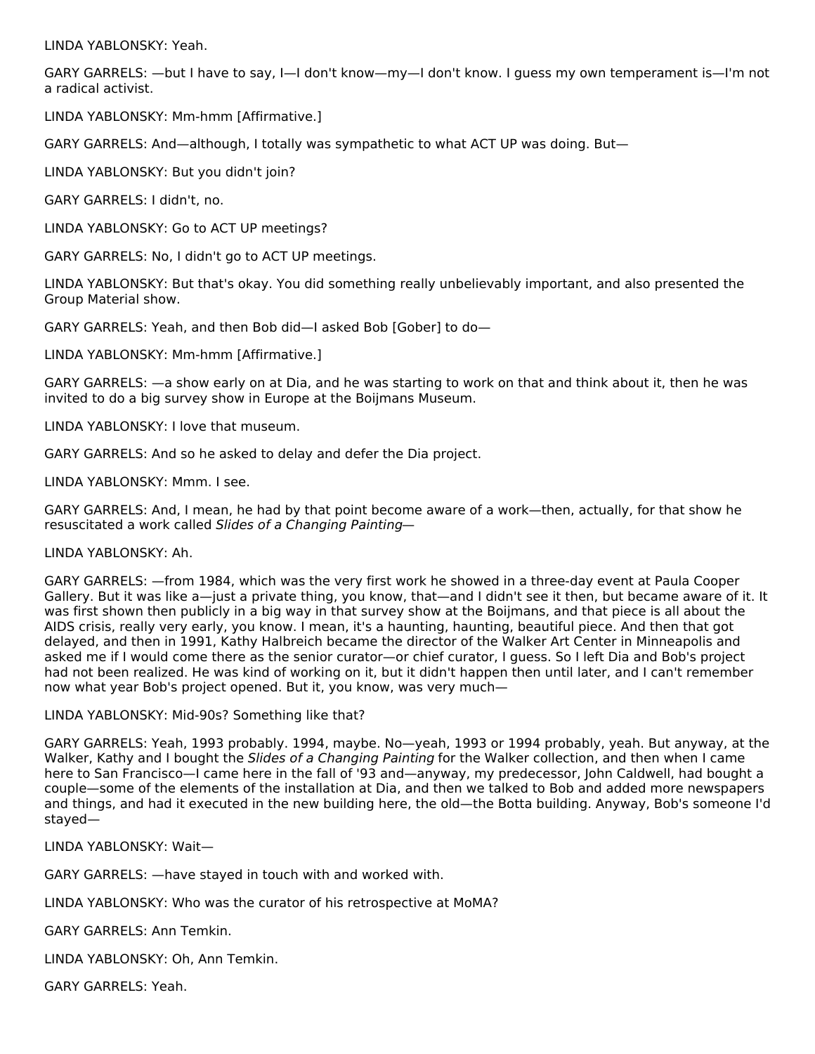LINDA YABLONSKY: Yeah.

GARY GARRELS: —but I have to say, I—I don't know—my—I don't know. I guess my own temperament is—I'm not a radical activist.

LINDA YABLONSKY: Mm-hmm [Affirmative.]

GARY GARRELS: And—although, I totally was sympathetic to what ACT UP was doing. But—

LINDA YABLONSKY: But you didn't join?

GARY GARRELS: I didn't, no.

LINDA YABLONSKY: Go to ACT UP meetings?

GARY GARRELS: No, I didn't go to ACT UP meetings.

LINDA YABLONSKY: But that's okay. You did something really unbelievably important, and also presented the Group Material show.

GARY GARRELS: Yeah, and then Bob did—I asked Bob [Gober] to do—

LINDA YABLONSKY: Mm-hmm [Affirmative.]

GARY GARRELS: —a show early on at Dia, and he was starting to work on that and think about it, then he was invited to do a big survey show in Europe at the Boijmans Museum.

LINDA YABLONSKY: I love that museum.

GARY GARRELS: And so he asked to delay and defer the Dia project.

LINDA YABLONSKY: Mmm. I see.

GARY GARRELS: And, I mean, he had by that point become aware of a work—then, actually, for that show he resuscitated a work called *Slides of a Changing Painting*—

LINDA YABLONSKY: Ah.

GARY GARRELS: —from 1984, which was the very first work he showed in a three-day event at Paula Cooper Gallery. But it was like a—just a private thing, you know, that—and I didn't see it then, but became aware of it. It was first shown then publicly in a big way in that survey show at the Boijmans, and that piece is all about the AIDS crisis, really very early, you know. I mean, it's a haunting, haunting, beautiful piece. And then that got delayed, and then in 1991, Kathy Halbreich became the director of the Walker Art Center in Minneapolis and asked me if I would come there as the senior curator—or chief curator, I guess. So I left Dia and Bob's project had not been realized. He was kind of working on it, but it didn't happen then until later, and I can't remember now what year Bob's project opened. But it, you know, was very much—

LINDA YABLONSKY: Mid-90s? Something like that?

GARY GARRELS: Yeah, 1993 probably. 1994, maybe. No—yeah, 1993 or 1994 probably, yeah. But anyway, at the Walker, Kathy and I bought the *Slides of a Changing Painting* for the Walker collection, and then when I came here to San Francisco—I came here in the fall of '93 and—anyway, my predecessor, John Caldwell, had bought a couple—some of the elements of the installation at Dia, and then we talked to Bob and added more newspapers and things, and had it executed in the new building here, the old—the Botta building. Anyway, Bob's someone I'd stayed—

LINDA YABLONSKY: Wait—

GARY GARRELS: —have stayed in touch with and worked with.

LINDA YABLONSKY: Who was the curator of his retrospective at MoMA?

GARY GARRELS: Ann Temkin.

LINDA YABLONSKY: Oh, Ann Temkin.

GARY GARRELS: Yeah.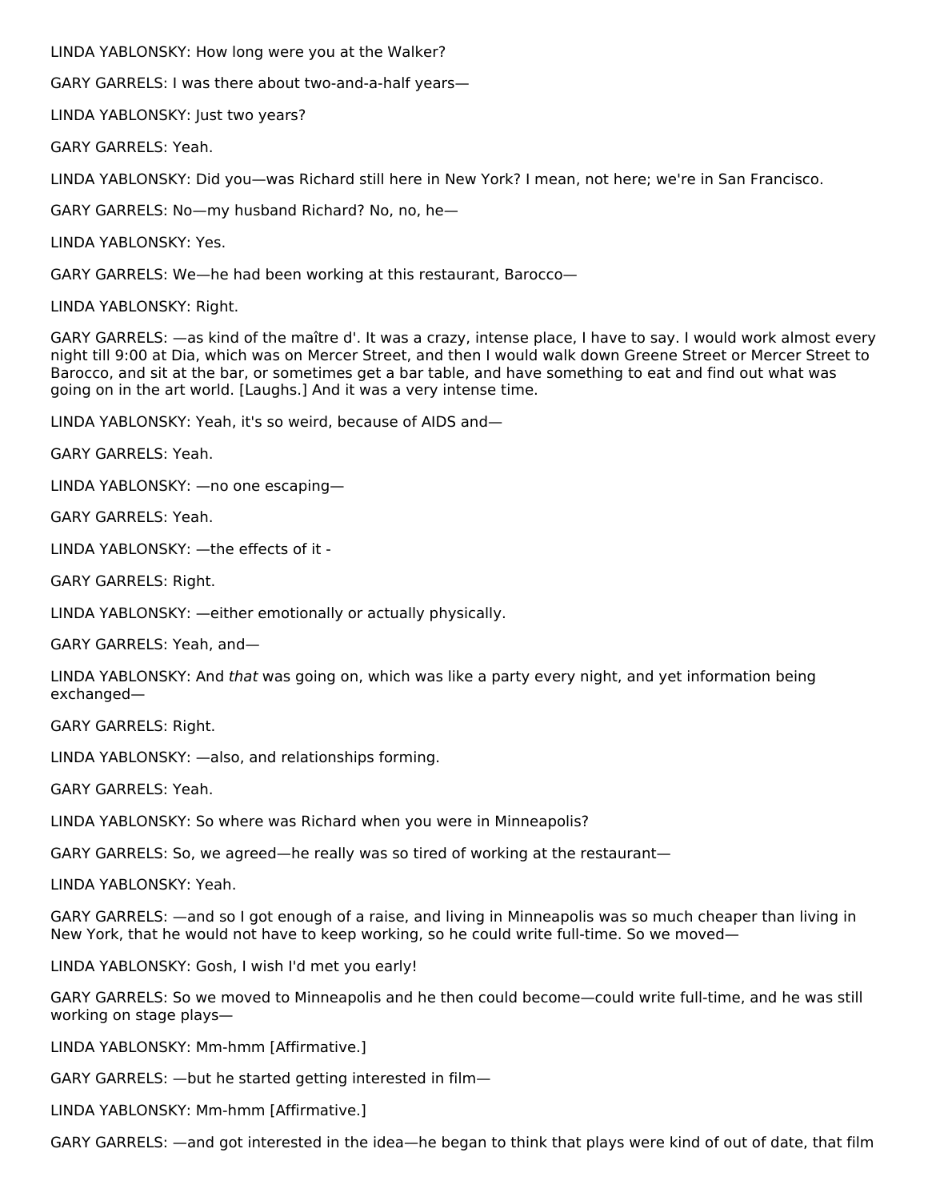LINDA YABLONSKY: How long were you at the Walker?

GARY GARRELS: I was there about two-and-a-half years—

LINDA YABLONSKY: Just two years?

GARY GARRELS: Yeah.

LINDA YABLONSKY: Did you—was Richard still here in New York? I mean, not here; we're in San Francisco.

GARY GARRELS: No—my husband Richard? No, no, he—

LINDA YABLONSKY: Yes.

GARY GARRELS: We—he had been working at this restaurant, Barocco—

LINDA YABLONSKY: Right.

GARY GARRELS: —as kind of the maître d'. It was a crazy, intense place, I have to say. I would work almost every night till 9:00 at Dia, which was on Mercer Street, and then I would walk down Greene Street or Mercer Street to Barocco, and sit at the bar, or sometimes get a bar table, and have something to eat and find out what was going on in the art world. [Laughs.] And it was a very intense time.

LINDA YABLONSKY: Yeah, it's so weird, because of AIDS and—

GARY GARRELS: Yeah.

LINDA YABLONSKY: —no one escaping—

GARY GARRELS: Yeah.

LINDA YABLONSKY: —the effects of it -

GARY GARRELS: Right.

LINDA YABLONSKY: —either emotionally or actually physically.

GARY GARRELS: Yeah, and—

LINDA YABLONSKY: And *that* was going on, which was like a party every night, and yet information being exchanged—

GARY GARRELS: Right.

LINDA YABLONSKY: —also, and relationships forming.

GARY GARRELS: Yeah.

LINDA YABLONSKY: So where was Richard when you were in Minneapolis?

GARY GARRELS: So, we agreed—he really was so tired of working at the restaurant—

LINDA YABLONSKY: Yeah.

GARY GARRELS: —and so I got enough of a raise, and living in Minneapolis was so much cheaper than living in New York, that he would not have to keep working, so he could write full-time. So we moved—

LINDA YABLONSKY: Gosh, I wish I'd met you early!

GARY GARRELS: So we moved to Minneapolis and he then could become—could write full-time, and he was still working on stage plays—

LINDA YABLONSKY: Mm-hmm [Affirmative.]

GARY GARRELS: —but he started getting interested in film—

LINDA YABLONSKY: Mm-hmm [Affirmative.]

GARY GARRELS: —and got interested in the idea—he began to think that plays were kind of out of date, that film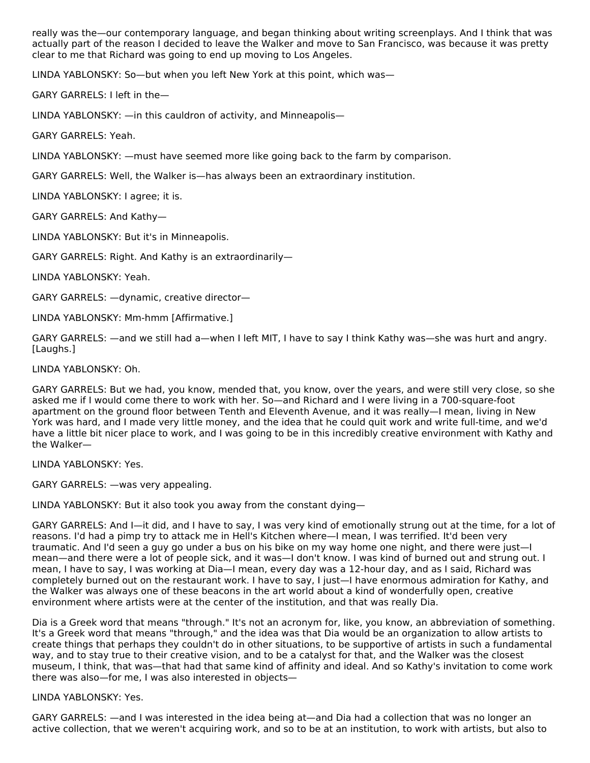really was the—our contemporary language, and began thinking about writing screenplays. And I think that was actually part of the reason I decided to leave the Walker and move to San Francisco, was because it was pretty clear to me that Richard was going to end up moving to Los Angeles.

LINDA YABLONSKY: So—but when you left New York at this point, which was—

GARY GARRELS: I left in the—

LINDA YABLONSKY: —in this cauldron of activity, and Minneapolis—

GARY GARRELS: Yeah.

LINDA YABLONSKY: —must have seemed more like going back to the farm by comparison.

GARY GARRELS: Well, the Walker is—has always been an extraordinary institution.

LINDA YABLONSKY: I agree; it is.

GARY GARRELS: And Kathy—

LINDA YABLONSKY: But it's in Minneapolis.

GARY GARRELS: Right. And Kathy is an extraordinarily—

LINDA YABLONSKY: Yeah.

GARY GARRELS: —dynamic, creative director—

LINDA YABLONSKY: Mm-hmm [Affirmative.]

GARY GARRELS: —and we still had a—when I left MIT, I have to say I think Kathy was—she was hurt and angry. [Laughs.]

LINDA YABLONSKY: Oh.

GARY GARRELS: But we had, you know, mended that, you know, over the years, and were still very close, so she asked me if I would come there to work with her. So—and Richard and I were living in a 700-square-foot apartment on the ground floor between Tenth and Eleventh Avenue, and it was really—I mean, living in New York was hard, and I made very little money, and the idea that he could quit work and write full-time, and we'd have a little bit nicer place to work, and I was going to be in this incredibly creative environment with Kathy and the Walker—

LINDA YABLONSKY: Yes.

GARY GARRELS: —was very appealing.

LINDA YABLONSKY: But it also took you away from the constant dying—

GARY GARRELS: And I—it did, and I have to say, I was very kind of emotionally strung out at the time, for a lot of reasons. I'd had a pimp try to attack me in Hell's Kitchen where—I mean, I was terrified. It'd been very traumatic. And I'd seen a guy go under a bus on his bike on my way home one night, and there were just—I mean—and there were a lot of people sick, and it was—I don't know. I was kind of burned out and strung out. I mean, I have to say, I was working at Dia—I mean, every day was a 12-hour day, and as I said, Richard was completely burned out on the restaurant work. I have to say, I just—I have enormous admiration for Kathy, and the Walker was always one of these beacons in the art world about a kind of wonderfully open, creative environment where artists were at the center of the institution, and that was really Dia.

Dia is a Greek word that means "through." It's not an acronym for, like, you know, an abbreviation of something. It's a Greek word that means "through," and the idea was that Dia would be an organization to allow artists to create things that perhaps they couldn't do in other situations, to be supportive of artists in such a fundamental way, and to stay true to their creative vision, and to be a catalyst for that, and the Walker was the closest museum, I think, that was—that had that same kind of affinity and ideal. And so Kathy's invitation to come work there was also—for me, I was also interested in objects—

LINDA YABLONSKY: Yes.

GARY GARRELS: —and I was interested in the idea being at—and Dia had a collection that was no longer an active collection, that we weren't acquiring work, and so to be at an institution, to work with artists, but also to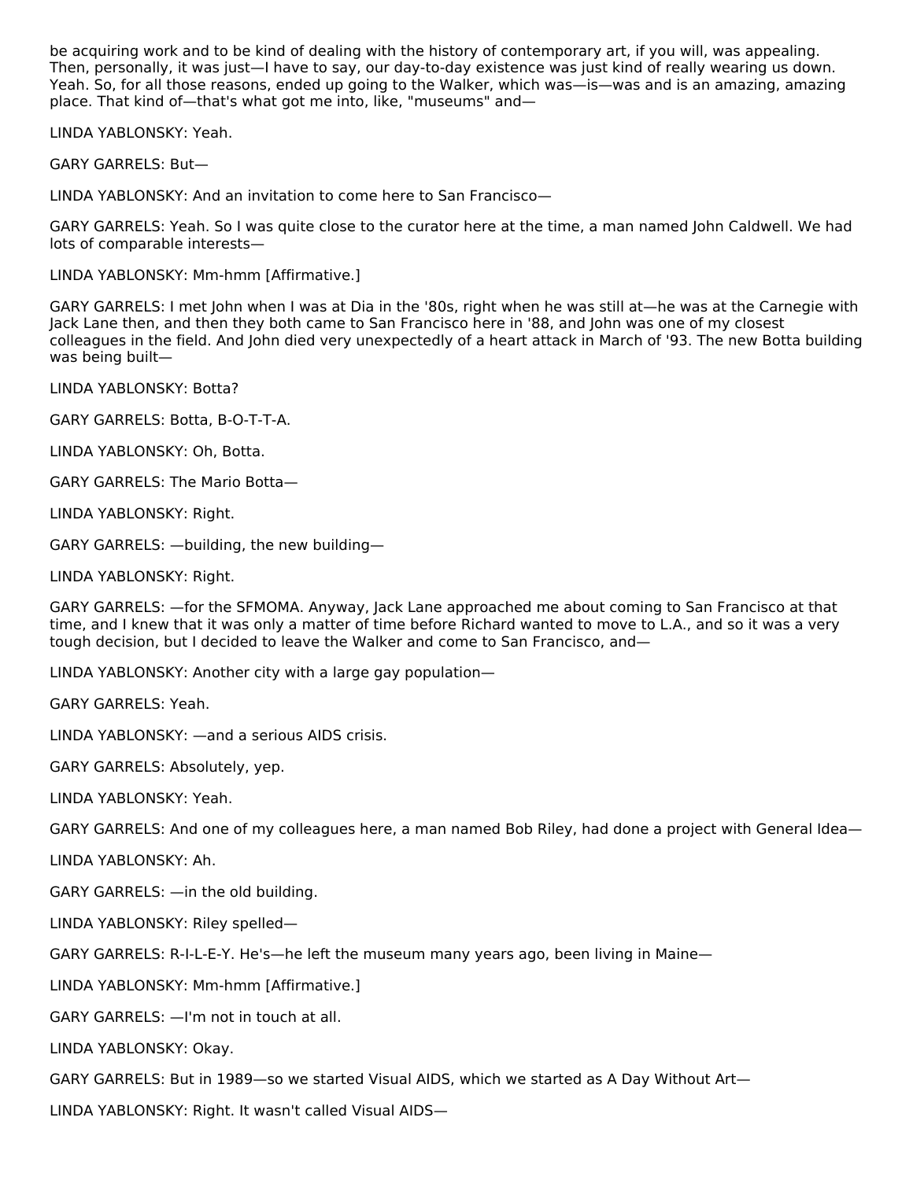be acquiring work and to be kind of dealing with the history of contemporary art, if you will, was appealing. Then, personally, it was just—I have to say, our day-to-day existence was just kind of really wearing us down. Yeah. So, for all those reasons, ended up going to the Walker, which was—is—was and is an amazing, amazing place. That kind of—that's what got me into, like, "museums" and—

LINDA YABLONSKY: Yeah.

GARY GARRELS: But—

LINDA YABLONSKY: And an invitation to come here to San Francisco—

GARY GARRELS: Yeah. So I was quite close to the curator here at the time, a man named John Caldwell. We had lots of comparable interests—

LINDA YABLONSKY: Mm-hmm [Affirmative.]

GARY GARRELS: I met John when I was at Dia in the '80s, right when he was still at—he was at the Carnegie with Jack Lane then, and then they both came to San Francisco here in '88, and John was one of my closest colleagues in the field. And John died very unexpectedly of a heart attack in March of '93. The new Botta building was being built—

LINDA YABLONSKY: Botta?

GARY GARRELS: Botta, B-O-T-T-A.

LINDA YABLONSKY: Oh, Botta.

GARY GARRELS: The Mario Botta—

LINDA YABLONSKY: Right.

GARY GARRELS: —building, the new building—

LINDA YABLONSKY: Right.

GARY GARRELS: —for the SFMOMA. Anyway, Jack Lane approached me about coming to San Francisco at that time, and I knew that it was only a matter of time before Richard wanted to move to L.A., and so it was a very tough decision, but I decided to leave the Walker and come to San Francisco, and—

LINDA YABLONSKY: Another city with a large gay population—

GARY GARRELS: Yeah.

LINDA YABLONSKY: —and a serious AIDS crisis.

GARY GARRELS: Absolutely, yep.

LINDA YABLONSKY: Yeah.

GARY GARRELS: And one of my colleagues here, a man named Bob Riley, had done a project with General Idea—

LINDA YABLONSKY: Ah.

GARY GARRELS: —in the old building.

LINDA YABLONSKY: Riley spelled—

GARY GARRELS: R-I-L-E-Y. He's—he left the museum many years ago, been living in Maine—

LINDA YABLONSKY: Mm-hmm [Affirmative.]

GARY GARRELS: —I'm not in touch at all.

LINDA YABLONSKY: Okay.

GARY GARRELS: But in 1989—so we started Visual AIDS, which we started as A Day Without Art—

LINDA YABLONSKY: Right. It wasn't called Visual AIDS—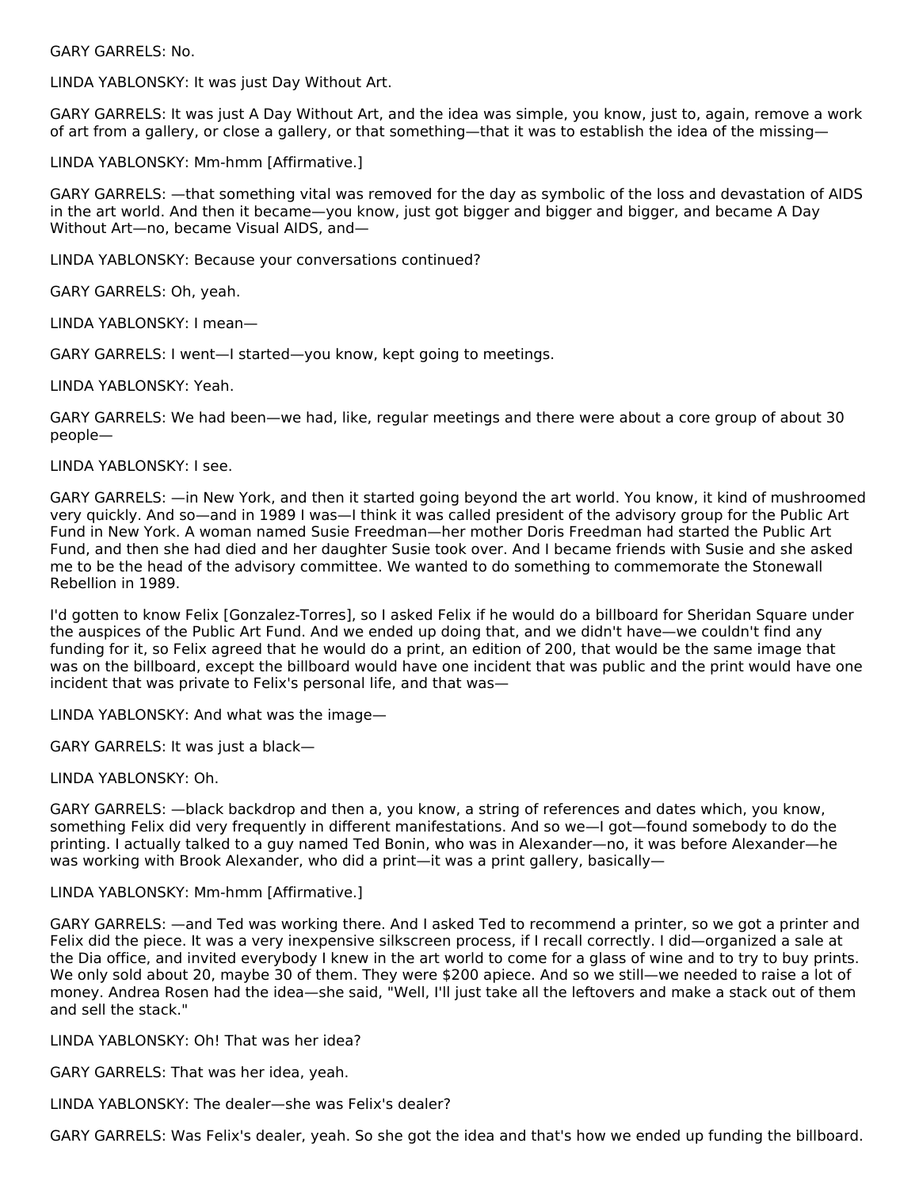GARY GARRELS: No.

LINDA YABLONSKY: It was just Day Without Art.

GARY GARRELS: It was just A Day Without Art, and the idea was simple, you know, just to, again, remove a work of art from a gallery, or close a gallery, or that something—that it was to establish the idea of the missing—

LINDA YABLONSKY: Mm-hmm [Affirmative.]

GARY GARRELS: —that something vital was removed for the day as symbolic of the loss and devastation of AIDS in the art world. And then it became—you know, just got bigger and bigger and bigger, and became A Day Without Art—no, became Visual AIDS, and—

LINDA YABLONSKY: Because your conversations continued?

GARY GARRELS: Oh, yeah.

LINDA YABLONSKY: I mean—

GARY GARRELS: I went—I started—you know, kept going to meetings.

LINDA YABLONSKY: Yeah.

GARY GARRELS: We had been—we had, like, regular meetings and there were about a core group of about 30 people—

LINDA YABLONSKY: I see.

GARY GARRELS: —in New York, and then it started going beyond the art world. You know, it kind of mushroomed very quickly. And so—and in 1989 I was—I think it was called president of the advisory group for the Public Art Fund in New York. A woman named Susie Freedman—her mother Doris Freedman had started the Public Art Fund, and then she had died and her daughter Susie took over. And I became friends with Susie and she asked me to be the head of the advisory committee. We wanted to do something to commemorate the Stonewall Rebellion in 1989.

I'd gotten to know Felix [Gonzalez-Torres], so I asked Felix if he would do a billboard for Sheridan Square under the auspices of the Public Art Fund. And we ended up doing that, and we didn't have—we couldn't find any funding for it, so Felix agreed that he would do a print, an edition of 200, that would be the same image that was on the billboard, except the billboard would have one incident that was public and the print would have one incident that was private to Felix's personal life, and that was—

LINDA YABLONSKY: And what was the image—

GARY GARRELS: It was just a black—

LINDA YABLONSKY: Oh.

GARY GARRELS: —black backdrop and then a, you know, a string of references and dates which, you know, something Felix did very frequently in different manifestations. And so we—I got—found somebody to do the printing. I actually talked to a guy named Ted Bonin, who was in Alexander—no, it was before Alexander—he was working with Brook Alexander, who did a print—it was a print gallery, basically—

LINDA YABLONSKY: Mm-hmm [Affirmative.]

GARY GARRELS: —and Ted was working there. And I asked Ted to recommend a printer, so we got a printer and Felix did the piece. It was a very inexpensive silkscreen process, if I recall correctly. I did—organized a sale at the Dia office, and invited everybody I knew in the art world to come for a glass of wine and to try to buy prints. We only sold about 20, maybe 30 of them. They were $200 apiece. And so we still—we needed to raise a lot of money. Andrea Rosen had the idea—she said, "Well, I'll just take all the leftovers and make a stack out of them and sell the stack."

LINDA YABLONSKY: Oh! That was her idea?

GARY GARRELS: That was her idea, yeah.

LINDA YABLONSKY: The dealer—she was Felix's dealer?

GARY GARRELS: Was Felix's dealer, yeah. So she got the idea and that's how we ended up funding the billboard.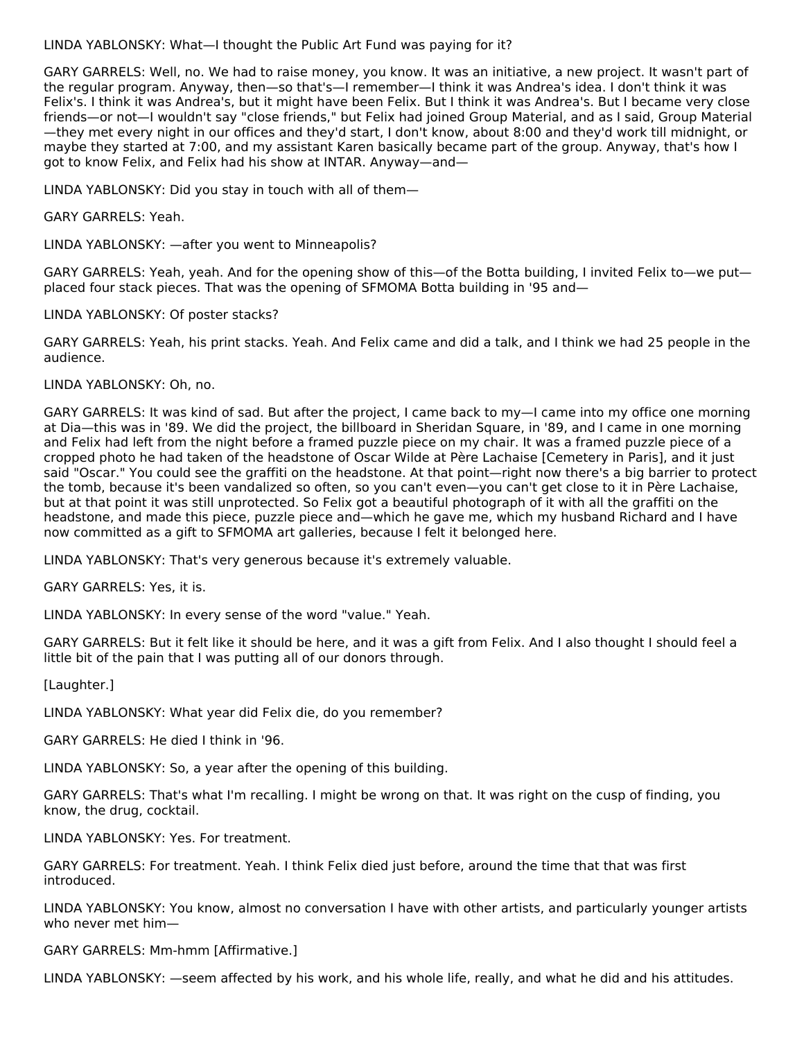LINDA YABLONSKY: What—I thought the Public Art Fund was paying for it?

GARY GARRELS: Well, no. We had to raise money, you know. It was an initiative, a new project. It wasn't part of the regular program. Anyway, then—so that's—I remember—I think it was Andrea's idea. I don't think it was Felix's. I think it was Andrea's, but it might have been Felix. But I think it was Andrea's. But I became very close friends—or not—I wouldn't say "close friends," but Felix had joined Group Material, and as I said, Group Material—they met every night in our offices and they'd start, I don't know, about 8:00 and they'd work till midnight, or maybe they started at 7:00, and my assistant Karen basically became part of the group. Anyway, that's how I got to know Felix, and Felix had his show at INTAR. Anyway—and—

LINDA YABLONSKY: Did you stay in touch with all of them—

GARY GARRELS: Yeah.

LINDA YABLONSKY: —after you went to Minneapolis?

GARY GARRELS: Yeah, yeah. And for the opening show of this—of the Botta building, I invited Felix to—we put—placed four stack pieces. That was the opening of SFMOMA Botta building in '95 and—

LINDA YABLONSKY: Of poster stacks?

GARY GARRELS: Yeah, his print stacks. Yeah. And Felix came and did a talk, and I think we had 25 people in the audience.

LINDA YABLONSKY: Oh, no.

GARY GARRELS: It was kind of sad. But after the project, I came back to my—I came into my office one morning at Dia—this was in '89. We did the project, the billboard in Sheridan Square, in '89, and I came in one morning and Felix had left from the night before a framed puzzle piece on my chair. It was a framed puzzle piece of a cropped photo he had taken of the headstone of Oscar Wilde at Père Lachaise [Cemetery in Paris], and it just said "Oscar." You could see the graffiti on the headstone. At that point—right now there's a big barrier to protect the tomb, because it's been vandalized so often, so you can't even—you can't get close to it in Père Lachaise, but at that point it was still unprotected. So Felix got a beautiful photograph of it with all the graffiti on the headstone, and made this piece, puzzle piece and—which he gave me, which my husband Richard and I have now committed as a gift to SFMOMA art galleries, because I felt it belonged here.

LINDA YABLONSKY: That's very generous because it's extremely valuable.

GARY GARRELS: Yes, it is.

LINDA YABLONSKY: In every sense of the word "value." Yeah.

GARY GARRELS: But it felt like it should be here, and it was a gift from Felix. And I also thought I should feel a little bit of the pain that I was putting all of our donors through.

[Laughter.]

LINDA YABLONSKY: What year did Felix die, do you remember?

GARY GARRELS: He died I think in '96.

LINDA YABLONSKY: So, a year after the opening of this building.

GARY GARRELS: That's what I'm recalling. I might be wrong on that. It was right on the cusp of finding, you know, the drug, cocktail.

LINDA YABLONSKY: Yes. For treatment.

GARY GARRELS: For treatment. Yeah. I think Felix died just before, around the time that that was first introduced.

LINDA YABLONSKY: You know, almost no conversation I have with other artists, and particularly younger artists who never met him—

GARY GARRELS: Mm-hmm [Affirmative.]

LINDA YABLONSKY: —seem affected by his work, and his whole life, really, and what he did and his attitudes.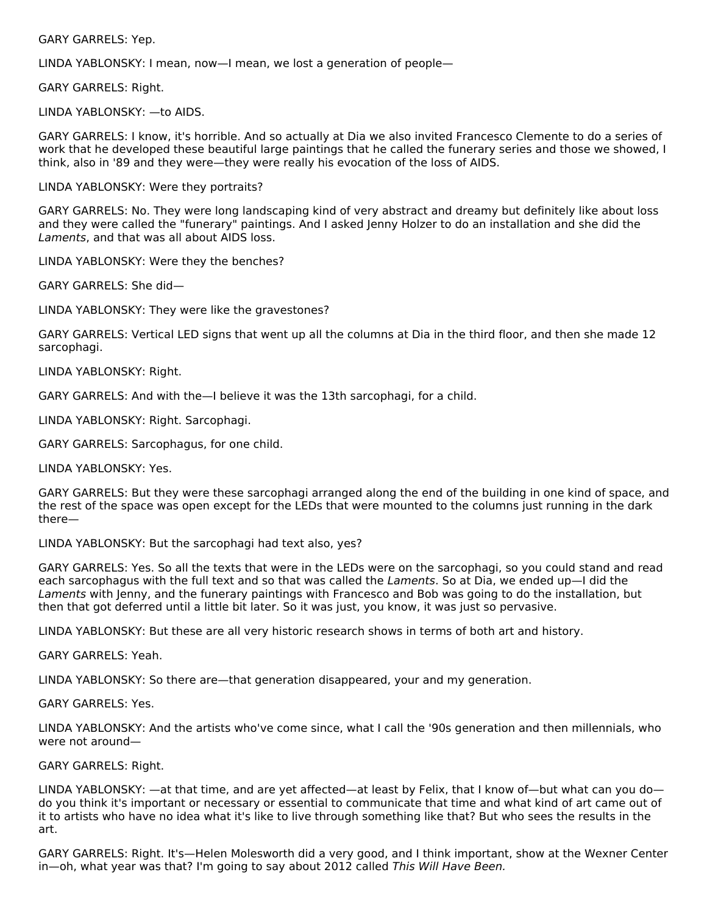GARY GARRELS: Yep.

LINDA YABLONSKY: I mean, now—I mean, we lost a generation of people—

GARY GARRELS: Right.

LINDA YABLONSKY: —to AIDS.

GARY GARRELS: I know, it's horrible. And so actually at Dia we also invited Francesco Clemente to do a series of work that he developed these beautiful large paintings that he called the funerary series and those we showed, I think, also in '89 and they were—they were really his evocation of the loss of AIDS.

LINDA YABLONSKY: Were they portraits?

GARY GARRELS: No. They were long landscaping kind of very abstract and dreamy but definitely like about loss and they were called the "funerary" paintings. And I asked Jenny Holzer to do an installation and she did the *Laments*, and that was all about AIDS loss.

LINDA YABLONSKY: Were they the benches?

GARY GARRELS: She did—

LINDA YABLONSKY: They were like the gravestones?

GARY GARRELS: Vertical LED signs that went up all the columns at Dia in the third floor, and then she made 12 sarcophagi.

LINDA YABLONSKY: Right.

GARY GARRELS: And with the—I believe it was the 13th sarcophagi, for a child.

LINDA YABLONSKY: Right. Sarcophagi.

GARY GARRELS: Sarcophagus, for one child.

LINDA YABLONSKY: Yes.

GARY GARRELS: But they were these sarcophagi arranged along the end of the building in one kind of space, and the rest of the space was open except for the LEDs that were mounted to the columns just running in the dark there—

LINDA YABLONSKY: But the sarcophagi had text also, yes?

GARY GARRELS: Yes. So all the texts that were in the LEDs were on the sarcophagi, so you could stand and read each sarcophagus with the full text and so that was called the *Laments*. So at Dia, we ended up—I did the *Laments* with Jenny, and the funerary paintings with Francesco and Bob was going to do the installation, but then that got deferred until a little bit later. So it was just, you know, it was just so pervasive.

LINDA YABLONSKY: But these are all very historic research shows in terms of both art and history.

GARY GARRELS: Yeah.

LINDA YABLONSKY: So there are—that generation disappeared, your and my generation.

GARY GARRELS: Yes.

LINDA YABLONSKY: And the artists who've come since, what I call the '90s generation and then millennials, who were not around—

GARY GARRELS: Right.

LINDA YABLONSKY: —at that time, and are yet affected—at least by Felix, that I know of—but what can you do—do you think it's important or necessary or essential to communicate that time and what kind of art came out of it to artists who have no idea what it's like to live through something like that? But who sees the results in the art.

GARY GARRELS: Right. It's—Helen Molesworth did a very good, and I think important, show at the Wexner Center in—oh, what year was that? I'm going to say about 2012 called *This Will Have Been.*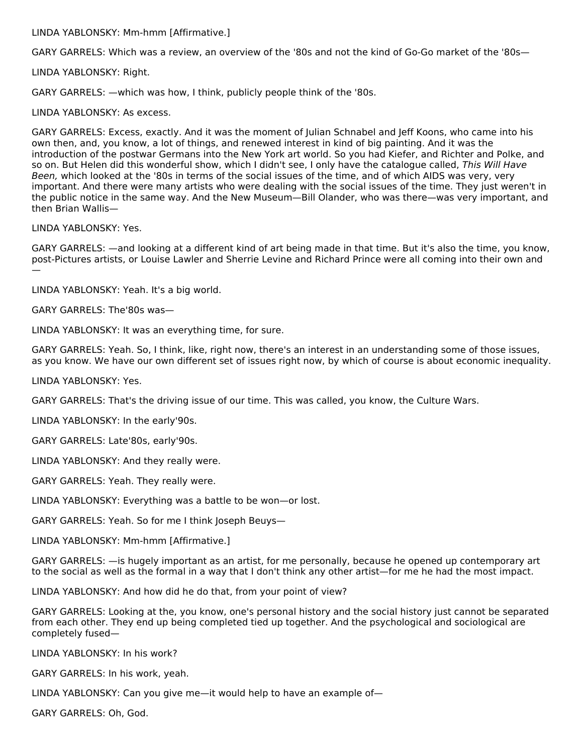LINDA YABLONSKY: Mm-hmm [Affirmative.]

GARY GARRELS: Which was a review, an overview of the '80s and not the kind of Go-Go market of the '80s—

LINDA YABLONSKY: Right.

GARY GARRELS: —which was how, I think, publicly people think of the '80s.

LINDA YABLONSKY: As excess.

GARY GARRELS: Excess, exactly. And it was the moment of Julian Schnabel and Jeff Koons, who came into his own then, and, you know, a lot of things, and renewed interest in kind of big painting. And it was the introduction of the postwar Germans into the New York art world. So you had Kiefer, and Richter and Polke, and so on. But Helen did this wonderful show, which I didn't see, I only have the catalogue called, *This Will Have Been,* which looked at the '80s in terms of the social issues of the time, and of which AIDS was very, very important. And there were many artists who were dealing with the social issues of the time. They just weren't in the public notice in the same way. And the New Museum—Bill Olander, who was there—was very important, and then Brian Wallis—

LINDA YABLONSKY: Yes.

GARY GARRELS: —and looking at a different kind of art being made in that time. But it's also the time, you know, post-Pictures artists, or Louise Lawler and Sherrie Levine and Richard Prince were all coming into their own and —

LINDA YABLONSKY: Yeah. It's a big world.

GARY GARRELS: The'80s was—

LINDA YABLONSKY: It was an everything time, for sure.

GARY GARRELS: Yeah. So, I think, like, right now, there's an interest in an understanding some of those issues, as you know. We have our own different set of issues right now, by which of course is about economic inequality.

LINDA YABLONSKY: Yes.

GARY GARRELS: That's the driving issue of our time. This was called, you know, the Culture Wars.

LINDA YABLONSKY: In the early'90s.

GARY GARRELS: Late'80s, early'90s.

LINDA YABLONSKY: And they really were.

GARY GARRELS: Yeah. They really were.

LINDA YABLONSKY: Everything was a battle to be won—or lost.

GARY GARRELS: Yeah. So for me I think Joseph Beuys—

LINDA YABLONSKY: Mm-hmm [Affirmative.]

GARY GARRELS: —is hugely important as an artist, for me personally, because he opened up contemporary art to the social as well as the formal in a way that I don't think any other artist—for me he had the most impact.

LINDA YABLONSKY: And how did he do that, from your point of view?

GARY GARRELS: Looking at the, you know, one's personal history and the social history just cannot be separated from each other. They end up being completed tied up together. And the psychological and sociological are completely fused—

LINDA YABLONSKY: In his work?

GARY GARRELS: In his work, yeah.

LINDA YABLONSKY: Can you give me—it would help to have an example of—

GARY GARRELS: Oh, God.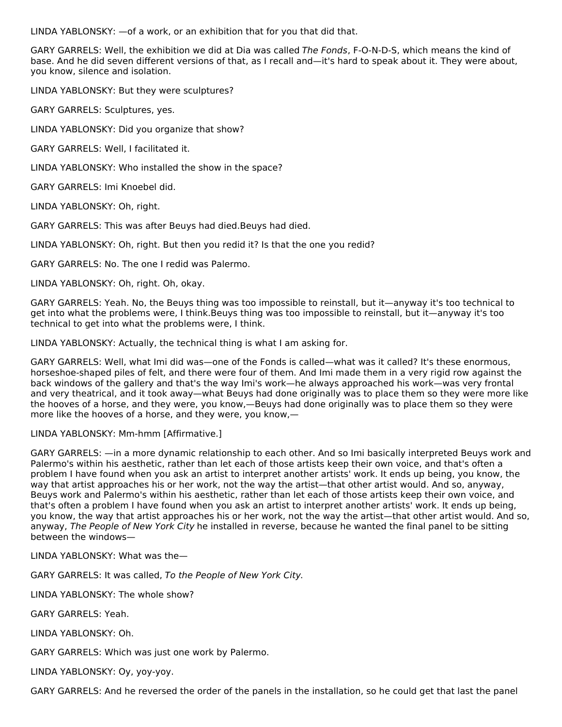LINDA YABLONSKY: —of a work, or an exhibition that for you that did that.

GARY GARRELS: Well, the exhibition we did at Dia was called *The Fonds*, F-O-N-D-S, which means the kind of base. And he did seven different versions of that, as I recall and—it's hard to speak about it. They were about, you know, silence and isolation.

LINDA YABLONSKY: But they were sculptures?

GARY GARRELS: Sculptures, yes.

LINDA YABLONSKY: Did you organize that show?

GARY GARRELS: Well, I facilitated it.

LINDA YABLONSKY: Who installed the show in the space?

GARY GARRELS: Imi Knoebel did.

LINDA YABLONSKY: Oh, right.

GARY GARRELS: This was after Beuys had died.Beuys had died.

LINDA YABLONSKY: Oh, right. But then you redid it? Is that the one you redid?

GARY GARRELS: No. The one I redid was Palermo.

LINDA YABLONSKY: Oh, right. Oh, okay.

GARY GARRELS: Yeah. No, the Beuys thing was too impossible to reinstall, but it—anyway it's too technical to get into what the problems were, I think.Beuys thing was too impossible to reinstall, but it—anyway it's too technical to get into what the problems were, I think.

LINDA YABLONSKY: Actually, the technical thing is what I am asking for.

GARY GARRELS: Well, what Imi did was—one of the Fonds is called—what was it called? It's these enormous, horseshoe-shaped piles of felt, and there were four of them. And Imi made them in a very rigid row against the back windows of the gallery and that's the way Imi's work—he always approached his work—was very frontal and very theatrical, and it took away—what Beuys had done originally was to place them so they were more like the hooves of a horse, and they were, you know,—Beuys had done originally was to place them so they were more like the hooves of a horse, and they were, you know,—

LINDA YABLONSKY: Mm-hmm [Affirmative.]

GARY GARRELS: —in a more dynamic relationship to each other. And so Imi basically interpreted Beuys work and Palermo's within his aesthetic, rather than let each of those artists keep their own voice, and that's often a problem I have found when you ask an artist to interpret another artists' work. It ends up being, you know, the way that artist approaches his or her work, not the way the artist—that other artist would. And so, anyway, Beuys work and Palermo's within his aesthetic, rather than let each of those artists keep their own voice, and that's often a problem I have found when you ask an artist to interpret another artists' work. It ends up being, you know, the way that artist approaches his or her work, not the way the artist—that other artist would. And so, anyway, *The People of New York City* he installed in reverse, because he wanted the final panel to be sitting between the windows—

LINDA YABLONSKY: What was the—

GARY GARRELS: It was called, *To the People of New York City*.

LINDA YABLONSKY: The whole show?

GARY GARRELS: Yeah.

LINDA YABLONSKY: Oh.

GARY GARRELS: Which was just one work by Palermo.

LINDA YABLONSKY: Oy, yoy-yoy.

GARY GARRELS: And he reversed the order of the panels in the installation, so he could get that last the panel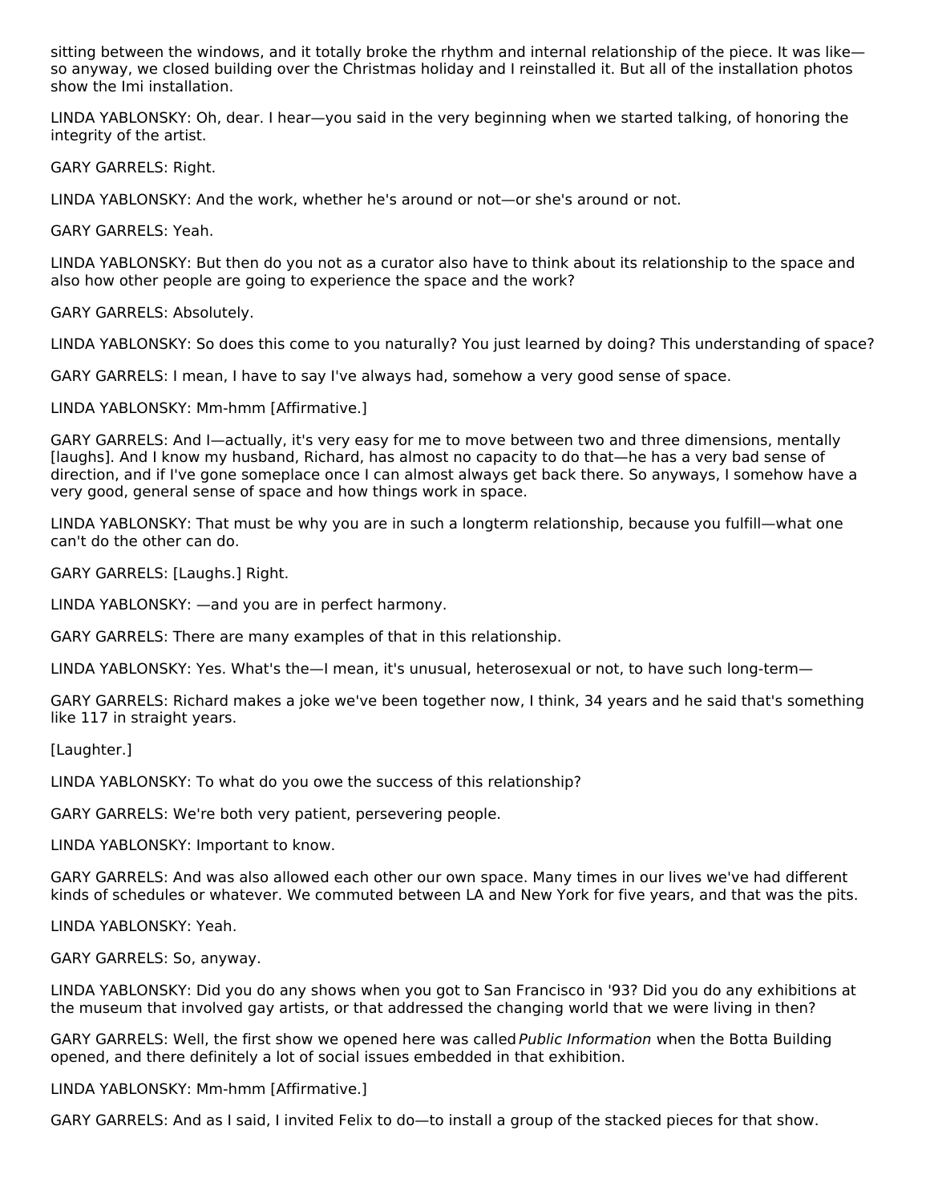sitting between the windows, and it totally broke the rhythm and internal relationship of the piece. It was like—so anyway, we closed building over the Christmas holiday and I reinstalled it. But all of the installation photos show the Imi installation.

LINDA YABLONSKY: Oh, dear. I hear—you said in the very beginning when we started talking, of honoring the integrity of the artist.

GARY GARRELS: Right.

LINDA YABLONSKY: And the work, whether he's around or not—or she's around or not.

GARY GARRELS: Yeah.

LINDA YABLONSKY: But then do you not as a curator also have to think about its relationship to the space and also how other people are going to experience the space and the work?

GARY GARRELS: Absolutely.

LINDA YABLONSKY: So does this come to you naturally? You just learned by doing? This understanding of space?

GARY GARRELS: I mean, I have to say I've always had, somehow a very good sense of space.

LINDA YABLONSKY: Mm-hmm [Affirmative.]

GARY GARRELS: And I—actually, it's very easy for me to move between two and three dimensions, mentally [laughs]. And I know my husband, Richard, has almost no capacity to do that—he has a very bad sense of direction, and if I've gone someplace once I can almost always get back there. So anyways, I somehow have a very good, general sense of space and how things work in space.

LINDA YABLONSKY: That must be why you are in such a longterm relationship, because you fulfill—what one can't do the other can do.

GARY GARRELS: [Laughs.] Right.

LINDA YABLONSKY: —and you are in perfect harmony.

GARY GARRELS: There are many examples of that in this relationship.

LINDA YABLONSKY: Yes. What's the—I mean, it's unusual, heterosexual or not, to have such long-term—

GARY GARRELS: Richard makes a joke we've been together now, I think, 34 years and he said that's something like 117 in straight years.

[Laughter.]

LINDA YABLONSKY: To what do you owe the success of this relationship?

GARY GARRELS: We're both very patient, persevering people.

LINDA YABLONSKY: Important to know.

GARY GARRELS: And was also allowed each other our own space. Many times in our lives we've had different kinds of schedules or whatever. We commuted between LA and New York for five years, and that was the pits.

LINDA YABLONSKY: Yeah.

GARY GARRELS: So, anyway.

LINDA YABLONSKY: Did you do any shows when you got to San Francisco in '93? Did you do any exhibitions at the museum that involved gay artists, or that addressed the changing world that we were living in then?

GARY GARRELS: Well, the first show we opened here was called *Public Information* when the Botta Building opened, and there definitely a lot of social issues embedded in that exhibition.

LINDA YABLONSKY: Mm-hmm [Affirmative.]

GARY GARRELS: And as I said, I invited Felix to do—to install a group of the stacked pieces for that show.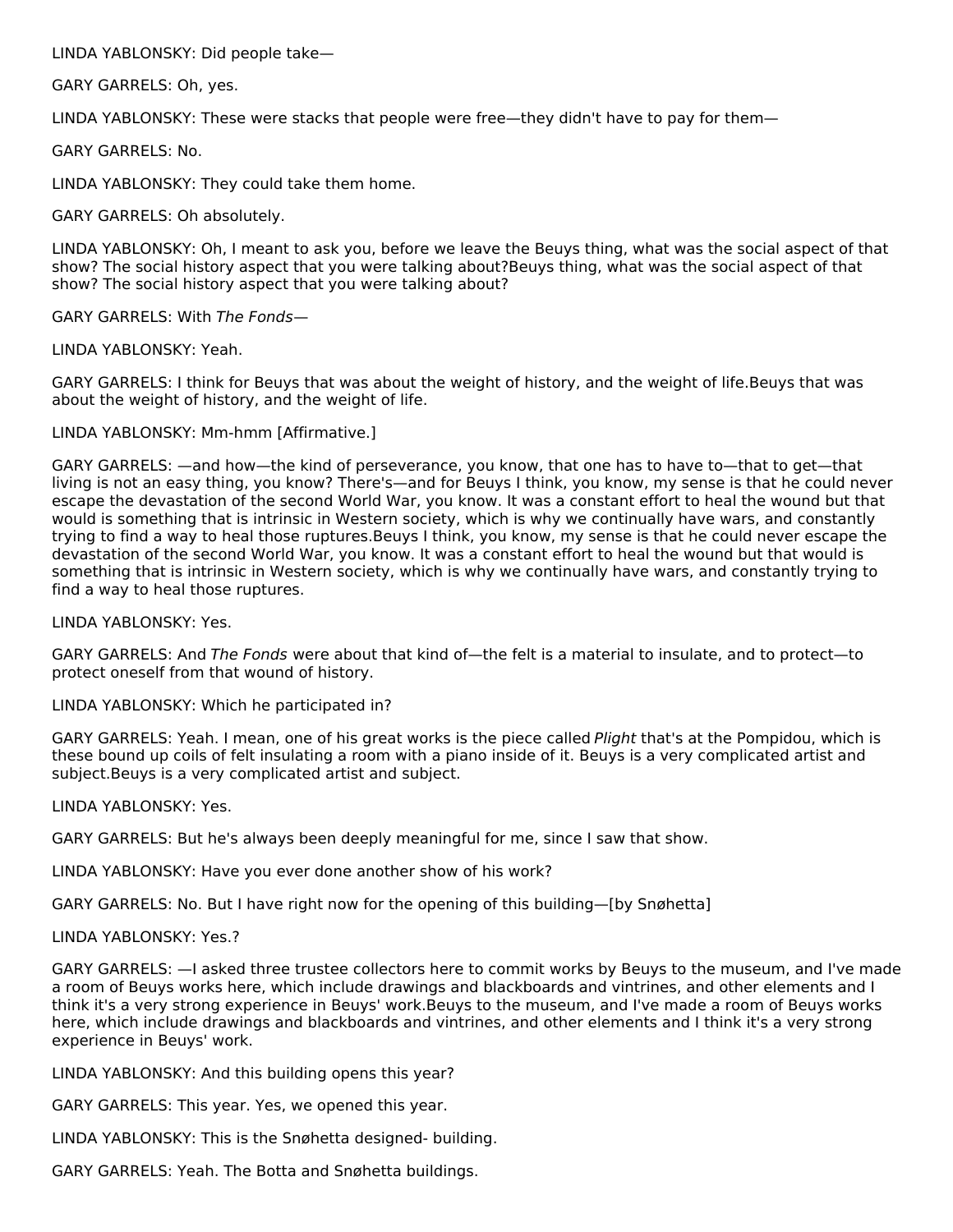LINDA YABLONSKY: Did people take—

GARY GARRELS: Oh, yes.

LINDA YABLONSKY: These were stacks that people were free—they didn't have to pay for them—

GARY GARRELS: No.

LINDA YABLONSKY: They could take them home.

GARY GARRELS: Oh absolutely.

LINDA YABLONSKY: Oh, I meant to ask you, before we leave the Beuys thing, what was the social aspect of that show? The social history aspect that you were talking about?Beuys thing, what was the social aspect of that show? The social history aspect that you were talking about?

GARY GARRELS: With *The Fonds*—

LINDA YABLONSKY: Yeah.

GARY GARRELS: I think for Beuys that was about the weight of history, and the weight of life.Beuys that was about the weight of history, and the weight of life.

LINDA YABLONSKY: Mm-hmm [Affirmative.]

GARY GARRELS: —and how—the kind of perseverance, you know, that one has to have to—that to get—that living is not an easy thing, you know? There's—and for Beuys I think, you know, my sense is that he could never escape the devastation of the second World War, you know. It was a constant effort to heal the wound but that would is something that is intrinsic in Western society, which is why we continually have wars, and constantly trying to find a way to heal those ruptures.Beuys I think, you know, my sense is that he could never escape the devastation of the second World War, you know. It was a constant effort to heal the wound but that would is something that is intrinsic in Western society, which is why we continually have wars, and constantly trying to find a way to heal those ruptures.

LINDA YABLONSKY: Yes.

GARY GARRELS: And *The Fonds* were about that kind of—the felt is a material to insulate, and to protect—to protect oneself from that wound of history.

LINDA YABLONSKY: Which he participated in?

GARY GARRELS: Yeah. I mean, one of his great works is the piece called *Plight* that's at the Pompidou, which is these bound up coils of felt insulating a room with a piano inside of it. Beuys is a very complicated artist and subject.Beuys is a very complicated artist and subject.

LINDA YABLONSKY: Yes.

GARY GARRELS: But he's always been deeply meaningful for me, since I saw that show.

LINDA YABLONSKY: Have you ever done another show of his work?

GARY GARRELS: No. But I have right now for the opening of this building—[by Snøhetta]

LINDA YABLONSKY: Yes.?

GARY GARRELS: —I asked three trustee collectors here to commit works by Beuys to the museum, and I've made a room of Beuys works here, which include drawings and blackboards and vintrines, and other elements and I think it's a very strong experience in Beuys' work.Beuys to the museum, and I've made a room of Beuys works here, which include drawings and blackboards and vintrines, and other elements and I think it's a very strong experience in Beuys' work.

LINDA YABLONSKY: And this building opens this year?

GARY GARRELS: This year. Yes, we opened this year.

LINDA YABLONSKY: This is the Snøhetta designed- building.

GARY GARRELS: Yeah. The Botta and Snøhetta buildings.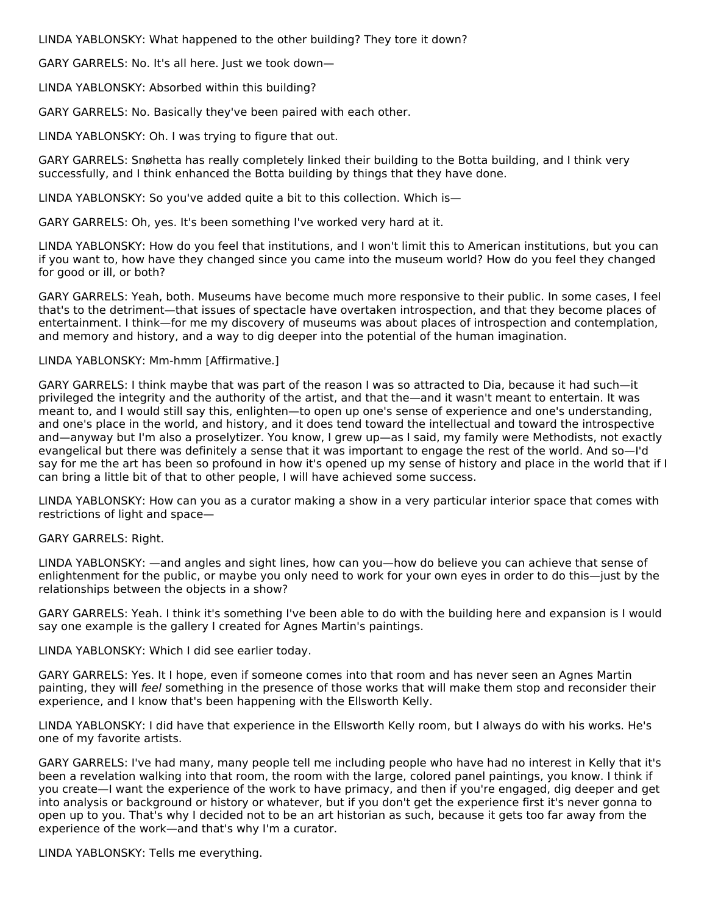LINDA YABLONSKY: What happened to the other building? They tore it down?

GARY GARRELS: No. It's all here. Just we took down—

LINDA YABLONSKY: Absorbed within this building?

GARY GARRELS: No. Basically they've been paired with each other.

LINDA YABLONSKY: Oh. I was trying to figure that out.

GARY GARRELS: Snøhetta has really completely linked their building to the Botta building, and I think very successfully, and I think enhanced the Botta building by things that they have done.

LINDA YABLONSKY: So you've added quite a bit to this collection. Which is—

GARY GARRELS: Oh, yes. It's been something I've worked very hard at it.

LINDA YABLONSKY: How do you feel that institutions, and I won't limit this to American institutions, but you can if you want to, how have they changed since you came into the museum world? How do you feel they changed for good or ill, or both?

GARY GARRELS: Yeah, both. Museums have become much more responsive to their public. In some cases, I feel that's to the detriment—that issues of spectacle have overtaken introspection, and that they become places of entertainment. I think—for me my discovery of museums was about places of introspection and contemplation, and memory and history, and a way to dig deeper into the potential of the human imagination.

LINDA YABLONSKY: Mm-hmm [Affirmative.]

GARY GARRELS: I think maybe that was part of the reason I was so attracted to Dia, because it had such—it privileged the integrity and the authority of the artist, and that the—and it wasn't meant to entertain. It was meant to, and I would still say this, enlighten—to open up one's sense of experience and one's understanding, and one's place in the world, and history, and it does tend toward the intellectual and toward the introspective and—anyway but I'm also a proselytizer. You know, I grew up—as I said, my family were Methodists, not exactly evangelical but there was definitely a sense that it was important to engage the rest of the world. And so—I'd say for me the art has been so profound in how it's opened up my sense of history and place in the world that if I can bring a little bit of that to other people, I will have achieved some success.

LINDA YABLONSKY: How can you as a curator making a show in a very particular interior space that comes with restrictions of light and space—

GARY GARRELS: Right.

LINDA YABLONSKY: —and angles and sight lines, how can you—how do believe you can achieve that sense of enlightenment for the public, or maybe you only need to work for your own eyes in order to do this—just by the relationships between the objects in a show?

GARY GARRELS: Yeah. I think it's something I've been able to do with the building here and expansion is I would say one example is the gallery I created for Agnes Martin's paintings.

LINDA YABLONSKY: Which I did see earlier today.

GARY GARRELS: Yes. It I hope, even if someone comes into that room and has never seen an Agnes Martin painting, they will *feel* something in the presence of those works that will make them stop and reconsider their experience, and I know that's been happening with the Ellsworth Kelly.

LINDA YABLONSKY: I did have that experience in the Ellsworth Kelly room, but I always do with his works. He's one of my favorite artists.

GARY GARRELS: I've had many, many people tell me including people who have had no interest in Kelly that it's been a revelation walking into that room, the room with the large, colored panel paintings, you know. I think if you create—I want the experience of the work to have primacy, and then if you're engaged, dig deeper and get into analysis or background or history or whatever, but if you don't get the experience first it's never gonna to open up to you. That's why I decided not to be an art historian as such, because it gets too far away from the experience of the work—and that's why I'm a curator.

LINDA YABLONSKY: Tells me everything.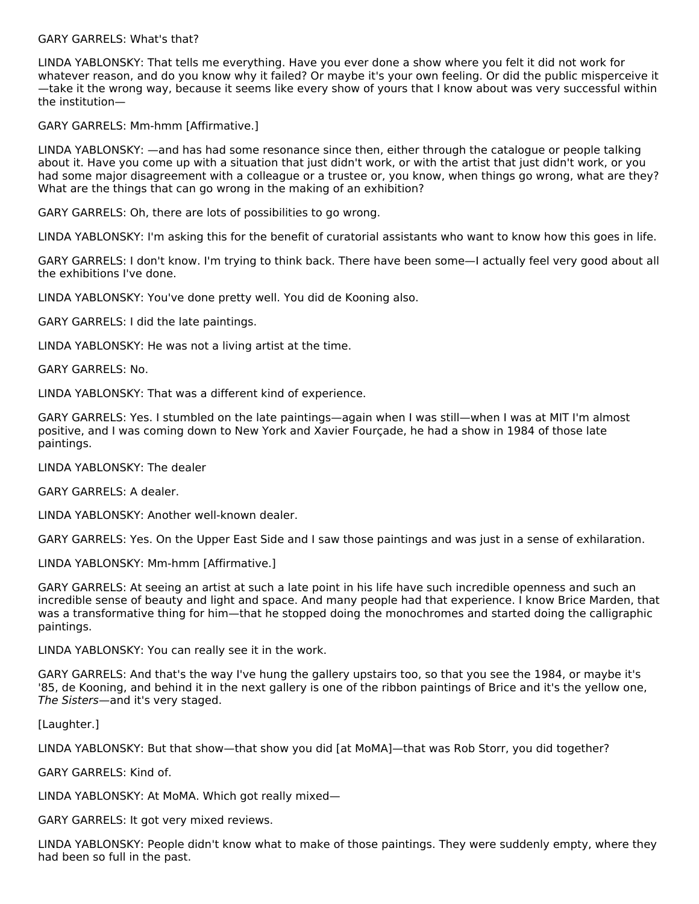GARY GARRELS: What's that?

LINDA YABLONSKY: That tells me everything. Have you ever done a show where you felt it did not work for whatever reason, and do you know why it failed? Or maybe it's your own feeling. Or did the public misperceive it—take it the wrong way, because it seems like every show of yours that I know about was very successful within the institution—

GARY GARRELS: Mm-hmm [Affirmative.]

LINDA YABLONSKY: —and has had some resonance since then, either through the catalogue or people talking about it. Have you come up with a situation that just didn't work, or with the artist that just didn't work, or you had some major disagreement with a colleague or a trustee or, you know, when things go wrong, what are they? What are the things that can go wrong in the making of an exhibition?

GARY GARRELS: Oh, there are lots of possibilities to go wrong.

LINDA YABLONSKY: I'm asking this for the benefit of curatorial assistants who want to know how this goes in life.

GARY GARRELS: I don't know. I'm trying to think back. There have been some—I actually feel very good about all the exhibitions I've done.

LINDA YABLONSKY: You've done pretty well. You did de Kooning also.

GARY GARRELS: I did the late paintings.

LINDA YABLONSKY: He was not a living artist at the time.

GARY GARRELS: No.

LINDA YABLONSKY: That was a different kind of experience.

GARY GARRELS: Yes. I stumbled on the late paintings—again when I was still—when I was at MIT I'm almost positive, and I was coming down to New York and Xavier Fourçade, he had a show in 1984 of those late paintings.

LINDA YABLONSKY: The dealer

GARY GARRELS: A dealer.

LINDA YABLONSKY: Another well-known dealer.

GARY GARRELS: Yes. On the Upper East Side and I saw those paintings and was just in a sense of exhilaration.

LINDA YABLONSKY: Mm-hmm [Affirmative.]

GARY GARRELS: At seeing an artist at such a late point in his life have such incredible openness and such an incredible sense of beauty and light and space. And many people had that experience. I know Brice Marden, that was a transformative thing for him—that he stopped doing the monochromes and started doing the calligraphic paintings.

LINDA YABLONSKY: You can really see it in the work.

GARY GARRELS: And that's the way I've hung the gallery upstairs too, so that you see the 1984, or maybe it's '85, de Kooning, and behind it in the next gallery is one of the ribbon paintings of Brice and it's the yellow one, *The Sisters*—and it's very staged.

[Laughter.]

LINDA YABLONSKY: But that show—that show you did [at MoMA]—that was Rob Storr, you did together?

GARY GARRELS: Kind of.

LINDA YABLONSKY: At MoMA. Which got really mixed—

GARY GARRELS: It got very mixed reviews.

LINDA YABLONSKY: People didn't know what to make of those paintings. They were suddenly empty, where they had been so full in the past.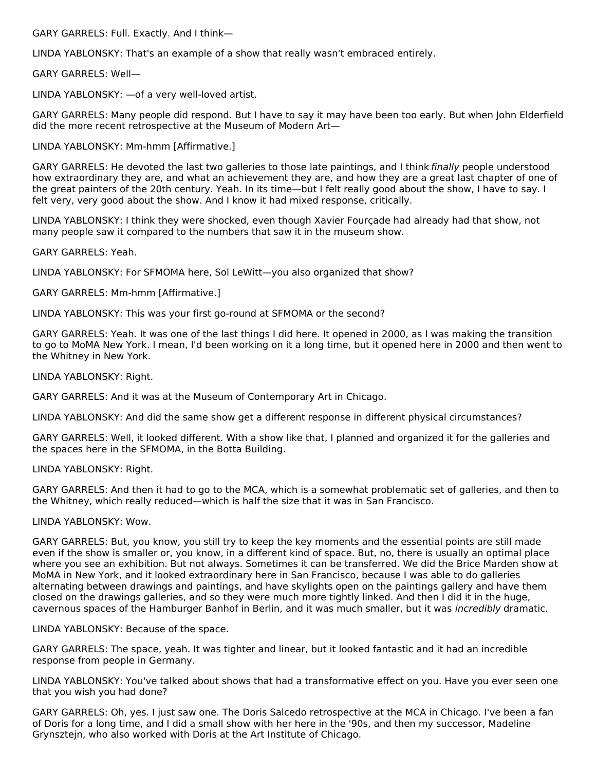GARY GARRELS: Full. Exactly. And I think—

LINDA YABLONSKY: That's an example of a show that really wasn't embraced entirely.

GARY GARRELS: Well—

LINDA YABLONSKY: —of a very well-loved artist.

GARY GARRELS: Many people did respond. But I have to say it may have been too early. But when John Elderfield did the more recent retrospective at the Museum of Modern Art—

LINDA YABLONSKY: Mm-hmm [Affirmative.]

GARY GARRELS: He devoted the last two galleries to those late paintings, and I think *finally* people understood how extraordinary they are, and what an achievement they are, and how they are a great last chapter of one of the great painters of the 20th century. Yeah. In its time—but I felt really good about the show, I have to say. I felt very, very good about the show. And I know it had mixed response, critically.

LINDA YABLONSKY: I think they were shocked, even though Xavier Fourçade had already had that show, not many people saw it compared to the numbers that saw it in the museum show.

GARY GARRELS: Yeah.

LINDA YABLONSKY: For SFMOMA here, Sol LeWitt—you also organized that show?

GARY GARRELS: Mm-hmm [Affirmative.]

LINDA YABLONSKY: This was your first go-round at SFMOMA or the second?

GARY GARRELS: Yeah. It was one of the last things I did here. It opened in 2000, as I was making the transition to go to MoMA New York. I mean, I'd been working on it a long time, but it opened here in 2000 and then went to the Whitney in New York.

LINDA YABLONSKY: Right.

GARY GARRELS: And it was at the Museum of Contemporary Art in Chicago.

LINDA YABLONSKY: And did the same show get a different response in different physical circumstances?

GARY GARRELS: Well, it looked different. With a show like that, I planned and organized it for the galleries and the spaces here in the SFMOMA, in the Botta Building.

LINDA YABLONSKY: Right.

GARY GARRELS: And then it had to go to the MCA, which is a somewhat problematic set of galleries, and then to the Whitney, which really reduced—which is half the size that it was in San Francisco.

LINDA YABLONSKY: Wow.

GARY GARRELS: But, you know, you still try to keep the key moments and the essential points are still made even if the show is smaller or, you know, in a different kind of space. But, no, there is usually an optimal place where you see an exhibition. But not always. Sometimes it can be transferred. We did the Brice Marden show at MoMA in New York, and it looked extraordinary here in San Francisco, because I was able to do galleries alternating between drawings and paintings, and have skylights open on the paintings gallery and have them closed on the drawings galleries, and so they were much more tightly linked. And then I did it in the huge, cavernous spaces of the Hamburger Banhof in Berlin, and it was much smaller, but it was *incredibly* dramatic.

LINDA YABLONSKY: Because of the space.

GARY GARRELS: The space, yeah. It was tighter and linear, but it looked fantastic and it had an incredible response from people in Germany.

LINDA YABLONSKY: You've talked about shows that had a transformative effect on you. Have you ever seen one that you wish you had done?

GARY GARRELS: Oh, yes. I just saw one. The Doris Salcedo retrospective at the MCA in Chicago. I've been a fan of Doris for a long time, and I did a small show with her here in the '90s, and then my successor, Madeline Grynsztejn, who also worked with Doris at the Art Institute of Chicago.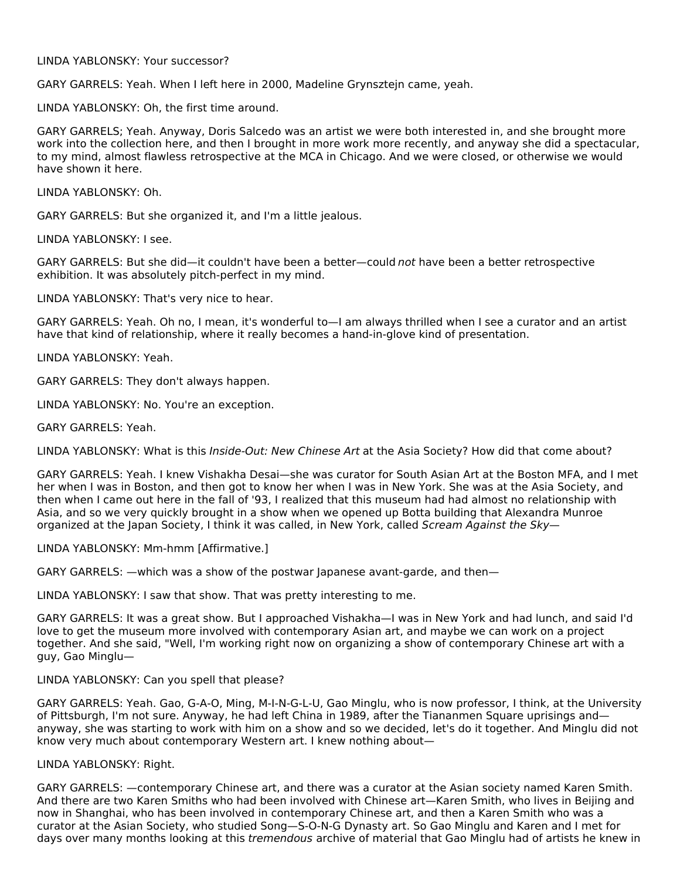LINDA YABLONSKY: Your successor?

GARY GARRELS: Yeah. When I left here in 2000, Madeline Grynsztejn came, yeah.

LINDA YABLONSKY: Oh, the first time around.

GARY GARRELS; Yeah. Anyway, Doris Salcedo was an artist we were both interested in, and she brought more work into the collection here, and then I brought in more work more recently, and anyway she did a spectacular, to my mind, almost flawless retrospective at the MCA in Chicago. And we were closed, or otherwise we would have shown it here.

LINDA YABLONSKY: Oh.

GARY GARRELS: But she organized it, and I'm a little jealous.

LINDA YABLONSKY: I see.

GARY GARRELS: But she did—it couldn't have been a better—could *not* have been a better retrospective exhibition. It was absolutely pitch-perfect in my mind.

LINDA YABLONSKY: That's very nice to hear.

GARY GARRELS: Yeah. Oh no, I mean, it's wonderful to—I am always thrilled when I see a curator and an artist have that kind of relationship, where it really becomes a hand-in-glove kind of presentation.

LINDA YABLONSKY: Yeah.

GARY GARRELS: They don't always happen.

LINDA YABLONSKY: No. You're an exception.

GARY GARRELS: Yeah.

LINDA YABLONSKY: What is this *Inside-Out: New Chinese Art* at the Asia Society? How did that come about?

GARY GARRELS: Yeah. I knew Vishakha Desai—she was curator for South Asian Art at the Boston MFA, and I met her when I was in Boston, and then got to know her when I was in New York. She was at the Asia Society, and then when I came out here in the fall of '93, I realized that this museum had had almost no relationship with Asia, and so we very quickly brought in a show when we opened up Botta building that Alexandra Munroe organized at the Japan Society, I think it was called, in New York, called *Scream Against the Sky*—

LINDA YABLONSKY: Mm-hmm [Affirmative.]

GARY GARRELS: —which was a show of the postwar Japanese avant-garde, and then—

LINDA YABLONSKY: I saw that show. That was pretty interesting to me.

GARY GARRELS: It was a great show. But I approached Vishakha—I was in New York and had lunch, and said I'd love to get the museum more involved with contemporary Asian art, and maybe we can work on a project together. And she said, "Well, I'm working right now on organizing a show of contemporary Chinese art with a guy, Gao Minglu—

LINDA YABLONSKY: Can you spell that please?

GARY GARRELS: Yeah. Gao, G-A-O, Ming, M-I-N-G-L-U, Gao Minglu, who is now professor, I think, at the University of Pittsburgh, I'm not sure. Anyway, he had left China in 1989, after the Tiananmen Square uprisings and—anyway, she was starting to work with him on a show and so we decided, let's do it together. And Minglu did not know very much about contemporary Western art. I knew nothing about—

LINDA YABLONSKY: Right.

GARY GARRELS: —contemporary Chinese art, and there was a curator at the Asian society named Karen Smith. And there are two Karen Smiths who had been involved with Chinese art—Karen Smith, who lives in Beijing and now in Shanghai, who has been involved in contemporary Chinese art, and then a Karen Smith who was a curator at the Asian Society, who studied Song—S-O-N-G Dynasty art. So Gao Minglu and Karen and I met for days over many months looking at this *tremendous* archive of material that Gao Minglu had of artists he knew in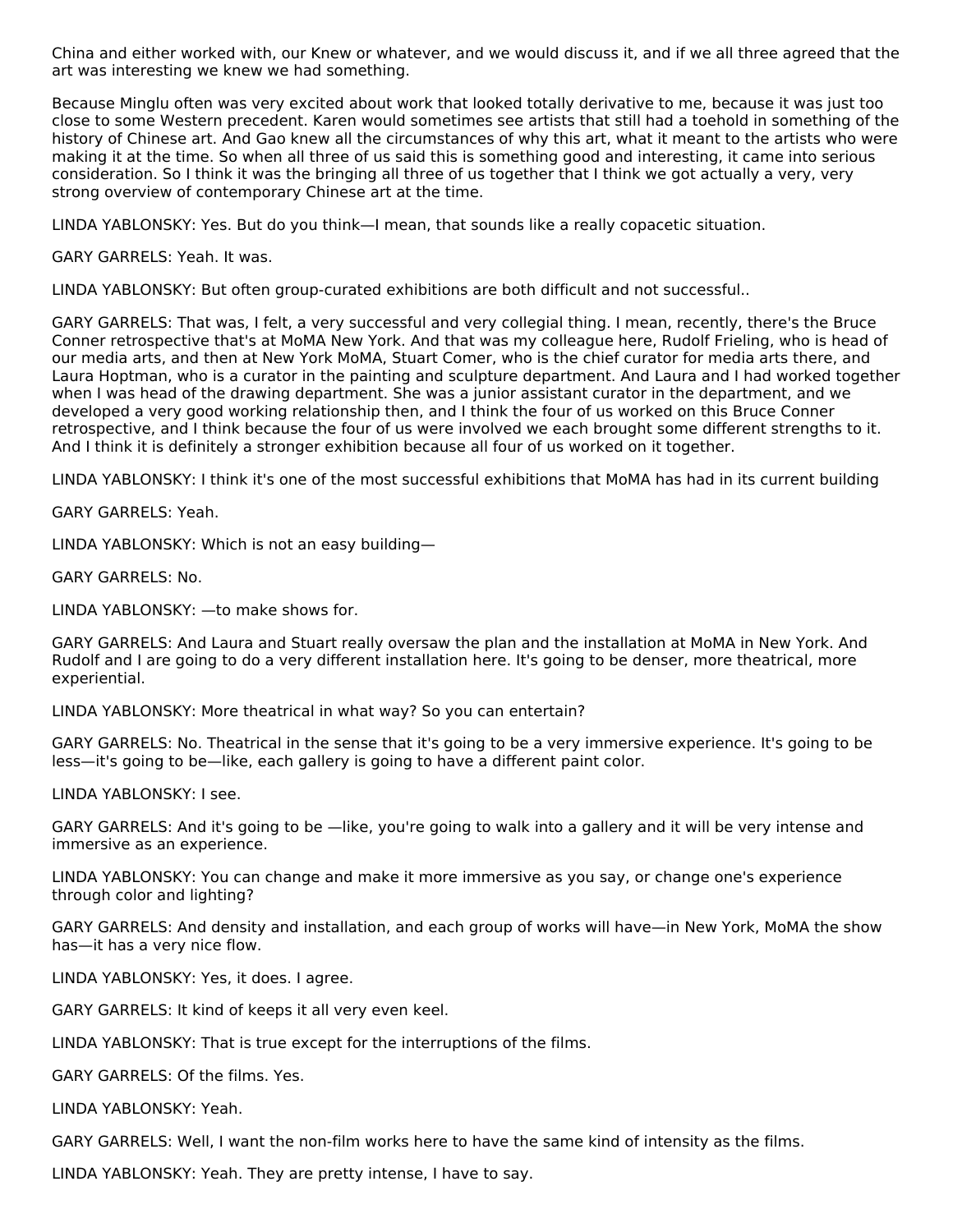China and either worked with, our Knew or whatever, and we would discuss it, and if we all three agreed that the art was interesting we knew we had something.

Because Minglu often was very excited about work that looked totally derivative to me, because it was just too close to some Western precedent. Karen would sometimes see artists that still had a toehold in something of the history of Chinese art. And Gao knew all the circumstances of why this art, what it meant to the artists who were making it at the time. So when all three of us said this is something good and interesting, it came into serious consideration. So I think it was the bringing all three of us together that I think we got actually a very, very strong overview of contemporary Chinese art at the time.

LINDA YABLONSKY: Yes. But do you think—I mean, that sounds like a really copacetic situation.

GARY GARRELS: Yeah. It was.

LINDA YABLONSKY: But often group-curated exhibitions are both difficult and not successful..

GARY GARRELS: That was, I felt, a very successful and very collegial thing. I mean, recently, there's the Bruce Conner retrospective that's at MoMA New York. And that was my colleague here, Rudolf Frieling, who is head of our media arts, and then at New York MoMA, Stuart Comer, who is the chief curator for media arts there, and Laura Hoptman, who is a curator in the painting and sculpture department. And Laura and I had worked together when I was head of the drawing department. She was a junior assistant curator in the department, and we developed a very good working relationship then, and I think the four of us worked on this Bruce Conner retrospective, and I think because the four of us were involved we each brought some different strengths to it. And I think it is definitely a stronger exhibition because all four of us worked on it together.

LINDA YABLONSKY: I think it's one of the most successful exhibitions that MoMA has had in its current building

GARY GARRELS: Yeah.

LINDA YABLONSKY: Which is not an easy building—

GARY GARRELS: No.

LINDA YABLONSKY: —to make shows for.

GARY GARRELS: And Laura and Stuart really oversaw the plan and the installation at MoMA in New York. And Rudolf and I are going to do a very different installation here. It's going to be denser, more theatrical, more experiential.

LINDA YABLONSKY: More theatrical in what way? So you can entertain?

GARY GARRELS: No. Theatrical in the sense that it's going to be a very immersive experience. It's going to be less—it's going to be—like, each gallery is going to have a different paint color.

LINDA YABLONSKY: I see.

GARY GARRELS: And it's going to be —like, you're going to walk into a gallery and it will be very intense and immersive as an experience.

LINDA YABLONSKY: You can change and make it more immersive as you say, or change one's experience through color and lighting?

GARY GARRELS: And density and installation, and each group of works will have—in New York, MoMA the show has—it has a very nice flow.

LINDA YABLONSKY: Yes, it does. I agree.

GARY GARRELS: It kind of keeps it all very even keel.

LINDA YABLONSKY: That is true except for the interruptions of the films.

GARY GARRELS: Of the films. Yes.

LINDA YABLONSKY: Yeah.

GARY GARRELS: Well, I want the non-film works here to have the same kind of intensity as the films.

LINDA YABLONSKY: Yeah. They are pretty intense, I have to say.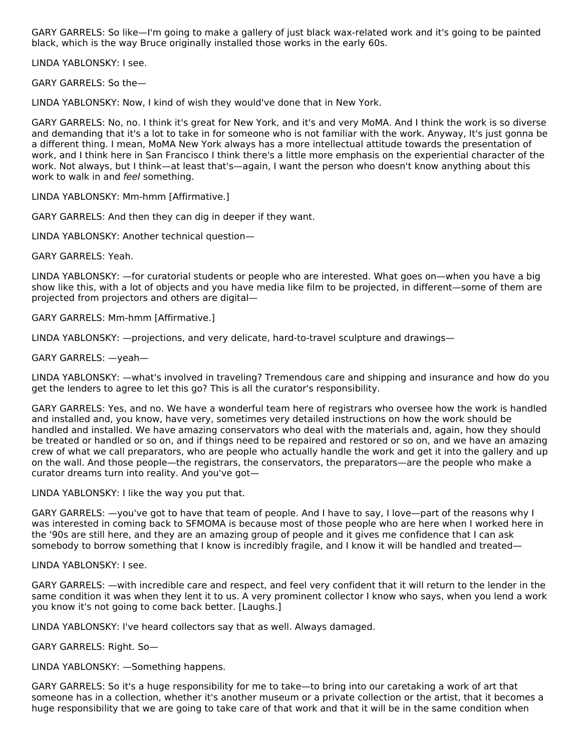GARY GARRELS: So like—I'm going to make a gallery of just black wax-related work and it's going to be painted black, which is the way Bruce originally installed those works in the early 60s.

LINDA YABLONSKY: I see.

GARY GARRELS: So the—

LINDA YABLONSKY: Now, I kind of wish they would've done that in New York.

GARY GARRELS: No, no. I think it's great for New York, and it's and very MoMA. And I think the work is so diverse and demanding that it's a lot to take in for someone who is not familiar with the work. Anyway, It's just gonna be a different thing. I mean, MoMA New York always has a more intellectual attitude towards the presentation of work, and I think here in San Francisco I think there's a little more emphasis on the experiential character of the work. Not always, but I think—at least that's—again, I want the person who doesn't know anything about this work to walk in and *feel* something.

LINDA YABLONSKY: Mm-hmm [Affirmative.]

GARY GARRELS: And then they can dig in deeper if they want.

LINDA YABLONSKY: Another technical question—

GARY GARRELS: Yeah.

LINDA YABLONSKY: —for curatorial students or people who are interested. What goes on—when you have a big show like this, with a lot of objects and you have media like film to be projected, in different—some of them are projected from projectors and others are digital—

GARY GARRELS: Mm-hmm [Affirmative.]

LINDA YABLONSKY: —projections, and very delicate, hard-to-travel sculpture and drawings—

GARY GARRELS: —yeah—

LINDA YABLONSKY: —what's involved in traveling? Tremendous care and shipping and insurance and how do you get the lenders to agree to let this go? This is all the curator's responsibility.

GARY GARRELS: Yes, and no. We have a wonderful team here of registrars who oversee how the work is handled and installed and, you know, have very, sometimes very detailed instructions on how the work should be handled and installed. We have amazing conservators who deal with the materials and, again, how they should be treated or handled or so on, and if things need to be repaired and restored or so on, and we have an amazing crew of what we call preparators, who are people who actually handle the work and get it into the gallery and up on the wall. And those people—the registrars, the conservators, the preparators—are the people who make a curator dreams turn into reality. And you've got—

LINDA YABLONSKY: I like the way you put that.

GARY GARRELS: —you've got to have that team of people. And I have to say, I love—part of the reasons why I was interested in coming back to SFMOMA is because most of those people who are here when I worked here in the '90s are still here, and they are an amazing group of people and it gives me confidence that I can ask somebody to borrow something that I know is incredibly fragile, and I know it will be handled and treated—

LINDA YABLONSKY: I see.

GARY GARRELS: —with incredible care and respect, and feel very confident that it will return to the lender in the same condition it was when they lent it to us. A very prominent collector I know who says, when you lend a work you know it's not going to come back better. [Laughs.]

LINDA YABLONSKY: I've heard collectors say that as well. Always damaged.

GARY GARRELS: Right. So—

LINDA YABLONSKY: —Something happens.

GARY GARRELS: So it's a huge responsibility for me to take—to bring into our caretaking a work of art that someone has in a collection, whether it's another museum or a private collection or the artist, that it becomes a huge responsibility that we are going to take care of that work and that it will be in the same condition when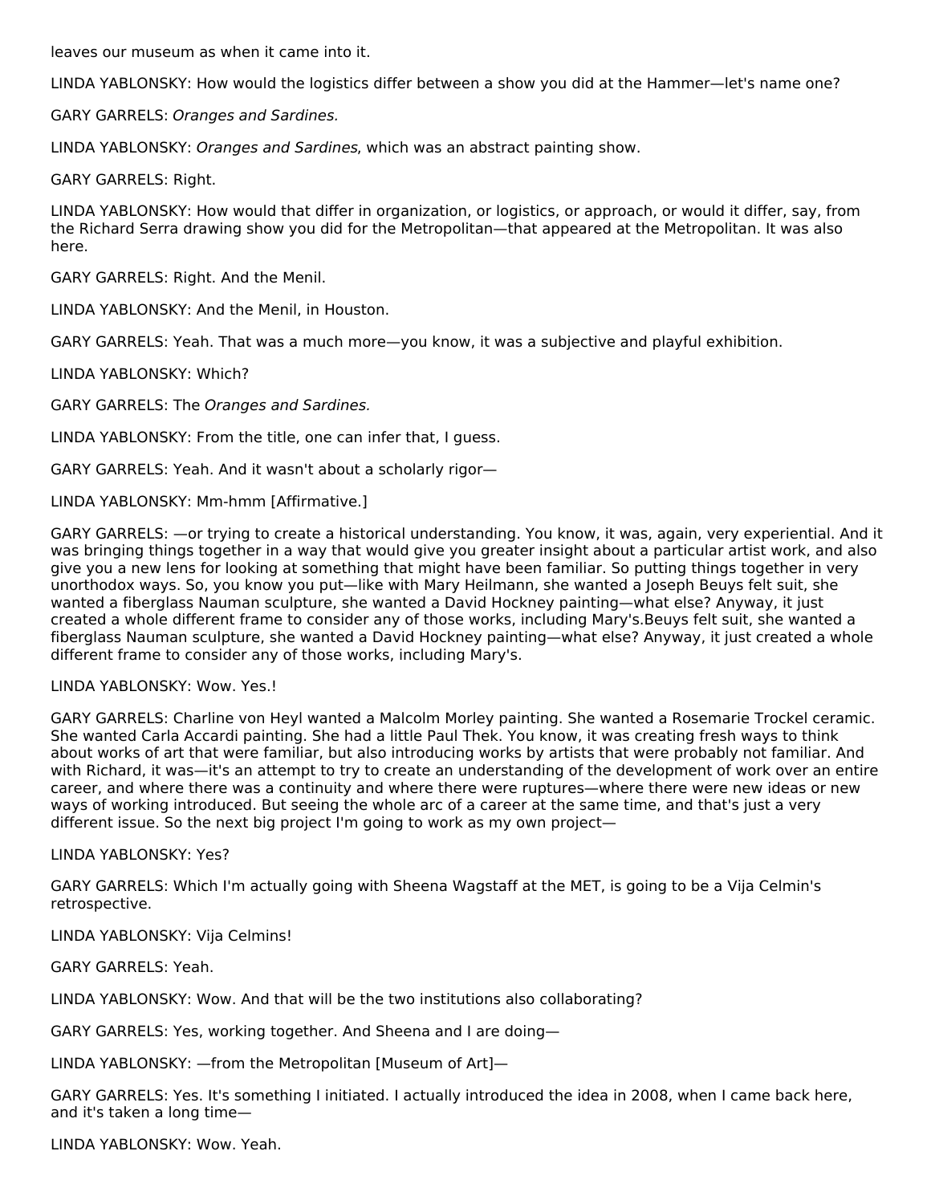leaves our museum as when it came into it.

LINDA YABLONSKY: How would the logistics differ between a show you did at the Hammer—let's name one?

GARY GARRELS: *Oranges and Sardines.*

LINDA YABLONSKY: *Oranges and Sardines*, which was an abstract painting show.

GARY GARRELS: Right.

LINDA YABLONSKY: How would that differ in organization, or logistics, or approach, or would it differ, say, from the Richard Serra drawing show you did for the Metropolitan—that appeared at the Metropolitan. It was also here.

GARY GARRELS: Right. And the Menil.

LINDA YABLONSKY: And the Menil, in Houston.

GARY GARRELS: Yeah. That was a much more—you know, it was a subjective and playful exhibition.

LINDA YABLONSKY: Which?

GARY GARRELS: The *Oranges and Sardines.*

LINDA YABLONSKY: From the title, one can infer that, I guess.

GARY GARRELS: Yeah. And it wasn't about a scholarly rigor—

LINDA YABLONSKY: Mm-hmm [Affirmative.]

GARY GARRELS: —or trying to create a historical understanding. You know, it was, again, very experiential. And it was bringing things together in a way that would give you greater insight about a particular artist work, and also give you a new lens for looking at something that might have been familiar. So putting things together in very unorthodox ways. So, you know you put—like with Mary Heilmann, she wanted a Joseph Beuys felt suit, she wanted a fiberglass Nauman sculpture, she wanted a David Hockney painting—what else? Anyway, it just created a whole different frame to consider any of those works, including Mary's.Beuys felt suit, she wanted a fiberglass Nauman sculpture, she wanted a David Hockney painting—what else? Anyway, it just created a whole different frame to consider any of those works, including Mary's.

LINDA YABLONSKY: Wow. Yes.!

GARY GARRELS: Charline von Heyl wanted a Malcolm Morley painting. She wanted a Rosemarie Trockel ceramic. She wanted Carla Accardi painting. She had a little Paul Thek. You know, it was creating fresh ways to think about works of art that were familiar, but also introducing works by artists that were probably not familiar. And with Richard, it was—it's an attempt to try to create an understanding of the development of work over an entire career, and where there was a continuity and where there were ruptures—where there were new ideas or new ways of working introduced. But seeing the whole arc of a career at the same time, and that's just a very different issue. So the next big project I'm going to work as my own project—

LINDA YABLONSKY: Yes?

GARY GARRELS: Which I'm actually going with Sheena Wagstaff at the MET, is going to be a Vija Celmin's retrospective.

LINDA YABLONSKY: Vija Celmins!

GARY GARRELS: Yeah.

LINDA YABLONSKY: Wow. And that will be the two institutions also collaborating?

GARY GARRELS: Yes, working together. And Sheena and I are doing—

LINDA YABLONSKY: —from the Metropolitan [Museum of Art]—

GARY GARRELS: Yes. It's something I initiated. I actually introduced the idea in 2008, when I came back here, and it's taken a long time—

LINDA YABLONSKY: Wow. Yeah.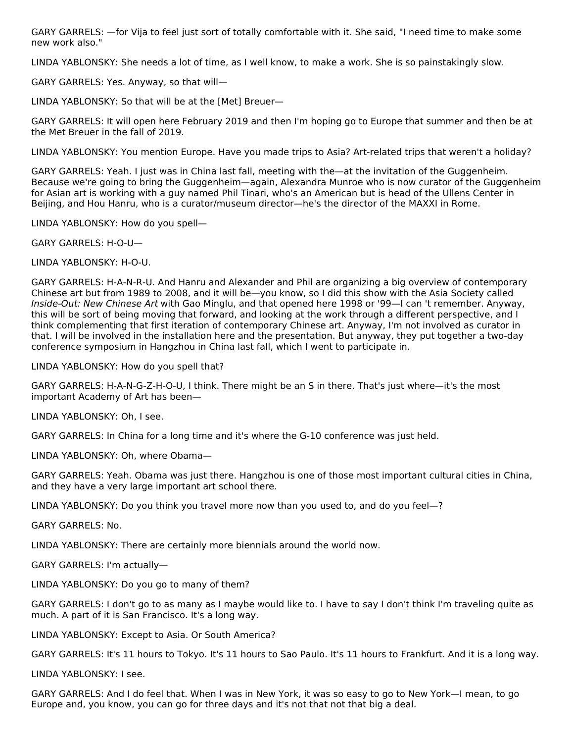GARY GARRELS: —for Vija to feel just sort of totally comfortable with it. She said, "I need time to make some new work also."

LINDA YABLONSKY: She needs a lot of time, as I well know, to make a work. She is so painstakingly slow.

GARY GARRELS: Yes. Anyway, so that will—

LINDA YABLONSKY: So that will be at the [Met] Breuer—

GARY GARRELS: It will open here February 2019 and then I'm hoping go to Europe that summer and then be at the Met Breuer in the fall of 2019.

LINDA YABLONSKY: You mention Europe. Have you made trips to Asia? Art-related trips that weren't a holiday?

GARY GARRELS: Yeah. I just was in China last fall, meeting with the—at the invitation of the Guggenheim. Because we're going to bring the Guggenheim—again, Alexandra Munroe who is now curator of the Guggenheim for Asian art is working with a guy named Phil Tinari, who's an American but is head of the Ullens Center in Beijing, and Hou Hanru, who is a curator/museum director—he's the director of the MAXXI in Rome.

LINDA YABLONSKY: How do you spell—

GARY GARRELS: H-O-U—

LINDA YABLONSKY: H-O-U.

GARY GARRELS: H-A-N-R-U. And Hanru and Alexander and Phil are organizing a big overview of contemporary Chinese art but from 1989 to 2008, and it will be—you know, so I did this show with the Asia Society called *Inside-Out: New Chinese Art* with Gao Minglu, and that opened here 1998 or '99—I can 't remember. Anyway, this will be sort of being moving that forward, and looking at the work through a different perspective, and I think complementing that first iteration of contemporary Chinese art. Anyway, I'm not involved as curator in that. I will be involved in the installation here and the presentation. But anyway, they put together a two-day conference symposium in Hangzhou in China last fall, which I went to participate in.

LINDA YABLONSKY: How do you spell that?

GARY GARRELS: H-A-N-G-Z-H-O-U, I think. There might be an S in there. That's just where—it's the most important Academy of Art has been—

LINDA YABLONSKY: Oh, I see.

GARY GARRELS: In China for a long time and it's where the G-10 conference was just held.

LINDA YABLONSKY: Oh, where Obama—

GARY GARRELS: Yeah. Obama was just there. Hangzhou is one of those most important cultural cities in China, and they have a very large important art school there.

LINDA YABLONSKY: Do you think you travel more now than you used to, and do you feel—?

GARY GARRELS: No.

LINDA YABLONSKY: There are certainly more biennials around the world now.

GARY GARRELS: I'm actually—

LINDA YABLONSKY: Do you go to many of them?

GARY GARRELS: I don't go to as many as I maybe would like to. I have to say I don't think I'm traveling quite as much. A part of it is San Francisco. It's a long way.

LINDA YABLONSKY: Except to Asia. Or South America?

GARY GARRELS: It's 11 hours to Tokyo. It's 11 hours to Sao Paulo. It's 11 hours to Frankfurt. And it is a long way.

LINDA YABLONSKY: I see.

GARY GARRELS: And I do feel that. When I was in New York, it was so easy to go to New York—I mean, to go Europe and, you know, you can go for three days and it's not that not that big a deal.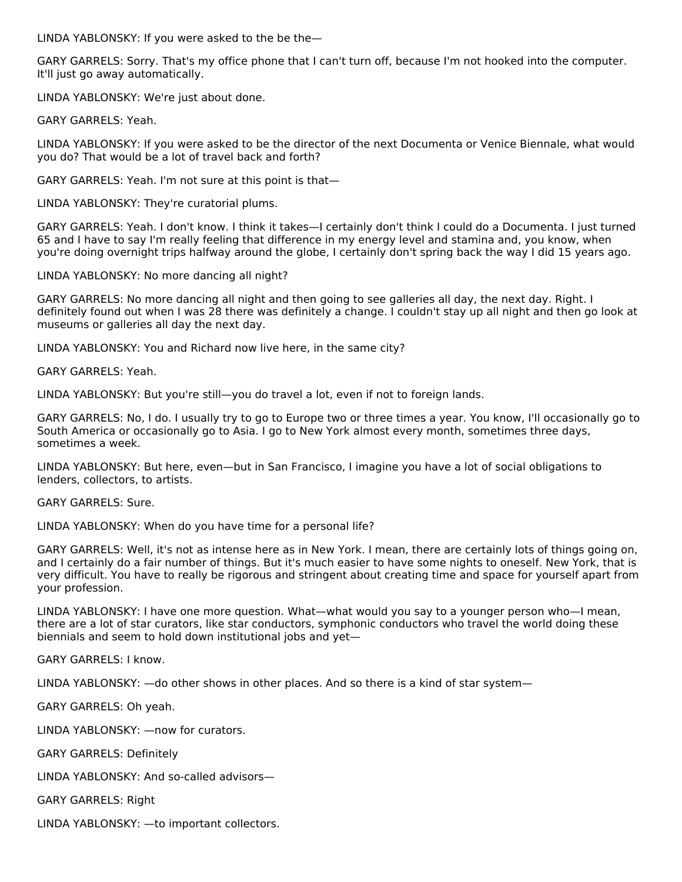LINDA YABLONSKY: If you were asked to the be the—

GARY GARRELS: Sorry. That's my office phone that I can't turn off, because I'm not hooked into the computer. It'll just go away automatically.

LINDA YABLONSKY: We're just about done.

GARY GARRELS: Yeah.

LINDA YABLONSKY: If you were asked to be the director of the next Documenta or Venice Biennale, what would you do? That would be a lot of travel back and forth?

GARY GARRELS: Yeah. I'm not sure at this point is that—

LINDA YABLONSKY: They're curatorial plums.

GARY GARRELS: Yeah. I don't know. I think it takes—I certainly don't think I could do a Documenta. I just turned 65 and I have to say I'm really feeling that difference in my energy level and stamina and, you know, when you're doing overnight trips halfway around the globe, I certainly don't spring back the way I did 15 years ago.

LINDA YABLONSKY: No more dancing all night?

GARY GARRELS: No more dancing all night and then going to see galleries all day, the next day. Right. I definitely found out when I was 28 there was definitely a change. I couldn't stay up all night and then go look at museums or galleries all day the next day.

LINDA YABLONSKY: You and Richard now live here, in the same city?

GARY GARRELS: Yeah.

LINDA YABLONSKY: But you're still—you do travel a lot, even if not to foreign lands.

GARY GARRELS: No, I do. I usually try to go to Europe two or three times a year. You know, I'll occasionally go to South America or occasionally go to Asia. I go to New York almost every month, sometimes three days, sometimes a week.

LINDA YABLONSKY: But here, even—but in San Francisco, I imagine you have a lot of social obligations to lenders, collectors, to artists.

GARY GARRELS: Sure.

LINDA YABLONSKY: When do you have time for a personal life?

GARY GARRELS: Well, it's not as intense here as in New York. I mean, there are certainly lots of things going on, and I certainly do a fair number of things. But it's much easier to have some nights to oneself. New York, that is very difficult. You have to really be rigorous and stringent about creating time and space for yourself apart from your profession.

LINDA YABLONSKY: I have one more question. What—what would you say to a younger person who—I mean, there are a lot of star curators, like star conductors, symphonic conductors who travel the world doing these biennials and seem to hold down institutional jobs and yet—

GARY GARRELS: I know.

LINDA YABLONSKY: —do other shows in other places. And so there is a kind of star system—

GARY GARRELS: Oh yeah.

LINDA YABLONSKY: —now for curators.

GARY GARRELS: Definitely

LINDA YABLONSKY: And so-called advisors—

GARY GARRELS: Right

LINDA YABLONSKY: —to important collectors.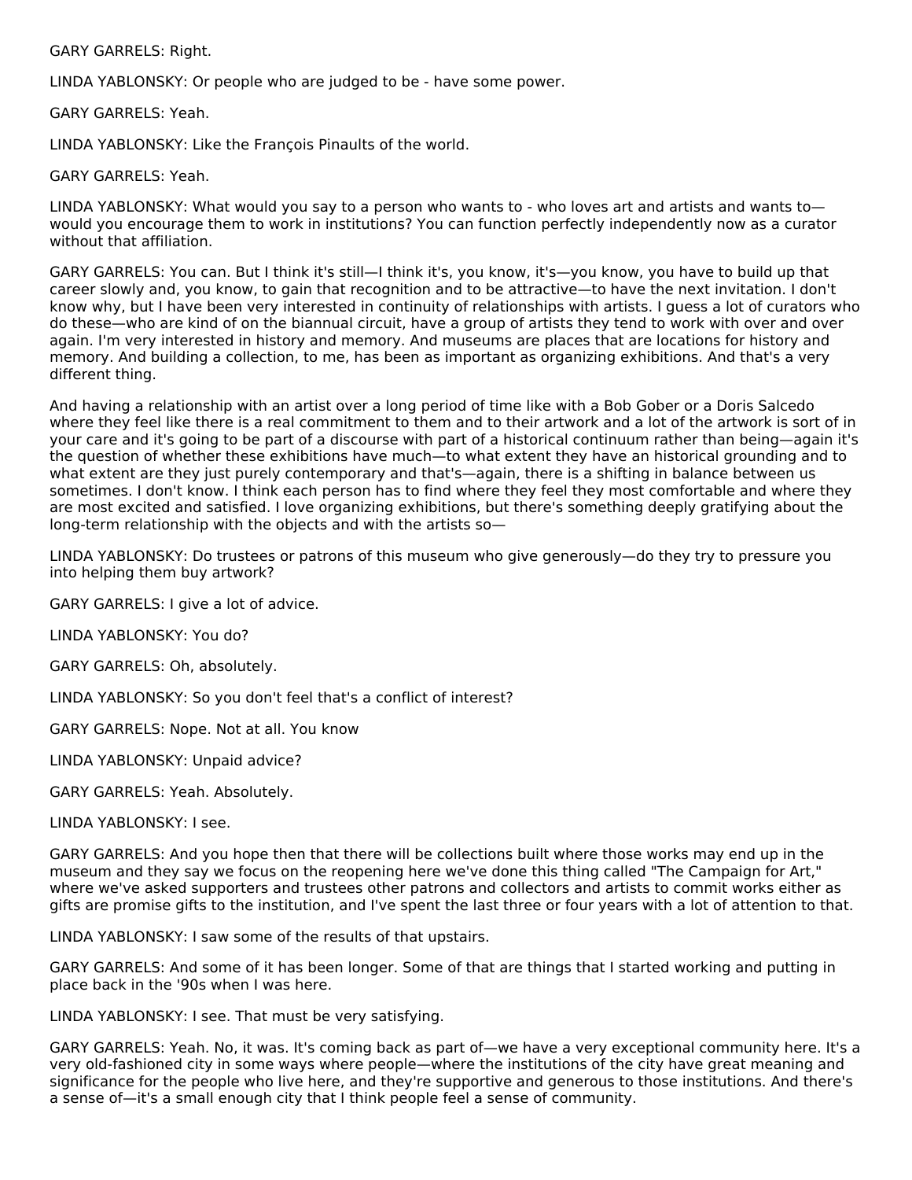GARY GARRELS: Right.

LINDA YABLONSKY: Or people who are judged to be - have some power.

GARY GARRELS: Yeah.

LINDA YABLONSKY: Like the François Pinaults of the world.

GARY GARRELS: Yeah.

LINDA YABLONSKY: What would you say to a person who wants to - who loves art and artists and wants to—would you encourage them to work in institutions? You can function perfectly independently now as a curator without that affiliation.

GARY GARRELS: You can. But I think it's still—I think it's, you know, it's—you know, you have to build up that career slowly and, you know, to gain that recognition and to be attractive—to have the next invitation. I don't know why, but I have been very interested in continuity of relationships with artists. I guess a lot of curators who do these—who are kind of on the biannual circuit, have a group of artists they tend to work with over and over again. I'm very interested in history and memory. And museums are places that are locations for history and memory. And building a collection, to me, has been as important as organizing exhibitions. And that's a very different thing.

And having a relationship with an artist over a long period of time like with a Bob Gober or a Doris Salcedo where they feel like there is a real commitment to them and to their artwork and a lot of the artwork is sort of in your care and it's going to be part of a discourse with part of a historical continuum rather than being—again it's the question of whether these exhibitions have much—to what extent they have an historical grounding and to what extent are they just purely contemporary and that's—again, there is a shifting in balance between us sometimes. I don't know. I think each person has to find where they feel they most comfortable and where they are most excited and satisfied. I love organizing exhibitions, but there's something deeply gratifying about the long-term relationship with the objects and with the artists so—

LINDA YABLONSKY: Do trustees or patrons of this museum who give generously—do they try to pressure you into helping them buy artwork?

GARY GARRELS: I give a lot of advice.

LINDA YABLONSKY: You do?

GARY GARRELS: Oh, absolutely.

LINDA YABLONSKY: So you don't feel that's a conflict of interest?

GARY GARRELS: Nope. Not at all. You know

LINDA YABLONSKY: Unpaid advice?

GARY GARRELS: Yeah. Absolutely.

LINDA YABLONSKY: I see.

GARY GARRELS: And you hope then that there will be collections built where those works may end up in the museum and they say we focus on the reopening here we've done this thing called "The Campaign for Art," where we've asked supporters and trustees other patrons and collectors and artists to commit works either as gifts are promise gifts to the institution, and I've spent the last three or four years with a lot of attention to that.

LINDA YABLONSKY: I saw some of the results of that upstairs.

GARY GARRELS: And some of it has been longer. Some of that are things that I started working and putting in place back in the '90s when I was here.

LINDA YABLONSKY: I see. That must be very satisfying.

GARY GARRELS: Yeah. No, it was. It's coming back as part of—we have a very exceptional community here. It's a very old-fashioned city in some ways where people—where the institutions of the city have great meaning and significance for the people who live here, and they're supportive and generous to those institutions. And there's a sense of—it's a small enough city that I think people feel a sense of community.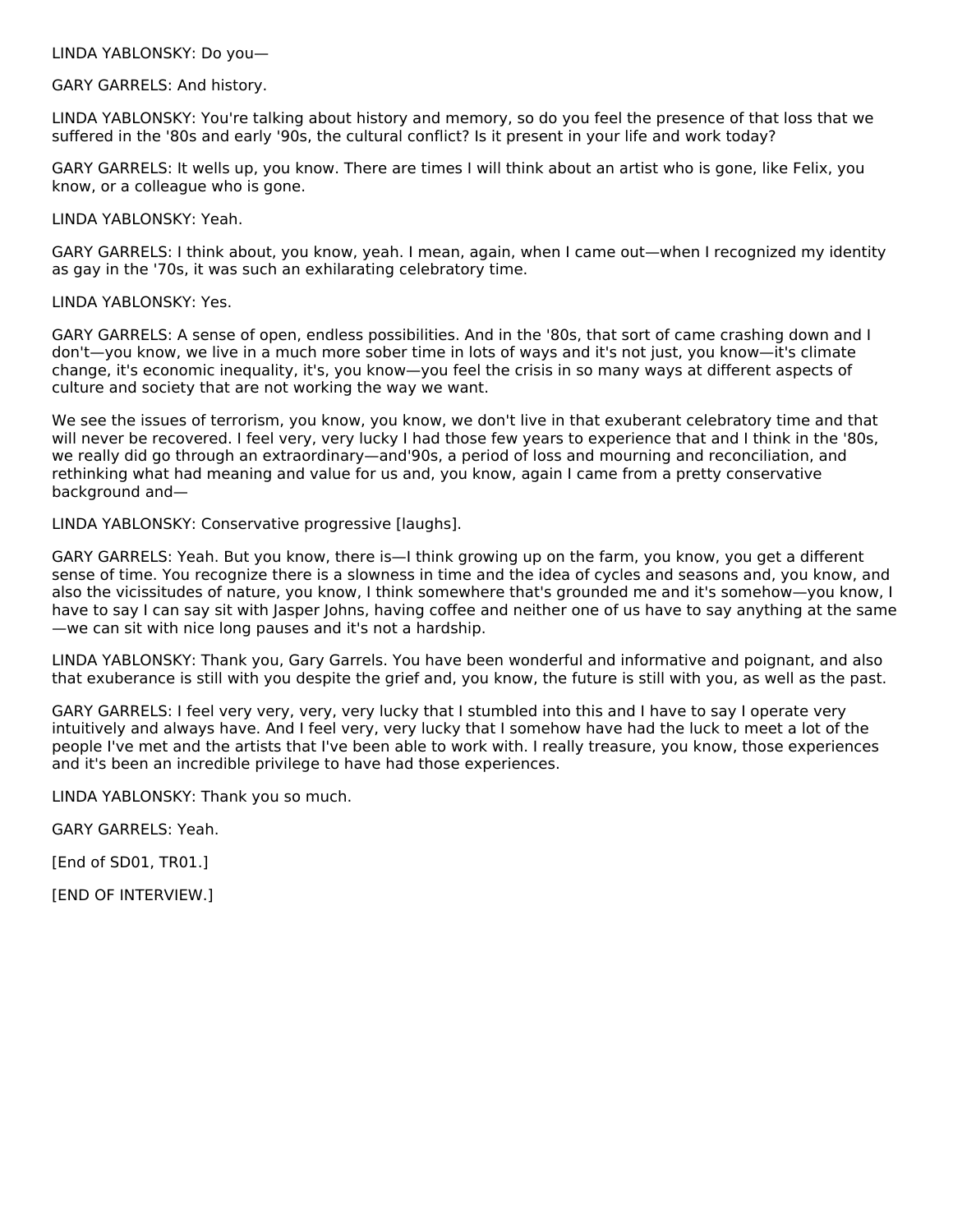LINDA YABLONSKY: Do you—

GARY GARRELS: And history.

LINDA YABLONSKY: You're talking about history and memory, so do you feel the presence of that loss that we suffered in the '80s and early '90s, the cultural conflict? Is it present in your life and work today?

GARY GARRELS: It wells up, you know. There are times I will think about an artist who is gone, like Felix, you know, or a colleague who is gone.

LINDA YABLONSKY: Yeah.

GARY GARRELS: I think about, you know, yeah. I mean, again, when I came out—when I recognized my identity as gay in the '70s, it was such an exhilarating celebratory time.

LINDA YABLONSKY: Yes.

GARY GARRELS: A sense of open, endless possibilities. And in the '80s, that sort of came crashing down and I don't—you know, we live in a much more sober time in lots of ways and it's not just, you know—it's climate change, it's economic inequality, it's, you know—you feel the crisis in so many ways at different aspects of culture and society that are not working the way we want.

We see the issues of terrorism, you know, you know, we don't live in that exuberant celebratory time and that will never be recovered. I feel very, very lucky I had those few years to experience that and I think in the '80s, we really did go through an extraordinary—and'90s, a period of loss and mourning and reconciliation, and rethinking what had meaning and value for us and, you know, again I came from a pretty conservative background and—

LINDA YABLONSKY: Conservative progressive [laughs].

GARY GARRELS: Yeah. But you know, there is—I think growing up on the farm, you know, you get a different sense of time. You recognize there is a slowness in time and the idea of cycles and seasons and, you know, and also the vicissitudes of nature, you know, I think somewhere that's grounded me and it's somehow—you know, I have to say I can say sit with Jasper Johns, having coffee and neither one of us have to say anything at the same—we can sit with nice long pauses and it's not a hardship.

LINDA YABLONSKY: Thank you, Gary Garrels. You have been wonderful and informative and poignant, and also that exuberance is still with you despite the grief and, you know, the future is still with you, as well as the past.

GARY GARRELS: I feel very very, very, very lucky that I stumbled into this and I have to say I operate very intuitively and always have. And I feel very, very lucky that I somehow have had the luck to meet a lot of the people I've met and the artists that I've been able to work with. I really treasure, you know, those experiences and it's been an incredible privilege to have had those experiences.

LINDA YABLONSKY: Thank you so much.

GARY GARRELS: Yeah.

[End of SD01, TR01.]

[END OF INTERVIEW.]